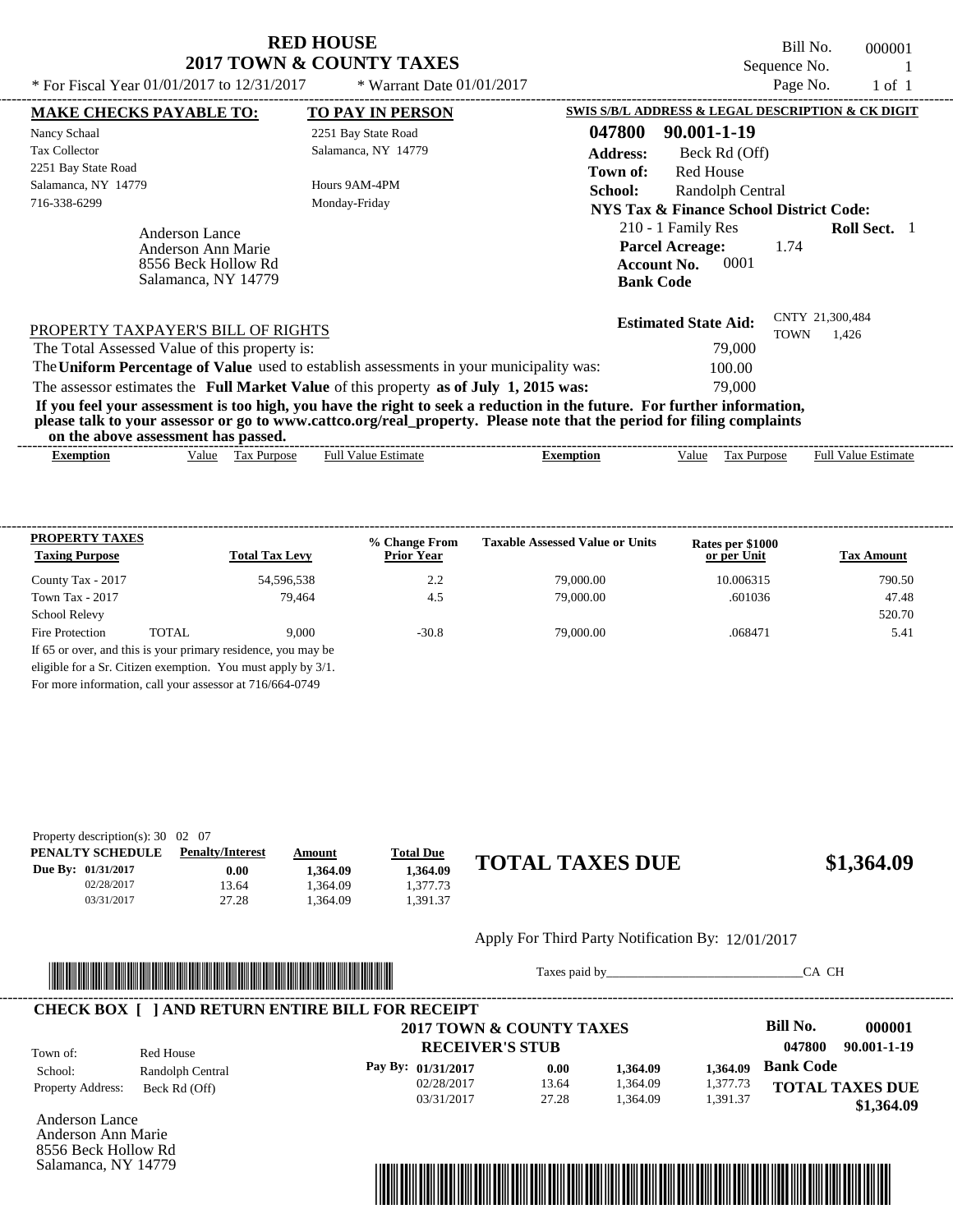# RED HOUSE
## 2017 TOWN & COUNTY TAXES

* For Fiscal Year 01/01/2017 to 12/31/2017 * Warrant Date 01/01/2017

Bill No. 000001
Sequence No. 1
Page No. 1 of 1

| MAKE CHECKS PAYABLE TO: | TO PAY IN PERSON |
|---|---|
| Nancy Schaal | 2251 Bay State Road |
| Tax Collector | Salamanca, NY 14779 |
| 2251 Bay State Road | |
| Salamanca, NY 14779 | Hours 9AM-4PM |
| 716-338-6299 | Monday-Friday |

Anderson Lance
Anderson Ann Marie
8556 Beck Hollow Rd
Salamanca, NY 14779

**SWIS S/B/L ADDRESS & LEGAL DESCRIPTION & CK DIGIT**

**047800 90.001-1-19**

**Address:** Beck Rd (Off)
**Town of:** Red House
**School:** Randolph Central
**NYS Tax & Finance School District Code:**
210 - 1 Family Res **Roll Sect.** 1
**Parcel Acreage:** 1.74
**Account No.** 0001
**Bank Code**

**Estimated State Aid:** CNTY 21,300,484 TOWN 1,426

PROPERTY TAXPAYER'S BILL OF RIGHTS

The Total Assessed Value of this property is: 79,000
The **Uniform Percentage of Value** used to establish assessments in your municipality was: 100.00
The assessor estimates the **Full Market Value** of this property **as of July 1, 2015 was:** 79,000

**If you feel your assessment is too high, you have the right to seek a reduction in the future. For further information, please talk to your assessor or go to www.cattco.org/real_property. Please note that the period for filing complaints on the above assessment has passed.**

| Exemption | Value | Tax Purpose | Full Value Estimate | Exemption | Value | Tax Purpose | Full Value Estimate |
|---|---|---|---|---|---|---|---|

| PROPERTY TAXES Taxing Purpose | Total Tax Levy | % Change From Prior Year | Taxable Assessed Value or Units | Rates per $1000 or per Unit | Tax Amount |
|---|---|---|---|---|---|
| County Tax - 2017 | 54,596,538 | 2.2 | 79,000.00 | 10.006315 | 790.50 |
| Town Tax - 2017 | 79,464 | 4.5 | 79,000.00 | .601036 | 47.48 |
| School Relevy | | | | | 520.70 |
| Fire Protection TOTAL | 9,000 | -30.8 | 79,000.00 | .068471 | 5.41 |

If 65 or over, and this is your primary residence, you may be eligible for a Sr. Citizen exemption. You must apply by 3/1.
For more information, call your assessor at 716/664-0749

Property description(s): 30 02 07

| PENALTY SCHEDULE | Penalty/Interest | Amount | Total Due |
|---|---|---|---|
| Due By: 01/31/2017 | 0.00 | 1,364.09 | 1,364.09 |
| 02/28/2017 | 13.64 | 1,364.09 | 1,377.73 |
| 03/31/2017 | 27.28 | 1,364.09 | 1,391.37 |

**TOTAL TAXES DUE $1,364.09**

Apply For Third Party Notification By: 12/01/2017

Taxes paid by_______________________________CA CH

---

**CHECK BOX [ ] AND RETURN ENTIRE BILL FOR RECEIPT**

**2017 TOWN & COUNTY TAXES**
**RECEIVER'S STUB**

**Bill No. 000001**
**047800 90.001-1-19**

Town of: Red House
School: Randolph Central
Property Address: Beck Rd (Off)

| Pay By: | | | |
|---|---|---|---|
| 01/31/2017 | 0.00 | 1,364.09 | 1,364.09 |
| 02/28/2017 | 13.64 | 1,364.09 | 1,377.73 |
| 03/31/2017 | 27.28 | 1,364.09 | 1,391.37 |

**Bank Code**

**TOTAL TAXES DUE $1,364.09**

Anderson Lance
Anderson Ann Marie
8556 Beck Hollow Rd
Salamanca, NY 14779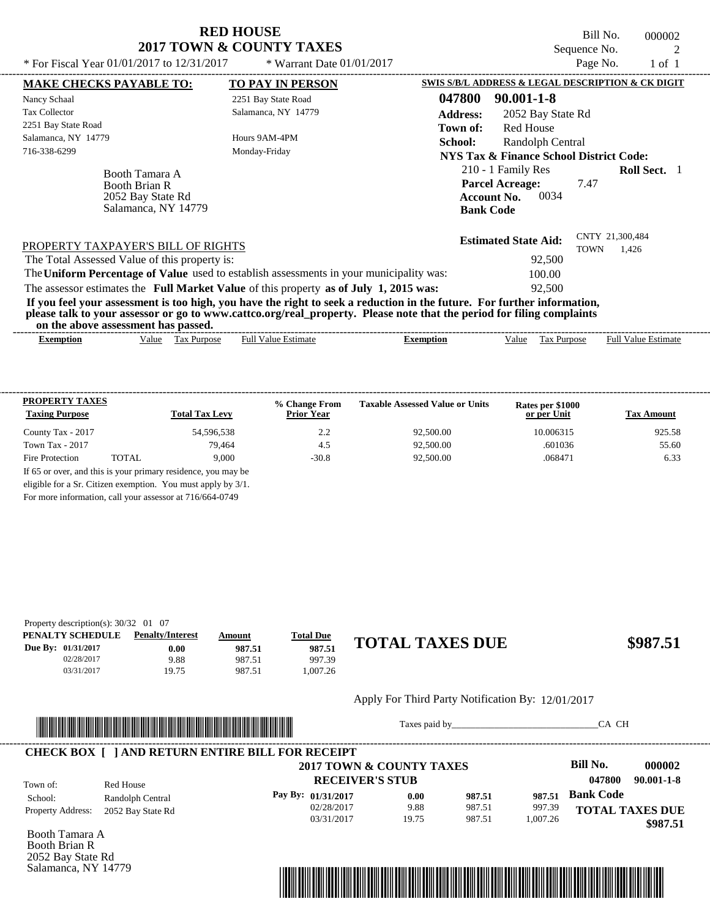# RED HOUSE
## 2017 TOWN & COUNTY TAXES

* For Fiscal Year 01/01/2017 to 12/31/2017 * Warrant Date 01/01/2017

Bill No. 000002
Sequence No. 2
Page No. 1 of 1

| MAKE CHECKS PAYABLE TO: | TO PAY IN PERSON |
|---|---|
| Nancy Schaal | 2251 Bay State Road |
| Tax Collector | Salamanca, NY 14779 |
| 2251 Bay State Road | |
| Salamanca, NY 14779 | Hours 9AM-4PM |
| 716-338-6299 | Monday-Friday |

Booth Tamara A
Booth Brian R
2052 Bay State Rd
Salamanca, NY 14779

**SWIS S/B/L ADDRESS & LEGAL DESCRIPTION & CK DIGIT**

**047800 90.001-1-8**
**Address:** 2052 Bay State Rd
**Town of:** Red House
**School:** Randolph Central
**NYS Tax & Finance School District Code:**
210 - 1 Family Res **Roll Sect.** 1
**Parcel Acreage:** 7.47
**Account No.** 0034
**Bank Code**

**Estimated State Aid:** CNTY 21,300,484 TOWN 1,426

PROPERTY TAXPAYER'S BILL OF RIGHTS

The Total Assessed Value of this property is: 92,500
The **Uniform Percentage of Value** used to establish assessments in your municipality was: 100.00
The assessor estimates the **Full Market Value** of this property **as of July 1, 2015 was:** 92,500

**If you feel your assessment is too high, you have the right to seek a reduction in the future. For further information, please talk to your assessor or go to www.cattco.org/real_property. Please note that the period for filing complaints on the above assessment has passed.**

| Exemption | Value | Tax Purpose | Full Value Estimate | Exemption | Value | Tax Purpose | Full Value Estimate |
|---|---|---|---|---|---|---|---|

| PROPERTY TAXES Taxing Purpose | | Total Tax Levy | % Change From Prior Year | Taxable Assessed Value or Units | Rates per $1000 or per Unit | Tax Amount |
|---|---|---|---|---|---|---|
| County Tax - 2017 | | 54,596,538 | 2.2 | 92,500.00 | 10.006315 | 925.58 |
| Town Tax - 2017 | | 79,464 | 4.5 | 92,500.00 | .601036 | 55.60 |
| Fire Protection | TOTAL | 9,000 | -30.8 | 92,500.00 | .068471 | 6.33 |

If 65 or over, and this is your primary residence, you may be eligible for a Sr. Citizen exemption. You must apply by 3/1. For more information, call your assessor at 716/664-0749

Property description(s): 30/32 01 07

| PENALTY SCHEDULE | Penalty/Interest | Amount | Total Due |
|---|---|---|---|
| Due By: 01/31/2017 | 0.00 | 987.51 | 987.51 |
| 02/28/2017 | 9.88 | 987.51 | 997.39 |
| 03/31/2017 | 19.75 | 987.51 | 1,007.26 |

**TOTAL TAXES DUE $987.51**

Apply For Third Party Notification By: 12/01/2017

Taxes paid by_______________________________CA CH

**CHECK BOX [ ] AND RETURN ENTIRE BILL FOR RECEIPT**

**2017 TOWN & COUNTY TAXES**
**RECEIVER'S STUB**

**Bill No. 000002**
**047800 90.001-1-8**

Town of: Red House
School: Randolph Central
Property Address: 2052 Bay State Rd

| Pay By: | | | |
|---|---|---|---|
| 01/31/2017 | 0.00 | 987.51 | 987.51 |
| 02/28/2017 | 9.88 | 987.51 | 997.39 |
| 03/31/2017 | 19.75 | 987.51 | 1,007.26 |

**Bank Code**

**TOTAL TAXES DUE $987.51**

Booth Tamara A
Booth Brian R
2052 Bay State Rd
Salamanca, NY 14779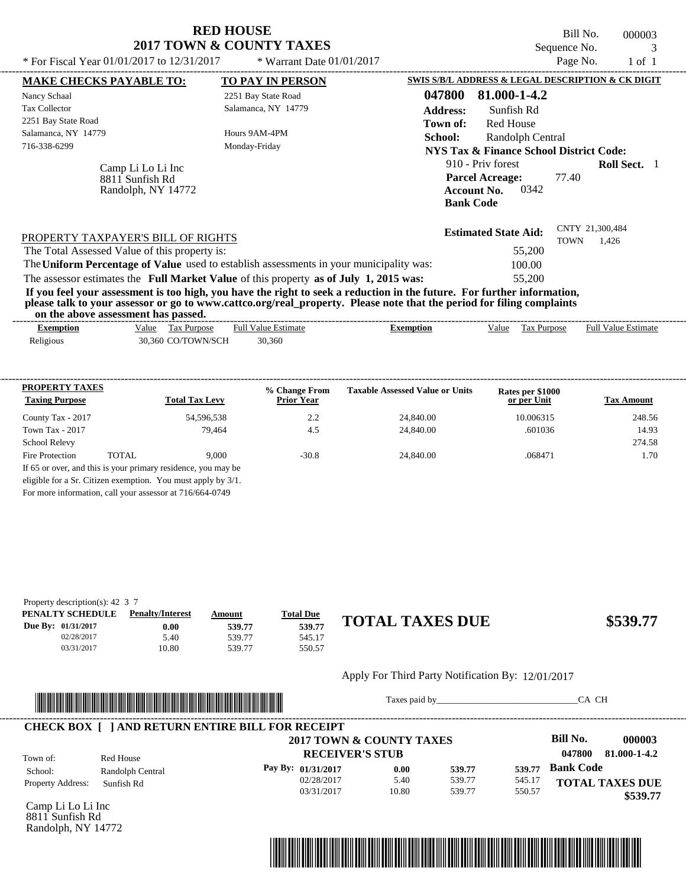# RED HOUSE
## 2017 TOWN & COUNTY TAXES

\* For Fiscal Year 01/01/2017 to 12/31/2017 \* Warrant Date 01/01/2017

Bill No. 000003
Sequence No. 3
Page No. 1 of 1

| MAKE CHECKS PAYABLE TO: | TO PAY IN PERSON | SWIS S/B/L ADDRESS & LEGAL DESCRIPTION & CK DIGIT |
|---|---|---|
| Nancy Schaal | 2251 Bay State Road | **047800 81.000-1-4.2** |
| Tax Collector | Salamanca, NY 14779 | **Address:** Sunfish Rd |
| 2251 Bay State Road | | **Town of:** Red House |
| Salamanca, NY 14779 | Hours 9AM-4PM | **School:** Randolph Central |
| 716-338-6299 | Monday-Friday | **NYS Tax & Finance School District Code:** |

Camp Li Lo Li Inc
8811 Sunfish Rd
Randolph, NY 14772

910 - Priv forest **Roll Sect.** 1
**Parcel Acreage:** 77.40
**Account No.** 0342
**Bank Code**

**Estimated State Aid:** CNTY 21,300,484 TOWN 1,426

PROPERTY TAXPAYER'S BILL OF RIGHTS

The Total Assessed Value of this property is: 55,200
The **Uniform Percentage of Value** used to establish assessments in your municipality was: 100.00
The assessor estimates the **Full Market Value** of this property **as of July 1, 2015 was:** 55,200

**If you feel your assessment is too high, you have the right to seek a reduction in the future. For further information, please talk to your assessor or go to www.cattco.org/real_property. Please note that the period for filing complaints on the above assessment has passed.**

| Exemption | Value | Tax Purpose | Full Value Estimate | Exemption | Value | Tax Purpose | Full Value Estimate |
|---|---|---|---|---|---|---|---|
| Religious | 30,360 | CO/TOWN/SCH | 30,360 | | | | |

| PROPERTY TAXES Taxing Purpose | Total Tax Levy | % Change From Prior Year | Taxable Assessed Value or Units | Rates per $1000 or per Unit | Tax Amount |
|---|---|---|---|---|---|
| County Tax - 2017 | 54,596,538 | 2.2 | 24,840.00 | 10.006315 | 248.56 |
| Town Tax - 2017 | 79,464 | 4.5 | 24,840.00 | .601036 | 14.93 |
| School Relevy | | | | | 274.58 |
| Fire Protection TOTAL | 9,000 | -30.8 | 24,840.00 | .068471 | 1.70 |

If 65 or over, and this is your primary residence, you may be eligible for a Sr. Citizen exemption. You must apply by 3/1.
For more information, call your assessor at 716/664-0749

Property description(s): 42 3 7

| PENALTY SCHEDULE | Penalty/Interest | Amount | Total Due |
|---|---|---|---|
| Due By: 01/31/2017 | 0.00 | 539.77 | 539.77 |
| 02/28/2017 | 5.40 | 539.77 | 545.17 |
| 03/31/2017 | 10.80 | 539.77 | 550.57 |

**TOTAL TAXES DUE $539.77**

Apply For Third Party Notification By: 12/01/2017

Taxes paid by_______________________________CA CH

**CHECK BOX [ ] AND RETURN ENTIRE BILL FOR RECEIPT**

**2017 TOWN & COUNTY TAXES**
**RECEIVER'S STUB**

**Bill No. 000003**
**047800 81.000-1-4.2**

| Town of: | Red House |
|---|---|
| School: | Randolph Central |
| Property Address: | Sunfish Rd |

| Pay By: | | | |
|---|---|---|---|
| 01/31/2017 | 0.00 | 539.77 | 539.77 |
| 02/28/2017 | 5.40 | 539.77 | 545.17 |
| 03/31/2017 | 10.80 | 539.77 | 550.57 |

**Bank Code**

**TOTAL TAXES DUE $539.77**

Camp Li Lo Li Inc
8811 Sunfish Rd
Randolph, NY 14772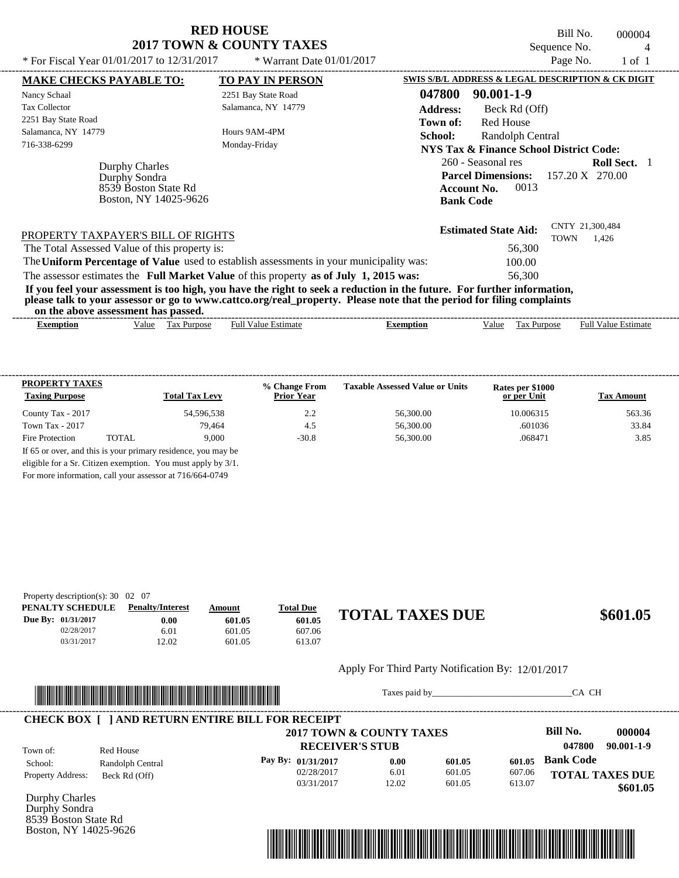# RED HOUSE
## 2017 TOWN & COUNTY TAXES

\* For Fiscal Year 01/01/2017 to 12/31/2017 \* Warrant Date 01/01/2017

Bill No. 000004
Sequence No. 4
Page No. 1 of 1

**MAKE CHECKS PAYABLE TO:**
Nancy Schaal
Tax Collector
2251 Bay State Road
Salamanca, NY 14779
716-338-6299

**TO PAY IN PERSON**
2251 Bay State Road
Salamanca, NY 14779

Hours 9AM-4PM
Monday-Friday

Durphy Charles
Durphy Sondra
8539 Boston State Rd
Boston, NY 14025-9626

**SWIS S/B/L ADDRESS & LEGAL DESCRIPTION & CK DIGIT**

**047800 90.001-1-9**
**Address:** Beck Rd (Off)
**Town of:** Red House
**School:** Randolph Central
**NYS Tax & Finance School District Code:**
260 - Seasonal res **Roll Sect.** 1
**Parcel Dimensions:** 157.20 X 270.00
**Account No.** 0013
**Bank Code**

**Estimated State Aid:** CNTY 21,300,484 TOWN 1,426

PROPERTY TAXPAYER'S BILL OF RIGHTS

The Total Assessed Value of this property is: 56,300
The **Uniform Percentage of Value** used to establish assessments in your municipality was: 100.00
The assessor estimates the **Full Market Value** of this property **as of July 1, 2015 was:** 56,300

**If you feel your assessment is too high, you have the right to seek a reduction in the future. For further information, please talk to your assessor or go to www.cattco.org/real_property. Please note that the period for filing complaints on the above assessment has passed.**

| Exemption | Value | Tax Purpose | Full Value Estimate | Exemption | Value | Tax Purpose | Full Value Estimate |
|---|---|---|---|---|---|---|---|

**PROPERTY TAXES**

| Taxing Purpose | | Total Tax Levy | % Change From Prior Year | Taxable Assessed Value or Units | Rates per $1000 or per Unit | Tax Amount |
|---|---|---|---|---|---|---|
| County Tax - 2017 | | 54,596,538 | 2.2 | 56,300.00 | 10.006315 | 563.36 |
| Town Tax - 2017 | | 79,464 | 4.5 | 56,300.00 | .601036 | 33.84 |
| Fire Protection | TOTAL | 9,000 | -30.8 | 56,300.00 | .068471 | 3.85 |

If 65 or over, and this is your primary residence, you may be eligible for a Sr. Citizen exemption. You must apply by 3/1.
For more information, call your assessor at 716/664-0749

Property description(s): 30 02 07

| PENALTY SCHEDULE | Penalty/Interest | Amount | Total Due |
|---|---|---|---|
| Due By: 01/31/2017 | 0.00 | 601.05 | 601.05 |
| 02/28/2017 | 6.01 | 601.05 | 607.06 |
| 03/31/2017 | 12.02 | 601.05 | 613.07 |

**TOTAL TAXES DUE $601.05**

Apply For Third Party Notification By: 12/01/2017

Taxes paid by_______________________________CA CH

**CHECK BOX [ ] AND RETURN ENTIRE BILL FOR RECEIPT**

**2017 TOWN & COUNTY TAXES**
**RECEIVER'S STUB**

**Bill No. 000004**
**047800 90.001-1-9**

Town of: Red House
School: Randolph Central
Property Address: Beck Rd (Off)

| Pay By: | | | |
|---|---|---|---|
| 01/31/2017 | 0.00 | 601.05 | 601.05 |
| 02/28/2017 | 6.01 | 601.05 | 607.06 |
| 03/31/2017 | 12.02 | 601.05 | 613.07 |

**Bank Code**

**TOTAL TAXES DUE $601.05**

Durphy Charles
Durphy Sondra
8539 Boston State Rd
Boston, NY 14025-9626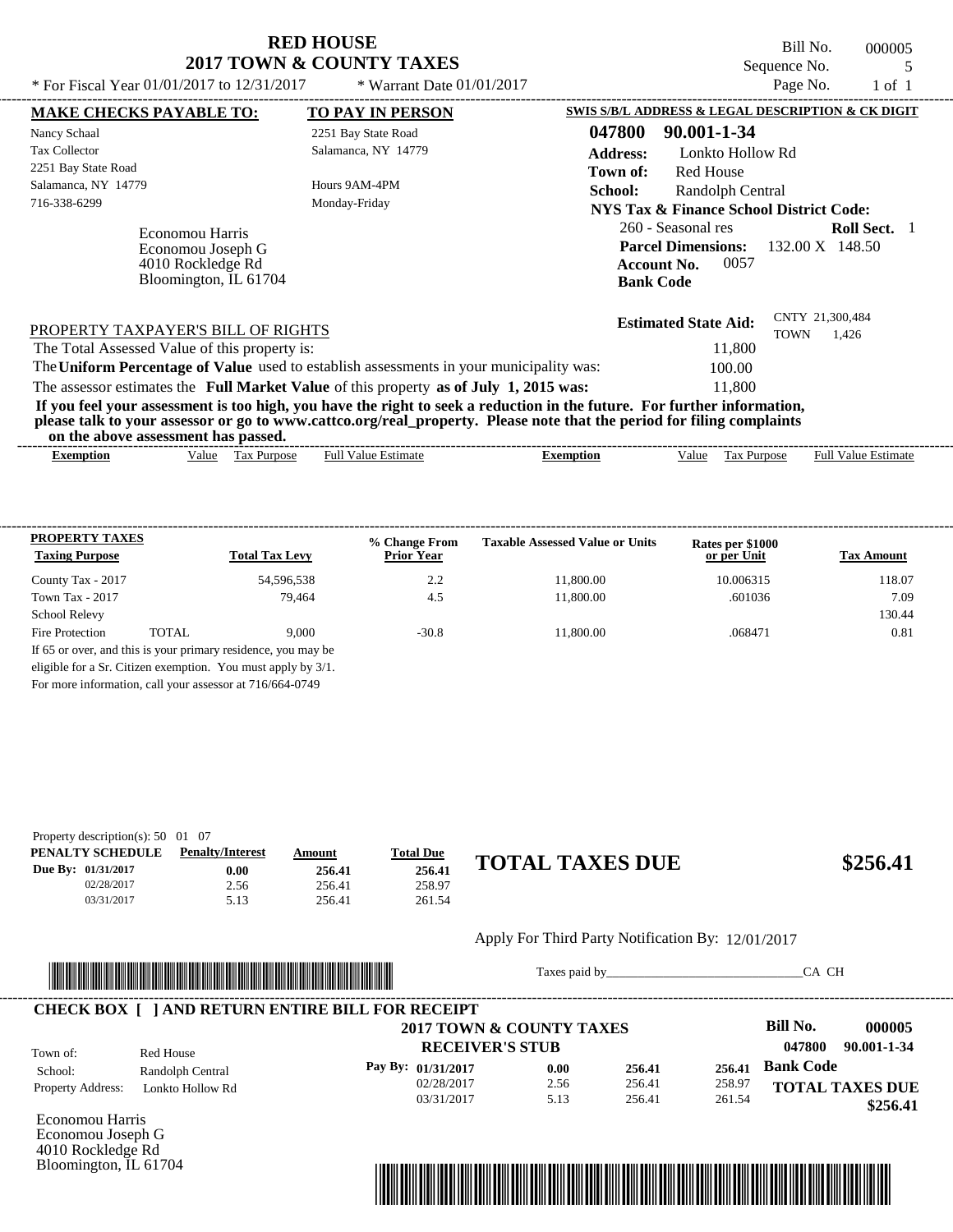# RED HOUSE
## 2017 TOWN & COUNTY TAXES

Bill No. 000005
Sequence No. 5
Page No. 1 of 1

* For Fiscal Year 01/01/2017 to 12/31/2017 * Warrant Date 01/01/2017

**MAKE CHECKS PAYABLE TO:**
Nancy Schaal
Tax Collector
2251 Bay State Road
Salamanca, NY 14779
716-338-6299

**TO PAY IN PERSON**
2251 Bay State Road
Salamanca, NY 14779

Hours 9AM-4PM
Monday-Friday

**SWIS S/B/L ADDRESS & LEGAL DESCRIPTION & CK DIGIT**
**047800 90.001-1-34**
**Address:** Lonkto Hollow Rd
**Town of:** Red House
**School:** Randolph Central
**NYS Tax & Finance School District Code:**
260 - Seasonal res **Roll Sect.** 1
**Parcel Dimensions:** 132.00 X 148.50
**Account No.** 0057
**Bank Code**

Economou Harris
Economou Joseph G
4010 Rockledge Rd
Bloomington, IL 61704

**Estimated State Aid:** CNTY 21,300,484 TOWN 1,426

PROPERTY TAXPAYER'S BILL OF RIGHTS

The Total Assessed Value of this property is: 11,800
The **Uniform Percentage of Value** used to establish assessments in your municipality was: 100.00
The assessor estimates the **Full Market Value** of this property **as of July 1, 2015 was:** 11,800

**If you feel your assessment is too high, you have the right to seek a reduction in the future. For further information, please talk to your assessor or go to www.cattco.org/real_property. Please note that the period for filing complaints on the above assessment has passed.**

| Exemption | Value | Tax Purpose | Full Value Estimate | Exemption | Value | Tax Purpose | Full Value Estimate |
|---|---|---|---|---|---|---|---|

| PROPERTY TAXES Taxing Purpose | Total Tax Levy | % Change From Prior Year | Taxable Assessed Value or Units | Rates per $1000 or per Unit | Tax Amount |
|---|---|---|---|---|---|
| County Tax - 2017 | 54,596,538 | 2.2 | 11,800.00 | 10.006315 | 118.07 |
| Town Tax - 2017 | 79,464 | 4.5 | 11,800.00 | .601036 | 7.09 |
| School Relevy | | | | | 130.44 |
| Fire Protection TOTAL | 9,000 | -30.8 | 11,800.00 | .068471 | 0.81 |

If 65 or over, and this is your primary residence, you may be eligible for a Sr. Citizen exemption. You must apply by 3/1.
For more information, call your assessor at 716/664-0749

Property description(s): 50 01 07

| PENALTY SCHEDULE | Penalty/Interest | Amount | Total Due |
|---|---|---|---|
| Due By: 01/31/2017 | 0.00 | 256.41 | 256.41 |
| 02/28/2017 | 2.56 | 256.41 | 258.97 |
| 03/31/2017 | 5.13 | 256.41 | 261.54 |

**TOTAL TAXES DUE $256.41**

Apply For Third Party Notification By: 12/01/2017

Taxes paid by_______________________________CA CH

**CHECK BOX [ ] AND RETURN ENTIRE BILL FOR RECEIPT**

**2017 TOWN & COUNTY TAXES**
**RECEIVER'S STUB**

**Bill No. 000005**
**047800 90.001-1-34**

Town of: Red House
School: Randolph Central
Property Address: Lonkto Hollow Rd

| Pay By: | | | |
|---|---|---|---|
| 01/31/2017 | 0.00 | 256.41 | 256.41 |
| 02/28/2017 | 2.56 | 256.41 | 258.97 |
| 03/31/2017 | 5.13 | 256.41 | 261.54 |

**Bank Code**

**TOTAL TAXES DUE $256.41**

Economou Harris
Economou Joseph G
4010 Rockledge Rd
Bloomington, IL 61704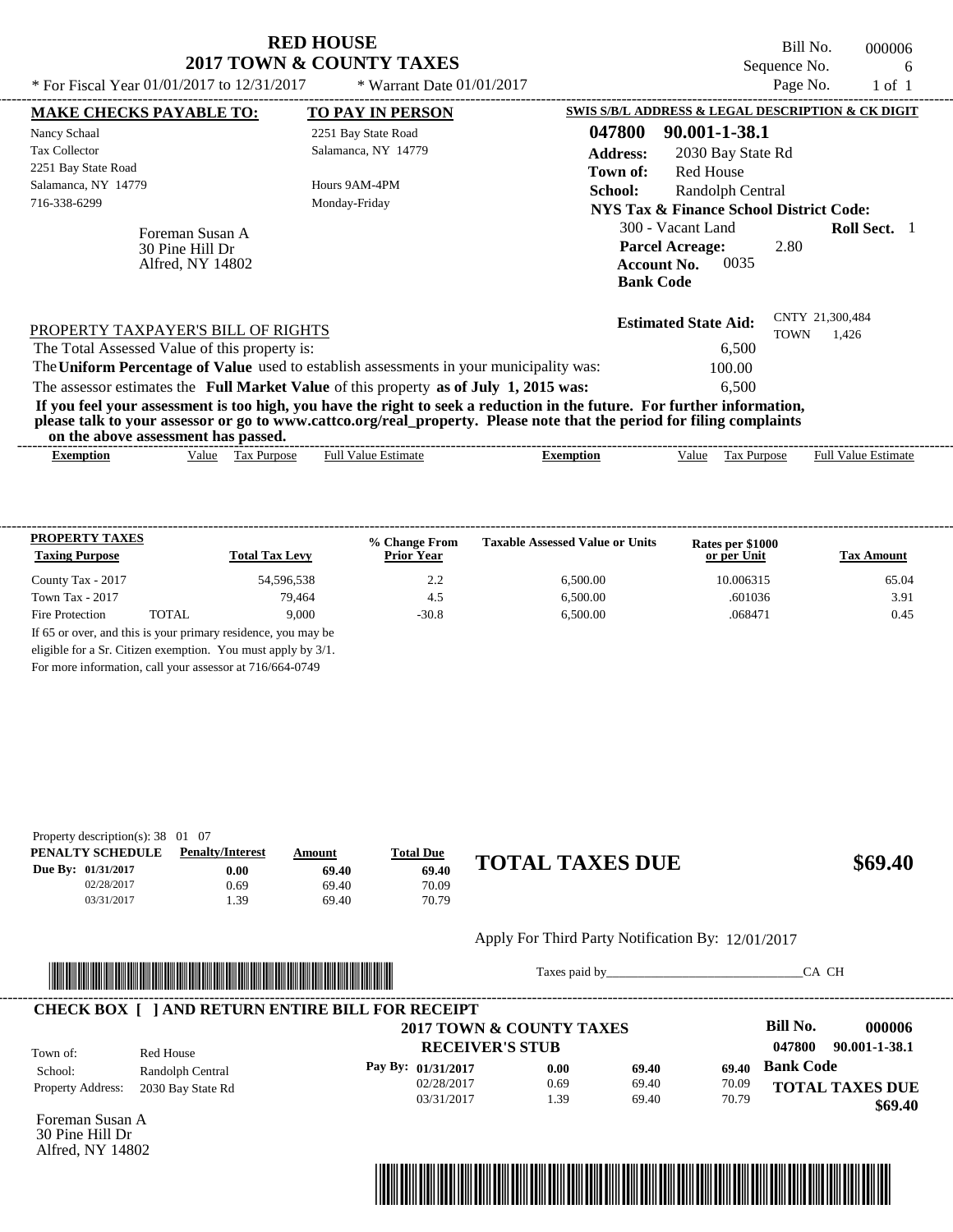# RED HOUSE
## 2017 TOWN & COUNTY TAXES

* For Fiscal Year 01/01/2017 to 12/31/2017 * Warrant Date 01/01/2017

Bill No. 000006
Sequence No. 6
Page No. 1 of 1

| MAKE CHECKS PAYABLE TO: | TO PAY IN PERSON | SWIS S/B/L ADDRESS & LEGAL DESCRIPTION & CK DIGIT |
|---|---|---|
| Nancy Schaal | 2251 Bay State Road | **047800 90.001-1-38.1** |
| Tax Collector | Salamanca, NY 14779 | **Address:** 2030 Bay State Rd |
| 2251 Bay State Road | | **Town of:** Red House |
| Salamanca, NY 14779 | Hours 9AM-4PM | **School:** Randolph Central |
| 716-338-6299 | Monday-Friday | **NYS Tax & Finance School District Code:** |

Foreman Susan A
30 Pine Hill Dr
Alfred, NY 14802

300 - Vacant Land **Roll Sect.** 1
**Parcel Acreage:** 2.80
**Account No.** 0035
**Bank Code**

**Estimated State Aid:** CNTY 21,300,484 TOWN 1,426

PROPERTY TAXPAYER'S BILL OF RIGHTS

The Total Assessed Value of this property is: 6,500

The **Uniform Percentage of Value** used to establish assessments in your municipality was: 100.00

The assessor estimates the **Full Market Value** of this property **as of July 1, 2015 was:** 6,500

**If you feel your assessment is too high, you have the right to seek a reduction in the future. For further information, please talk to your assessor or go to www.cattco.org/real_property. Please note that the period for filing complaints on the above assessment has passed.**

| Exemption | Value | Tax Purpose | Full Value Estimate | Exemption | Value | Tax Purpose | Full Value Estimate |
|---|---|---|---|---|---|---|---|

| PROPERTY TAXES Taxing Purpose | Total Tax Levy | % Change From Prior Year | Taxable Assessed Value or Units | Rates per $1000 or per Unit | Tax Amount |
|---|---|---|---|---|---|
| County Tax - 2017 | 54,596,538 | 2.2 | 6,500.00 | 10.006315 | 65.04 |
| Town Tax - 2017 | 79,464 | 4.5 | 6,500.00 | .601036 | 3.91 |
| Fire Protection TOTAL | 9,000 | -30.8 | 6,500.00 | .068471 | 0.45 |

If 65 or over, and this is your primary residence, you may be eligible for a Sr. Citizen exemption. You must apply by 3/1.
For more information, call your assessor at 716/664-0749

Property description(s): 38 01 07

| PENALTY SCHEDULE | Penalty/Interest | Amount | Total Due |
|---|---|---|---|
| Due By: 01/31/2017 | 0.00 | 69.40 | 69.40 |
| 02/28/2017 | 0.69 | 69.40 | 70.09 |
| 03/31/2017 | 1.39 | 69.40 | 70.79 |

**TOTAL TAXES DUE $69.40**

Apply For Third Party Notification By: 12/01/2017

Taxes paid by_______________________________CA CH

**CHECK BOX [ ] AND RETURN ENTIRE BILL FOR RECEIPT**

**2017 TOWN & COUNTY TAXES**
**RECEIVER'S STUB**

**Bill No. 000006**
**047800 90.001-1-38.1**

Town of: Red House
School: Randolph Central
Property Address: 2030 Bay State Rd

| Pay By: | Penalty/Interest | Amount | Total Due |
|---|---|---|---|
| 01/31/2017 | 0.00 | 69.40 | 69.40 |
| 02/28/2017 | 0.69 | 69.40 | 70.09 |
| 03/31/2017 | 1.39 | 69.40 | 70.79 |

**Bank Code**

**TOTAL TAXES DUE $69.40**

Foreman Susan A
30 Pine Hill Dr
Alfred, NY 14802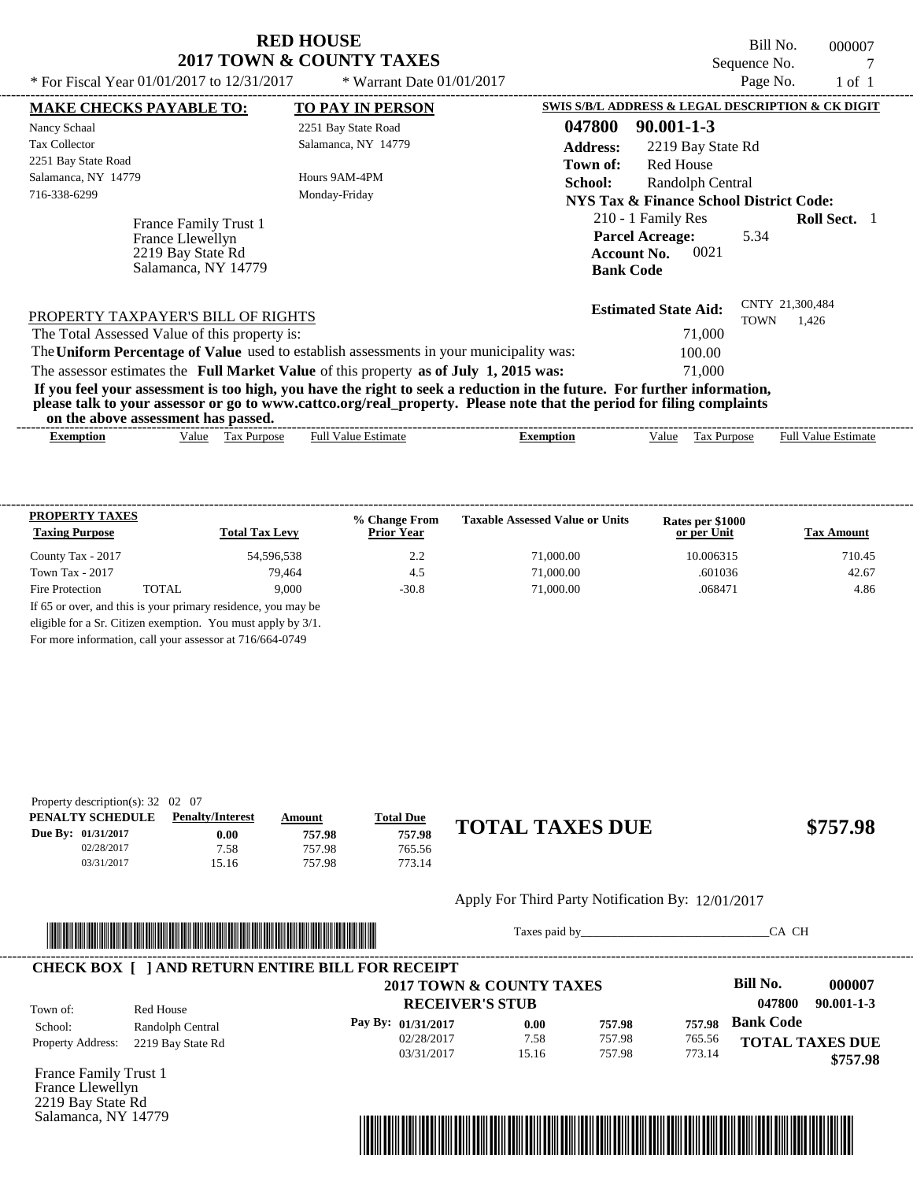# RED HOUSE
## 2017 TOWN & COUNTY TAXES

* For Fiscal Year 01/01/2017 to 12/31/2017 * Warrant Date 01/01/2017

Bill No. 000007
Sequence No. 7
Page No. 1 of 1

**MAKE CHECKS PAYABLE TO:**
Nancy Schaal
Tax Collector
2251 Bay State Road
Salamanca, NY 14779
716-338-6299

**TO PAY IN PERSON**
2251 Bay State Road
Salamanca, NY 14779

Hours 9AM-4PM
Monday-Friday

**SWIS S/B/L ADDRESS & LEGAL DESCRIPTION & CK DIGIT**
**047800 90.001-1-3**
**Address:** 2219 Bay State Rd
**Town of:** Red House
**School:** Randolph Central
**NYS Tax & Finance School District Code:**
210 - 1 Family Res **Roll Sect.** 1
**Parcel Acreage:** 5.34
**Account No.** 0021
**Bank Code**

France Family Trust 1
France Llewellyn
2219 Bay State Rd
Salamanca, NY 14779

**Estimated State Aid:** CNTY 21,300,484 TOWN 1,426

PROPERTY TAXPAYER'S BILL OF RIGHTS

The Total Assessed Value of this property is: 71,000
The **Uniform Percentage of Value** used to establish assessments in your municipality was: 100.00
The assessor estimates the **Full Market Value** of this property **as of July 1, 2015 was:** 71,000

**If you feel your assessment is too high, you have the right to seek a reduction in the future. For further information, please talk to your assessor or go to www.cattco.org/real_property. Please note that the period for filing complaints on the above assessment has passed.**

| Exemption | Value | Tax Purpose | Full Value Estimate | Exemption | Value | Tax Purpose | Full Value Estimate |
|---|---|---|---|---|---|---|---|

| PROPERTY TAXES Taxing Purpose | | Total Tax Levy | % Change From Prior Year | Taxable Assessed Value or Units | Rates per $1000 or per Unit | Tax Amount |
|---|---|---|---|---|---|---|
| County Tax - 2017 | | 54,596,538 | 2.2 | 71,000.00 | 10.006315 | 710.45 |
| Town Tax - 2017 | | 79,464 | 4.5 | 71,000.00 | .601036 | 42.67 |
| Fire Protection | TOTAL | 9,000 | -30.8 | 71,000.00 | .068471 | 4.86 |

If 65 or over, and this is your primary residence, you may be eligible for a Sr. Citizen exemption. You must apply by 3/1. For more information, call your assessor at 716/664-0749

Property description(s): 32 02 07

| PENALTY SCHEDULE | Penalty/Interest | Amount | Total Due |
|---|---|---|---|
| Due By: 01/31/2017 | 0.00 | 757.98 | 757.98 |
| 02/28/2017 | 7.58 | 757.98 | 765.56 |
| 03/31/2017 | 15.16 | 757.98 | 773.14 |

**TOTAL TAXES DUE $757.98**

Apply For Third Party Notification By: 12/01/2017

Taxes paid by_______________________________CA CH

**CHECK BOX [ ] AND RETURN ENTIRE BILL FOR RECEIPT**

**2017 TOWN & COUNTY TAXES**
**RECEIVER'S STUB**

**Bill No. 000007**
**047800 90.001-1-3**

Town of: Red House
School: Randolph Central
Property Address: 2219 Bay State Rd

| Pay By: | | | |
|---|---|---|---|
| 01/31/2017 | 0.00 | 757.98 | 757.98 |
| 02/28/2017 | 7.58 | 757.98 | 765.56 |
| 03/31/2017 | 15.16 | 757.98 | 773.14 |

**Bank Code**

**TOTAL TAXES DUE $757.98**

France Family Trust 1
France Llewellyn
2219 Bay State Rd
Salamanca, NY 14779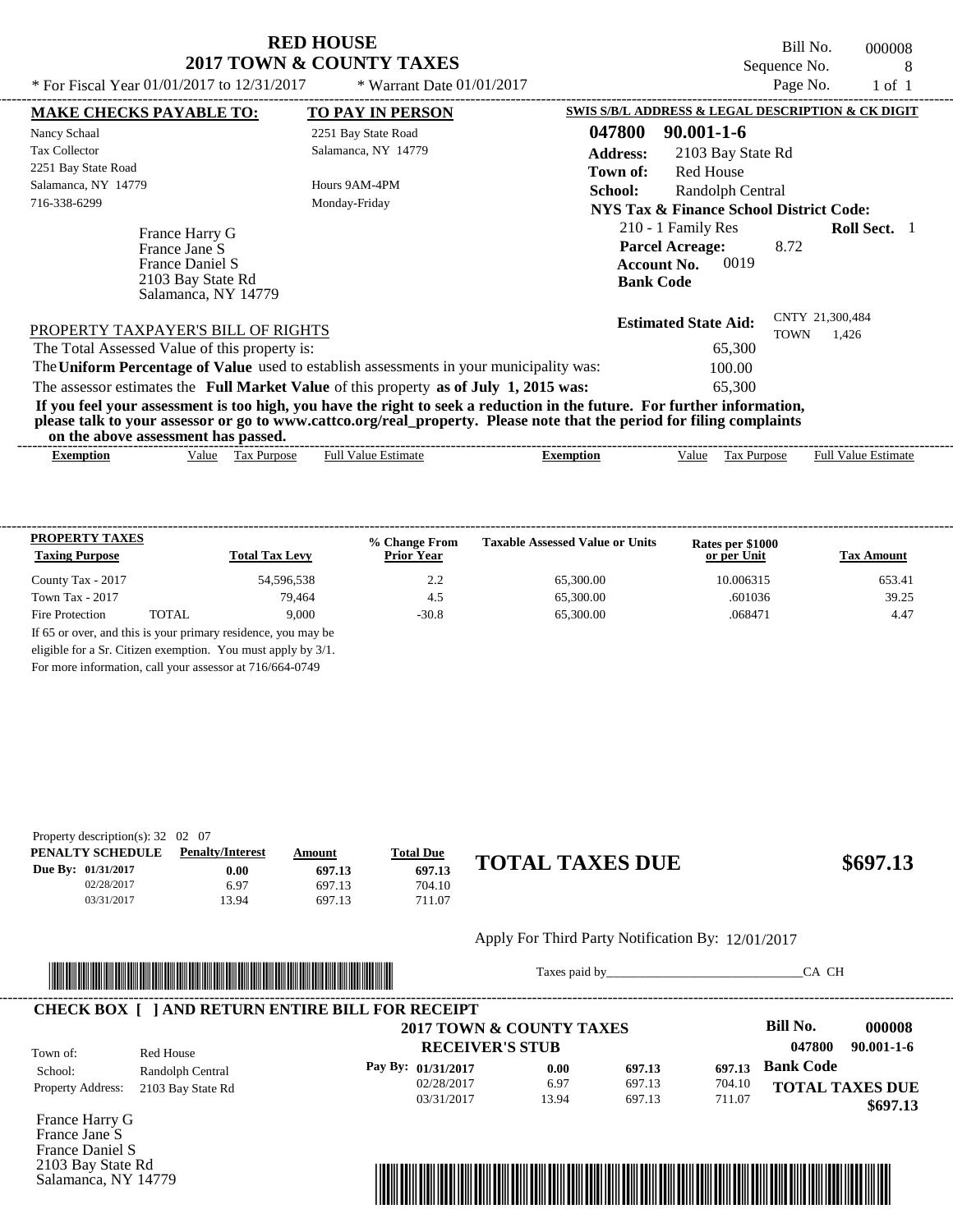# RED HOUSE
## 2017 TOWN & COUNTY TAXES

\* For Fiscal Year 01/01/2017 to 12/31/2017 \* Warrant Date 01/01/2017

Bill No. 000008
Sequence No. 8
Page No. 1 of 1

| MAKE CHECKS PAYABLE TO: | TO PAY IN PERSON | SWIS S/B/L ADDRESS & LEGAL DESCRIPTION & CK DIGIT |
|---|---|---|
| Nancy Schaal | 2251 Bay State Road | 047800 90.001-1-6 |
| Tax Collector | Salamanca, NY 14779 | Address: 2103 Bay State Rd |
| 2251 Bay State Road | | Town of: Red House |
| Salamanca, NY 14779 | Hours 9AM-4PM | School: Randolph Central |
| 716-338-6299 | Monday-Friday | NYS Tax & Finance School District Code: |

France Harry G
France Jane S
France Daniel S
2103 Bay State Rd
Salamanca, NY 14779

210 - 1 Family Res **Roll Sect.** 1
**Parcel Acreage:** 8.72
**Account No.** 0019
**Bank Code**

**Estimated State Aid:** CNTY 21,300,484 TOWN 1,426

PROPERTY TAXPAYER'S BILL OF RIGHTS

The Total Assessed Value of this property is: 65,300

The **Uniform Percentage of Value** used to establish assessments in your municipality was: 100.00

The assessor estimates the **Full Market Value** of this property **as of July 1, 2015 was:** 65,300

**If you feel your assessment is too high, you have the right to seek a reduction in the future. For further information, please talk to your assessor or go to www.cattco.org/real_property. Please note that the period for filing complaints on the above assessment has passed.**

| Exemption | Value | Tax Purpose | Full Value Estimate | Exemption | Value | Tax Purpose | Full Value Estimate |
|---|---|---|---|---|---|---|---|

| PROPERTY TAXES Taxing Purpose | | Total Tax Levy | % Change From Prior Year | Taxable Assessed Value or Units | Rates per $1000 or per Unit | Tax Amount |
|---|---|---|---|---|---|---|
| County Tax - 2017 | | 54,596,538 | 2.2 | 65,300.00 | 10.006315 | 653.41 |
| Town Tax - 2017 | | 79,464 | 4.5 | 65,300.00 | .601036 | 39.25 |
| Fire Protection | TOTAL | 9,000 | -30.8 | 65,300.00 | .068471 | 4.47 |

If 65 or over, and this is your primary residence, you may be eligible for a Sr. Citizen exemption. You must apply by 3/1. For more information, call your assessor at 716/664-0749

Property description(s): 32 02 07

| PENALTY SCHEDULE | Penalty/Interest | Amount | Total Due |
|---|---|---|---|
| Due By: 01/31/2017 | 0.00 | 697.13 | 697.13 |
| 02/28/2017 | 6.97 | 697.13 | 704.10 |
| 03/31/2017 | 13.94 | 697.13 | 711.07 |

## TOTAL TAXES DUE $697.13

Apply For Third Party Notification By: 12/01/2017

Taxes paid by_______________________________CA CH

**CHECK BOX [ ] AND RETURN ENTIRE BILL FOR RECEIPT**

**2017 TOWN & COUNTY TAXES**
**RECEIVER'S STUB**

Bill No. 000008
047800 90.001-1-6

| Town of: | Red House |
|---|---|
| School: | Randolph Central |
| Property Address: | 2103 Bay State Rd |

| Pay By: | | | |
|---|---|---|---|
| 01/31/2017 | 0.00 | 697.13 | 697.13 |
| 02/28/2017 | 6.97 | 697.13 | 704.10 |
| 03/31/2017 | 13.94 | 697.13 | 711.07 |

**Bank Code**

**TOTAL TAXES DUE $697.13**

France Harry G
France Jane S
France Daniel S
2103 Bay State Rd
Salamanca, NY 14779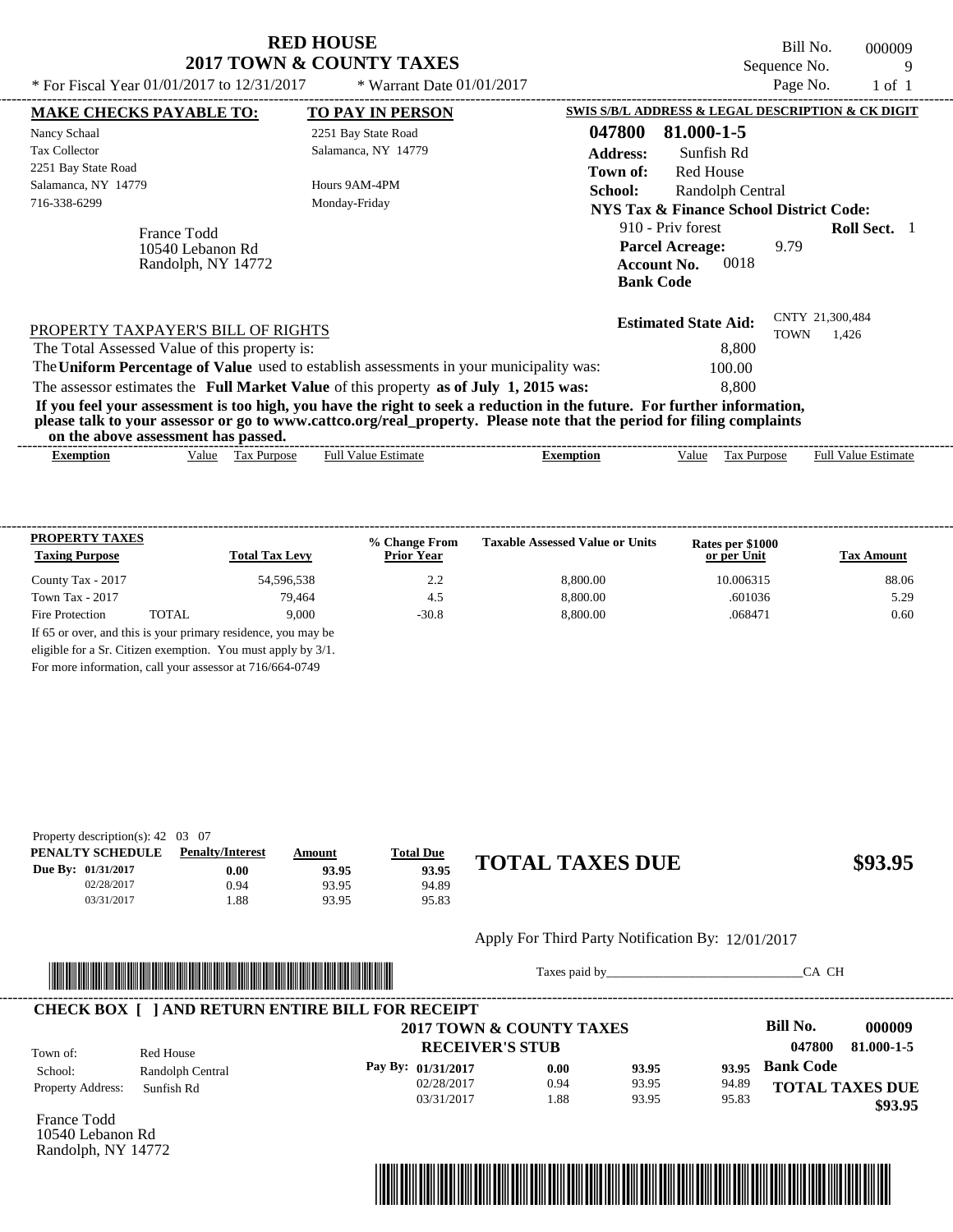# RED HOUSE
## 2017 TOWN & COUNTY TAXES

Bill No. 000009
Sequence No. 9

* For Fiscal Year 01/01/2017 to 12/31/2017 * Warrant Date 01/01/2017

**MAKE CHECKS PAYABLE TO:**
Nancy Schaal
Tax Collector
2251 Bay State Road
Salamanca, NY 14779
716-338-6299

**TO PAY IN PERSON**
2251 Bay State Road
Salamanca, NY 14779

Hours 9AM-4PM
Monday-Friday

France Todd
10540 Lebanon Rd
Randolph, NY 14772

**SWIS S/B/L ADDRESS & LEGAL DESCRIPTION & CK DIGIT**
**047800 81.000-1-5**
**Address:** Sunfish Rd
**Town of:** Red House
**School:** Randolph Central
**NYS Tax & Finance School District Code:**
910 - Priv forest **Roll Sect.** 1
**Parcel Acreage:** 9.79
**Account No.** 0018
**Bank Code**

**Estimated State Aid:** CNTY 21,300,484 TOWN 1,426

PROPERTY TAXPAYER'S BILL OF RIGHTS

The Total Assessed Value of this property is: 8,800
The **Uniform Percentage of Value** used to establish assessments in your municipality was: 100.00
The assessor estimates the **Full Market Value** of this property **as of July 1, 2015 was:** 8,800

**If you feel your assessment is too high, you have the right to seek a reduction in the future. For further information, please talk to your assessor or go to www.cattco.org/real_property. Please note that the period for filing complaints on the above assessment has passed.**

| Exemption | Value | Tax Purpose | Full Value Estimate | Exemption | Value | Tax Purpose | Full Value Estimate |
|---|---|---|---|---|---|---|---|

| PROPERTY TAXES Taxing Purpose | | Total Tax Levy | % Change From Prior Year | Taxable Assessed Value or Units | Rates per $1000 or per Unit | Tax Amount |
|---|---|---|---|---|---|---|
| County Tax - 2017 | | 54,596,538 | 2.2 | 8,800.00 | 10.006315 | 88.06 |
| Town Tax - 2017 | | 79,464 | 4.5 | 8,800.00 | .601036 | 5.29 |
| Fire Protection | TOTAL | 9,000 | -30.8 | 8,800.00 | .068471 | 0.60 |

If 65 or over, and this is your primary residence, you may be eligible for a Sr. Citizen exemption. You must apply by 3/1.
For more information, call your assessor at 716/664-0749

Property description(s): 42 03 07

| PENALTY SCHEDULE | Penalty/Interest | Amount | Total Due |
|---|---|---|---|
| Due By: 01/31/2017 | 0.00 | 93.95 | 93.95 |
| 02/28/2017 | 0.94 | 93.95 | 94.89 |
| 03/31/2017 | 1.88 | 93.95 | 95.83 |

**TOTAL TAXES DUE $93.95**

Apply For Third Party Notification By: 12/01/2017

Taxes paid by______________________________CA CH

**CHECK BOX [ ] AND RETURN ENTIRE BILL FOR RECEIPT**

**2017 TOWN & COUNTY TAXES**
**RECEIVER'S STUB**

**Bill No. 000009**
**047800 81.000-1-5**

Town of: Red House
School: Randolph Central
Property Address: Sunfish Rd

| Pay By: | | | |
|---|---|---|---|
| 01/31/2017 | 0.00 | 93.95 | 93.95 |
| 02/28/2017 | 0.94 | 93.95 | 94.89 |
| 03/31/2017 | 1.88 | 93.95 | 95.83 |

**Bank Code**
**TOTAL TAXES DUE $93.95**

France Todd
10540 Lebanon Rd
Randolph, NY 14772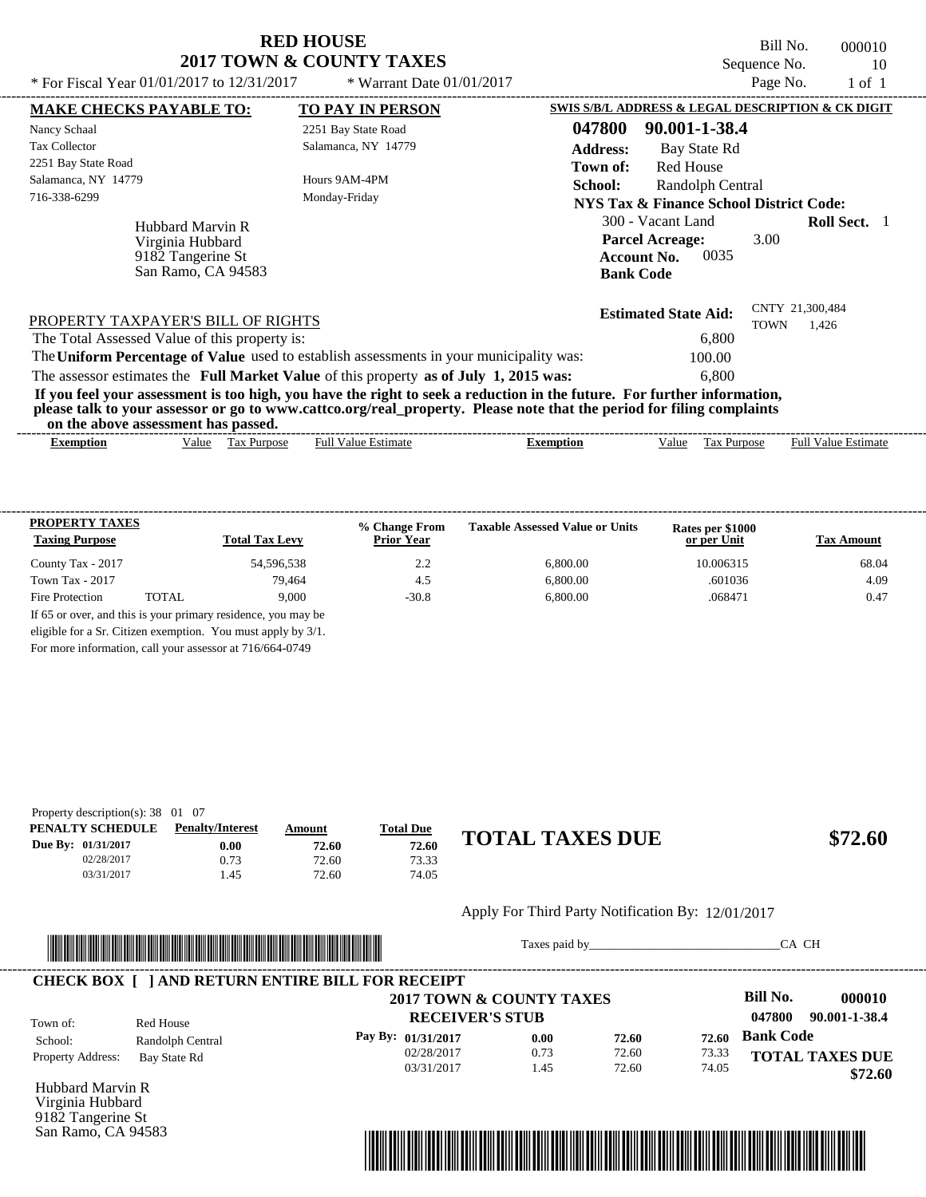# RED HOUSE
## 2017 TOWN & COUNTY TAXES

\* For Fiscal Year 01/01/2017 to 12/31/2017 &nbsp;&nbsp; \* Warrant Date 01/01/2017

Bill No. 000010
Sequence No. 10
Page No. 1 of 1

**MAKE CHECKS PAYABLE TO:**
Nancy Schaal
Tax Collector
2251 Bay State Road
Salamanca, NY 14779
716-338-6299

**TO PAY IN PERSON**
2251 Bay State Road
Salamanca, NY 14779

Hours 9AM-4PM
Monday-Friday

**SWIS S/B/L ADDRESS & LEGAL DESCRIPTION & CK DIGIT**
**047800 90.001-1-38.4**
**Address:** Bay State Rd
**Town of:** Red House
**School:** Randolph Central
**NYS Tax & Finance School District Code:**
300 - Vacant Land &nbsp;&nbsp; **Roll Sect.** 1
**Parcel Acreage:** 3.00
**Account No.** 0035
**Bank Code**

Hubbard Marvin R
Virginia Hubbard
9182 Tangerine St
San Ramo, CA 94583

**Estimated State Aid:** CNTY 21,300,484 TOWN 1,426

PROPERTY TAXPAYER'S BILL OF RIGHTS

The Total Assessed Value of this property is: 6,800
The **Uniform Percentage of Value** used to establish assessments in your municipality was: 100.00
The assessor estimates the **Full Market Value** of this property **as of July 1, 2015 was:** 6,800

**If you feel your assessment is too high, you have the right to seek a reduction in the future. For further information, please talk to your assessor or go to www.cattco.org/real_property. Please note that the period for filing complaints on the above assessment has passed.**

| Exemption | Value | Tax Purpose | Full Value Estimate | Exemption | Value | Tax Purpose | Full Value Estimate |
|---|---|---|---|---|---|---|---|

| PROPERTY TAXES Taxing Purpose | | Total Tax Levy | % Change From Prior Year | Taxable Assessed Value or Units | Rates per $1000 or per Unit | Tax Amount |
|---|---|---|---|---|---|---|
| County Tax - 2017 | | 54,596,538 | 2.2 | 6,800.00 | 10.006315 | 68.04 |
| Town Tax - 2017 | | 79,464 | 4.5 | 6,800.00 | .601036 | 4.09 |
| Fire Protection | TOTAL | 9,000 | -30.8 | 6,800.00 | .068471 | 0.47 |

If 65 or over, and this is your primary residence, you may be eligible for a Sr. Citizen exemption. You must apply by 3/1. For more information, call your assessor at 716/664-0749

Property description(s): 38 01 07

| PENALTY SCHEDULE | Penalty/Interest | Amount | Total Due |
|---|---|---|---|
| Due By: 01/31/2017 | 0.00 | 72.60 | 72.60 |
| 02/28/2017 | 0.73 | 72.60 | 73.33 |
| 03/31/2017 | 1.45 | 72.60 | 74.05 |

**TOTAL TAXES DUE $72.60**

Apply For Third Party Notification By: 12/01/2017

Taxes paid by_______________________________CA CH

**CHECK BOX [ ] AND RETURN ENTIRE BILL FOR RECEIPT**

**2017 TOWN & COUNTY TAXES**
**RECEIVER'S STUB**

**Bill No. 000010**
**047800 90.001-1-38.4**

Town of: Red House
School: Randolph Central
Property Address: Bay State Rd

| Pay By: | | | |
|---|---|---|---|
| 01/31/2017 | 0.00 | 72.60 | 72.60 |
| 02/28/2017 | 0.73 | 72.60 | 73.33 |
| 03/31/2017 | 1.45 | 72.60 | 74.05 |

**Bank Code**
**TOTAL TAXES DUE $72.60**

Hubbard Marvin R
Virginia Hubbard
9182 Tangerine St
San Ramo, CA 94583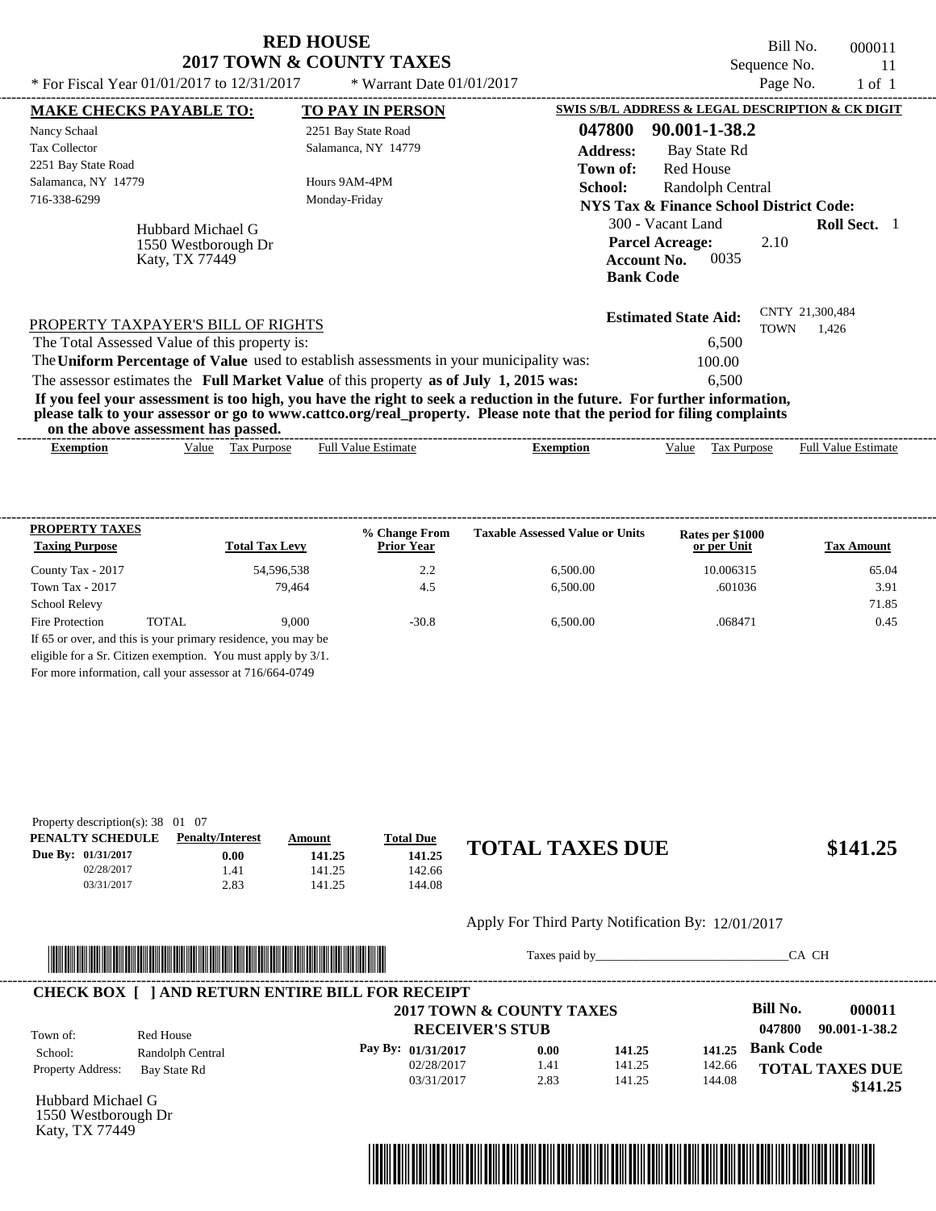# RED HOUSE
## 2017 TOWN & COUNTY TAXES

Bill No. 000011
Sequence No. 11
Page No. 1 of 1

* For Fiscal Year 01/01/2017 to 12/31/2017 * Warrant Date 01/01/2017

**MAKE CHECKS PAYABLE TO:**
Nancy Schaal
Tax Collector
2251 Bay State Road
Salamanca, NY 14779
716-338-6299

**TO PAY IN PERSON**
2251 Bay State Road
Salamanca, NY 14779

Hours 9AM-4PM
Monday-Friday

Hubbard Michael G
1550 Westborough Dr
Katy, TX 77449

**SWIS S/B/L ADDRESS & LEGAL DESCRIPTION & CK DIGIT**
**047800 90.001-1-38.2**
**Address:** Bay State Rd
**Town of:** Red House
**School:** Randolph Central
**NYS Tax & Finance School District Code:**
300 - Vacant Land **Roll Sect.** 1
**Parcel Acreage:** 2.10
**Account No.** 0035
**Bank Code**

**Estimated State Aid:** CNTY 21,300,484 TOWN 1,426

PROPERTY TAXPAYER'S BILL OF RIGHTS
The Total Assessed Value of this property is: 6,500
The **Uniform Percentage of Value** used to establish assessments in your municipality was: 100.00
The assessor estimates the **Full Market Value** of this property **as of July 1, 2015 was:** 6,500

**If you feel your assessment is too high, you have the right to seek a reduction in the future. For further information, please talk to your assessor or go to www.cattco.org/real_property. Please note that the period for filing complaints on the above assessment has passed.**

| Exemption | Value | Tax Purpose | Full Value Estimate | Exemption | Value | Tax Purpose | Full Value Estimate |
|---|---|---|---|---|---|---|---|

| PROPERTY TAXES Taxing Purpose | | Total Tax Levy | % Change From Prior Year | Taxable Assessed Value or Units | Rates per $1000 or per Unit | Tax Amount |
|---|---|---|---|---|---|---|
| County Tax - 2017 | | 54,596,538 | 2.2 | 6,500.00 | 10.006315 | 65.04 |
| Town Tax - 2017 | | 79,464 | 4.5 | 6,500.00 | .601036 | 3.91 |
| School Relevy | | | | | | 71.85 |
| Fire Protection | TOTAL | 9,000 | -30.8 | 6,500.00 | .068471 | 0.45 |

If 65 or over, and this is your primary residence, you may be eligible for a Sr. Citizen exemption. You must apply by 3/1.
For more information, call your assessor at 716/664-0749

Property description(s): 38 01 07

| PENALTY SCHEDULE | Penalty/Interest | Amount | Total Due |
|---|---|---|---|
| Due By: 01/31/2017 | 0.00 | 141.25 | 141.25 |
| 02/28/2017 | 1.41 | 141.25 | 142.66 |
| 03/31/2017 | 2.83 | 141.25 | 144.08 |

**TOTAL TAXES DUE $141.25**

Apply For Third Party Notification By: 12/01/2017

Taxes paid by_______________________________CA CH

**CHECK BOX [ ] AND RETURN ENTIRE BILL FOR RECEIPT**

**2017 TOWN & COUNTY TAXES**
**RECEIVER'S STUB**

**Bill No. 000011**
**047800 90.001-1-38.2**

Town of: Red House
School: Randolph Central
Property Address: Bay State Rd

| Pay By: | Penalty/Interest | Amount | Total Due |
|---|---|---|---|
| 01/31/2017 | 0.00 | 141.25 | 141.25 |
| 02/28/2017 | 1.41 | 141.25 | 142.66 |
| 03/31/2017 | 2.83 | 141.25 | 144.08 |

**Bank Code**
**TOTAL TAXES DUE $141.25**

Hubbard Michael G
1550 Westborough Dr
Katy, TX 77449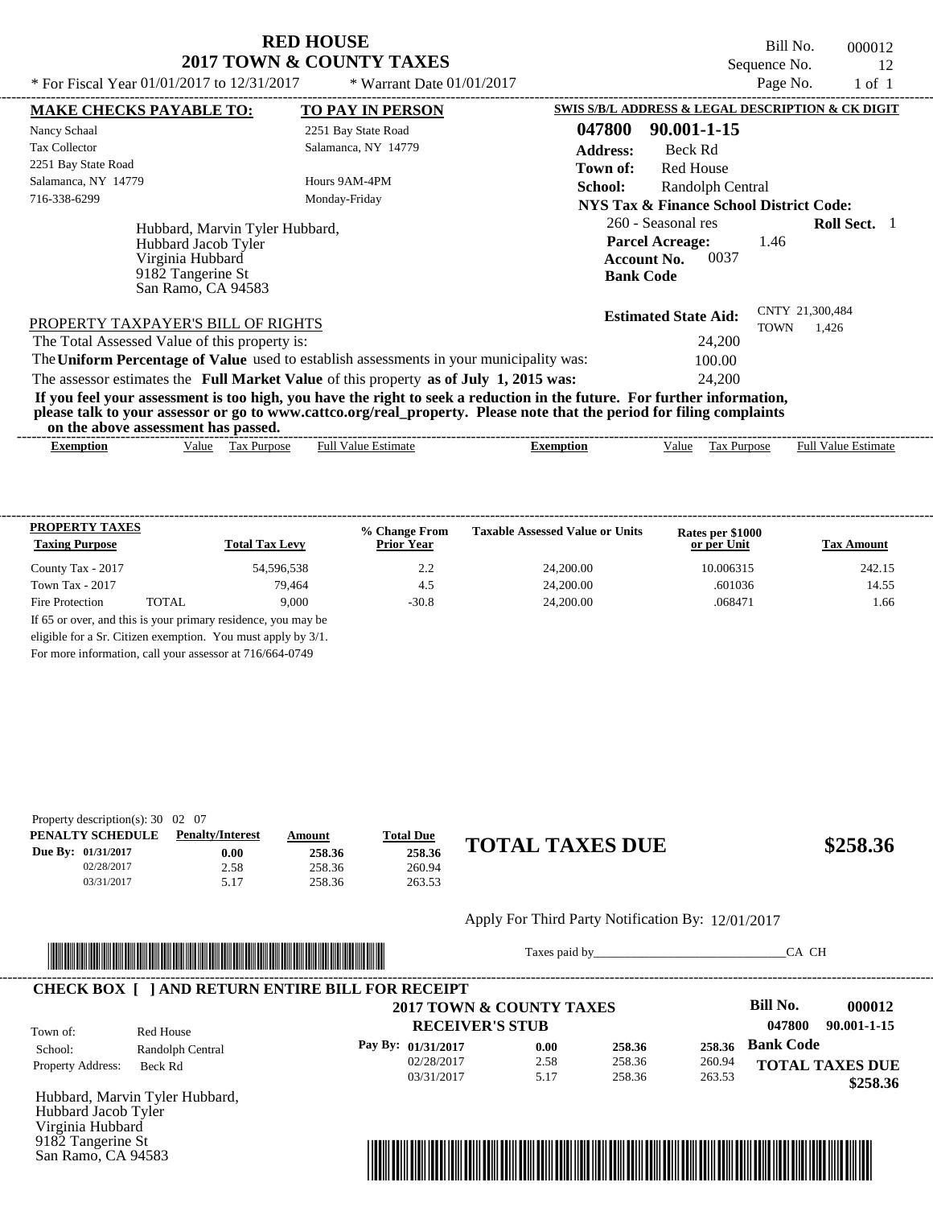# RED HOUSE
## 2017 TOWN & COUNTY TAXES

\* For Fiscal Year 01/01/2017 to 12/31/2017 \* Warrant Date 01/01/2017

Bill No. 000012
Sequence No. 12
Page No. 1 of 1

**MAKE CHECKS PAYABLE TO:**
Nancy Schaal
Tax Collector
2251 Bay State Road
Salamanca, NY 14779
716-338-6299

**TO PAY IN PERSON**
2251 Bay State Road
Salamanca, NY 14779

Hours 9AM-4PM
Monday-Friday

**SWIS S/B/L ADDRESS & LEGAL DESCRIPTION & CK DIGIT**
**047800 90.001-1-15**
**Address:** Beck Rd
**Town of:** Red House
**School:** Randolph Central
**NYS Tax & Finance School District Code:**
260 - Seasonal res **Roll Sect.** 1
**Parcel Acreage:** 1.46
**Account No.** 0037
**Bank Code**

Hubbard, Marvin Tyler Hubbard,
Hubbard Jacob Tyler
Virginia Hubbard
9182 Tangerine St
San Ramo, CA 94583

**Estimated State Aid:** CNTY 21,300,484 TOWN 1,426

PROPERTY TAXPAYER'S BILL OF RIGHTS

The Total Assessed Value of this property is: 24,200
The **Uniform Percentage of Value** used to establish assessments in your municipality was: 100.00
The assessor estimates the **Full Market Value** of this property **as of July 1, 2015 was:** 24,200

**If you feel your assessment is too high, you have the right to seek a reduction in the future. For further information, please talk to your assessor or go to www.cattco.org/real_property. Please note that the period for filing complaints on the above assessment has passed.**

| Exemption | Value | Tax Purpose | Full Value Estimate | Exemption | Value | Tax Purpose | Full Value Estimate |
|---|---|---|---|---|---|---|---|

| PROPERTY TAXES Taxing Purpose | | Total Tax Levy | % Change From Prior Year | Taxable Assessed Value or Units | Rates per $1000 or per Unit | Tax Amount |
|---|---|---|---|---|---|---|
| County Tax - 2017 | | 54,596,538 | 2.2 | 24,200.00 | 10.006315 | 242.15 |
| Town Tax - 2017 | | 79,464 | 4.5 | 24,200.00 | .601036 | 14.55 |
| Fire Protection | TOTAL | 9,000 | -30.8 | 24,200.00 | .068471 | 1.66 |

If 65 or over, and this is your primary residence, you may be eligible for a Sr. Citizen exemption. You must apply by 3/1.
For more information, call your assessor at 716/664-0749

Property description(s): 30 02 07

| PENALTY SCHEDULE | Penalty/Interest | Amount | Total Due |
|---|---|---|---|
| Due By: 01/31/2017 | 0.00 | 258.36 | 258.36 |
| 02/28/2017 | 2.58 | 258.36 | 260.94 |
| 03/31/2017 | 5.17 | 258.36 | 263.53 |

**TOTAL TAXES DUE $258.36**

Apply For Third Party Notification By: 12/01/2017

Taxes paid by_______________________________CA CH

**CHECK BOX [ ] AND RETURN ENTIRE BILL FOR RECEIPT**

**2017 TOWN & COUNTY TAXES**
**RECEIVER'S STUB**

**Bill No. 000012**
**047800 90.001-1-15**

Town of: Red House
School: Randolph Central
Property Address: Beck Rd

| Pay By: | | | |
|---|---|---|---|
| 01/31/2017 | 0.00 | 258.36 | 258.36 |
| 02/28/2017 | 2.58 | 258.36 | 260.94 |
| 03/31/2017 | 5.17 | 258.36 | 263.53 |

**Bank Code**

**TOTAL TAXES DUE $258.36**

Hubbard, Marvin Tyler Hubbard,
Hubbard Jacob Tyler
Virginia Hubbard
9182 Tangerine St
San Ramo, CA 94583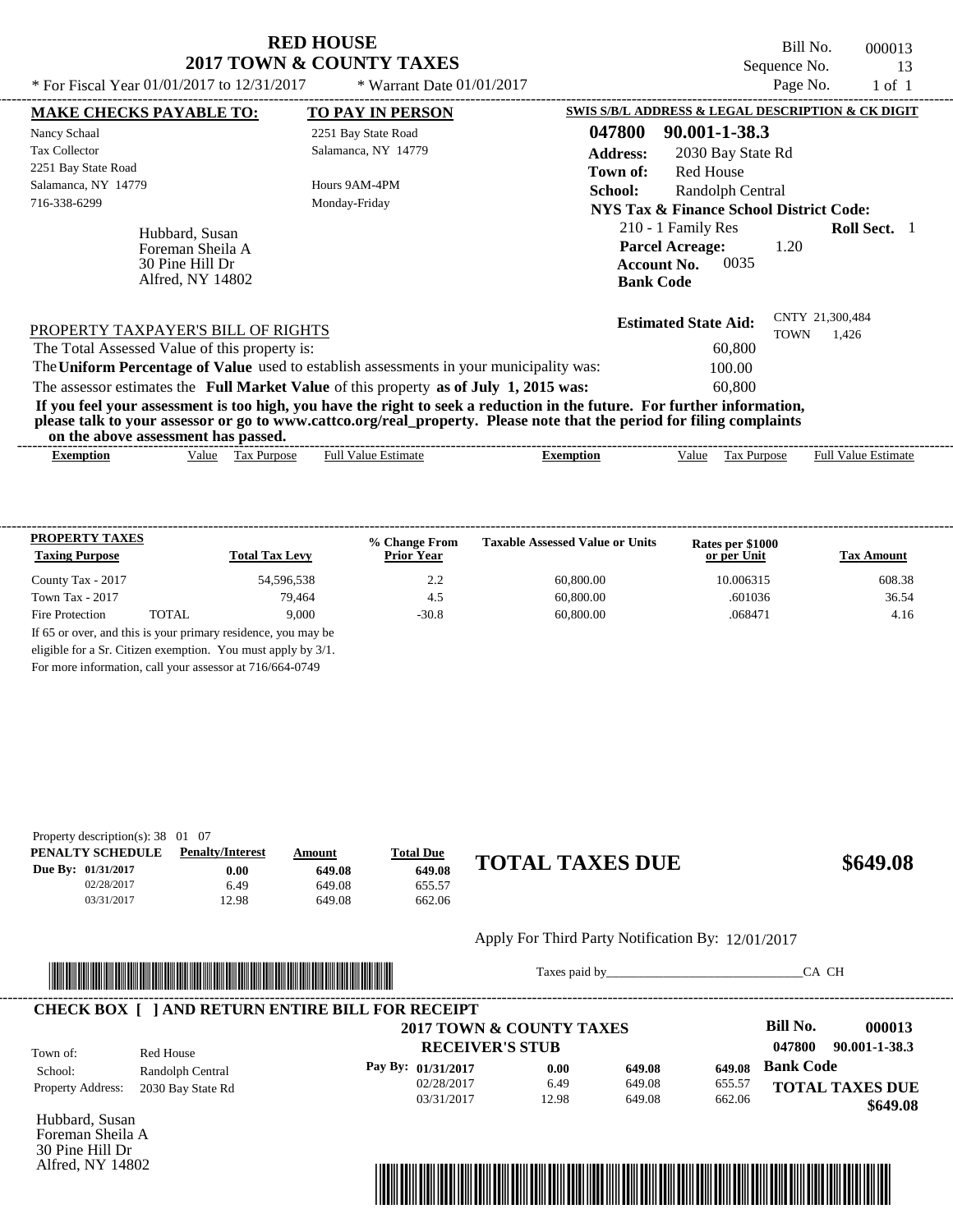# RED HOUSE
## 2017 TOWN & COUNTY TAXES

\* For Fiscal Year 01/01/2017 to 12/31/2017 \* Warrant Date 01/01/2017

Bill No. 000013
Sequence No. 13
Page No. 1 of 1

**MAKE CHECKS PAYABLE TO:**
Nancy Schaal
Tax Collector
2251 Bay State Road
Salamanca, NY 14779
716-338-6299

**TO PAY IN PERSON**
2251 Bay State Road
Salamanca, NY 14779

Hours 9AM-4PM
Monday-Friday

Hubbard, Susan
Foreman Sheila A
30 Pine Hill Dr
Alfred, NY 14802

**SWIS S/B/L ADDRESS & LEGAL DESCRIPTION & CK DIGIT**
**047800 90.001-1-38.3**
**Address:** 2030 Bay State Rd
**Town of:** Red House
**School:** Randolph Central
**NYS Tax & Finance School District Code:**
210 - 1 Family Res **Roll Sect.** 1
**Parcel Acreage:** 1.20
**Account No.** 0035
**Bank Code**

**Estimated State Aid:** CNTY 21,300,484 TOWN 1,426

PROPERTY TAXPAYER'S BILL OF RIGHTS
The Total Assessed Value of this property is: 60,800
The **Uniform Percentage of Value** used to establish assessments in your municipality was: 100.00
The assessor estimates the **Full Market Value** of this property **as of July 1, 2015 was:** 60,800

**If you feel your assessment is too high, you have the right to seek a reduction in the future. For further information, please talk to your assessor or go to www.cattco.org/real_property. Please note that the period for filing complaints on the above assessment has passed.**

| Exemption | Value | Tax Purpose | Full Value Estimate | Exemption | Value | Tax Purpose | Full Value Estimate |
|---|---|---|---|---|---|---|---|

| PROPERTY TAXES Taxing Purpose | | Total Tax Levy | % Change From Prior Year | Taxable Assessed Value or Units | Rates per $1000 or per Unit | Tax Amount |
|---|---|---|---|---|---|---|
| County Tax - 2017 | | 54,596,538 | 2.2 | 60,800.00 | 10.006315 | 608.38 |
| Town Tax - 2017 | | 79,464 | 4.5 | 60,800.00 | .601036 | 36.54 |
| Fire Protection | TOTAL | 9,000 | -30.8 | 60,800.00 | .068471 | 4.16 |

If 65 or over, and this is your primary residence, you may be eligible for a Sr. Citizen exemption. You must apply by 3/1. For more information, call your assessor at 716/664-0749

Property description(s): 38 01 07

| PENALTY SCHEDULE | Penalty/Interest | Amount | Total Due |
|---|---|---|---|
| Due By: 01/31/2017 | 0.00 | 649.08 | 649.08 |
| 02/28/2017 | 6.49 | 649.08 | 655.57 |
| 03/31/2017 | 12.98 | 649.08 | 662.06 |

**TOTAL TAXES DUE $649.08**

Apply For Third Party Notification By: 12/01/2017

Taxes paid by_______________________________CA CH

**CHECK BOX [ ] AND RETURN ENTIRE BILL FOR RECEIPT**

**2017 TOWN & COUNTY TAXES**
**RECEIVER'S STUB**

**Bill No. 000013**
**047800 90.001-1-38.3**

Town of: Red House
School: Randolph Central
Property Address: 2030 Bay State Rd

| Pay By: | | | |
|---|---|---|---|
| 01/31/2017 | 0.00 | 649.08 | 649.08 |
| 02/28/2017 | 6.49 | 649.08 | 655.57 |
| 03/31/2017 | 12.98 | 649.08 | 662.06 |

**Bank Code**
**TOTAL TAXES DUE $649.08**

Hubbard, Susan
Foreman Sheila A
30 Pine Hill Dr
Alfred, NY 14802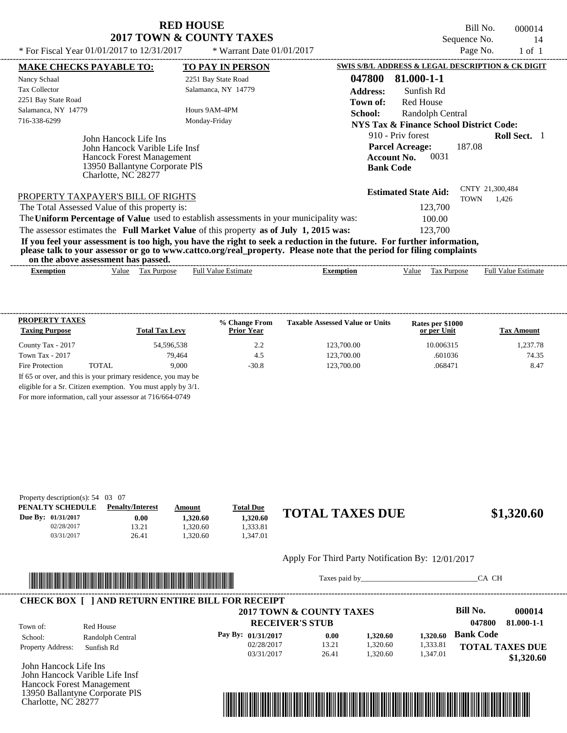# RED HOUSE
## 2017 TOWN & COUNTY TAXES

\* For Fiscal Year 01/01/2017 to 12/31/2017 \* Warrant Date 01/01/2017

Bill No. 000014
Sequence No. 14
Page No. 1 of 1

**MAKE CHECKS PAYABLE TO:**
Nancy Schaal
Tax Collector
2251 Bay State Road
Salamanca, NY 14779
716-338-6299

**TO PAY IN PERSON**
2251 Bay State Road
Salamanca, NY 14779

Hours 9AM-4PM
Monday-Friday

John Hancock Life Ins
John Hancock Varible Life Insf
Hancock Forest Management
13950 Ballantyne Corporate PlS
Charlotte, NC 28277

**SWIS S/B/L ADDRESS & LEGAL DESCRIPTION & CK DIGIT**

**047800 81.000-1-1**
**Address:** Sunfish Rd
**Town of:** Red House
**School:** Randolph Central
**NYS Tax & Finance School District Code:**
910 - Priv forest **Roll Sect.** 1
**Parcel Acreage:** 187.08
**Account No.** 0031
**Bank Code**

**Estimated State Aid:** CNTY 21,300,484 TOWN 1,426

PROPERTY TAXPAYER'S BILL OF RIGHTS

The Total Assessed Value of this property is: 123,700
The **Uniform Percentage of Value** used to establish assessments in your municipality was: 100.00
The assessor estimates the **Full Market Value** of this property **as of July 1, 2015 was:** 123,700

**If you feel your assessment is too high, you have the right to seek a reduction in the future. For further information, please talk to your assessor or go to www.cattco.org/real_property. Please note that the period for filing complaints on the above assessment has passed.**

| Exemption | Value | Tax Purpose | Full Value Estimate | Exemption | Value | Tax Purpose | Full Value Estimate |
|---|---|---|---|---|---|---|---|

| PROPERTY TAXES Taxing Purpose | | Total Tax Levy | % Change From Prior Year | Taxable Assessed Value or Units | Rates per $1000 or per Unit | Tax Amount |
|---|---|---|---|---|---|---|
| County Tax - 2017 | | 54,596,538 | 2.2 | 123,700.00 | 10.006315 | 1,237.78 |
| Town Tax - 2017 | | 79,464 | 4.5 | 123,700.00 | .601036 | 74.35 |
| Fire Protection | TOTAL | 9,000 | -30.8 | 123,700.00 | .068471 | 8.47 |

If 65 or over, and this is your primary residence, you may be eligible for a Sr. Citizen exemption. You must apply by 3/1.
For more information, call your assessor at 716/664-0749

Property description(s): 54 03 07

| PENALTY SCHEDULE | Penalty/Interest | Amount | Total Due |
|---|---|---|---|
| Due By: 01/31/2017 | 0.00 | 1,320.60 | 1,320.60 |
| 02/28/2017 | 13.21 | 1,320.60 | 1,333.81 |
| 03/31/2017 | 26.41 | 1,320.60 | 1,347.01 |

**TOTAL TAXES DUE $1,320.60**

Apply For Third Party Notification By: 12/01/2017

Taxes paid by_______________________________CA CH

**CHECK BOX [ ] AND RETURN ENTIRE BILL FOR RECEIPT**

**2017 TOWN & COUNTY TAXES**
**RECEIVER'S STUB**

**Bill No. 000014**
**047800 81.000-1-1**

Town of: Red House
School: Randolph Central
Property Address: Sunfish Rd

| Pay By: | | | |
|---|---|---|---|
| 01/31/2017 | 0.00 | 1,320.60 | 1,320.60 |
| 02/28/2017 | 13.21 | 1,320.60 | 1,333.81 |
| 03/31/2017 | 26.41 | 1,320.60 | 1,347.01 |

**Bank Code**

**TOTAL TAXES DUE $1,320.60**

John Hancock Life Ins
John Hancock Varible Life Insf
Hancock Forest Management
13950 Ballantyne Corporate PlS
Charlotte, NC 28277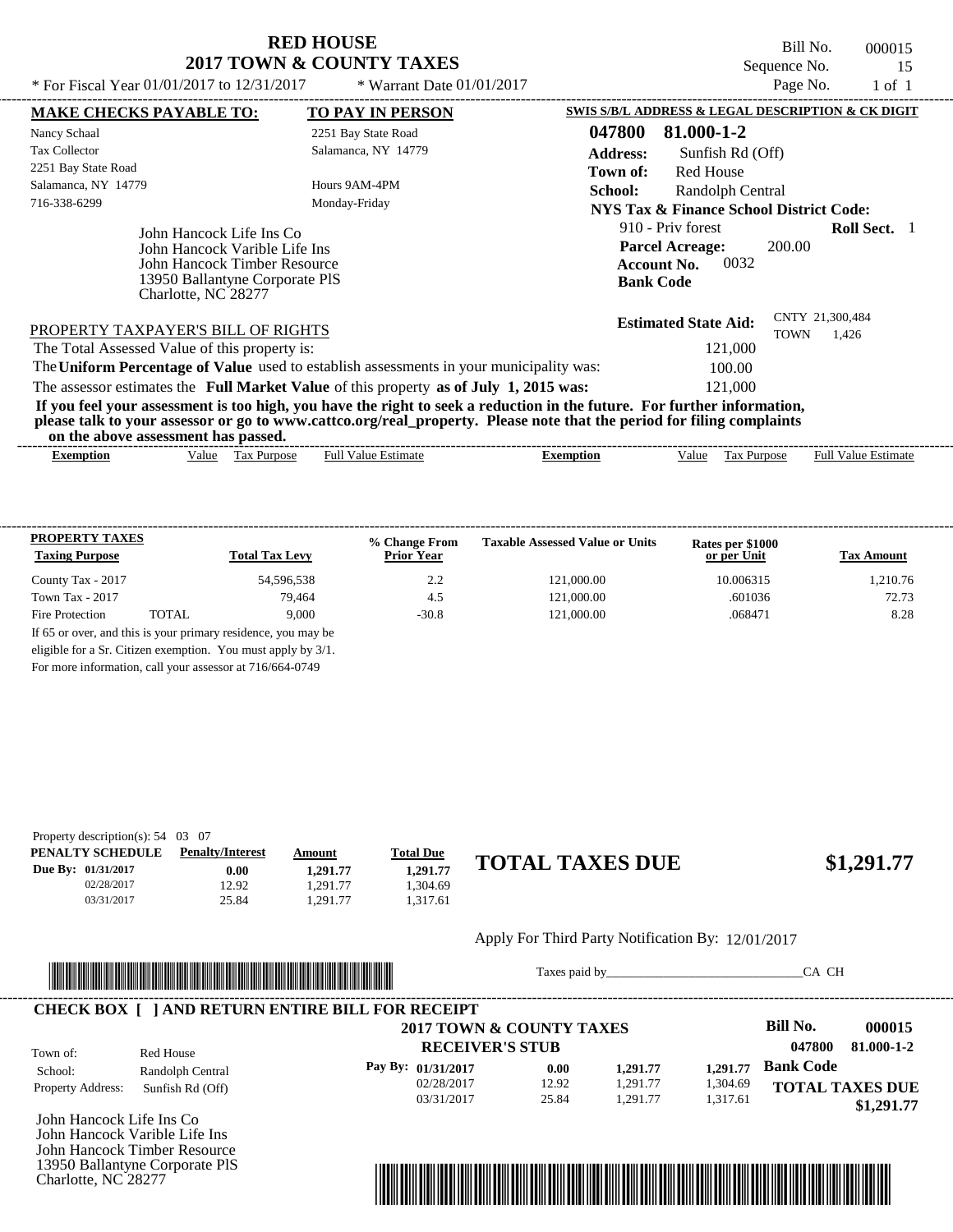# RED HOUSE
## 2017 TOWN & COUNTY TAXES

\* For Fiscal Year 01/01/2017 to 12/31/2017 &nbsp;&nbsp;&nbsp; \* Warrant Date 01/01/2017

Bill No. 000015
Sequence No. 15
Page No. 1 of 1

**MAKE CHECKS PAYABLE TO:**

Nancy Schaal
Tax Collector
2251 Bay State Road
Salamanca, NY 14779
716-338-6299

**TO PAY IN PERSON**

2251 Bay State Road
Salamanca, NY 14779

Hours 9AM-4PM
Monday-Friday

**SWIS S/B/L ADDRESS & LEGAL DESCRIPTION & CK DIGIT**

**047800 81.000-1-2**

**Address:** Sunfish Rd (Off)
**Town of:** Red House
**School:** Randolph Central
**NYS Tax & Finance School District Code:**
910 - Priv forest &nbsp;&nbsp; **Roll Sect.** 1
**Parcel Acreage:** 200.00
**Account No.** 0032
**Bank Code**

John Hancock Life Ins Co
John Hancock Varible Life Ins
John Hancock Timber Resource
13950 Ballantyne Corporate PlS
Charlotte, NC 28277

**Estimated State Aid:** CNTY 21,300,484 TOWN 1,426

PROPERTY TAXPAYER'S BILL OF RIGHTS

The Total Assessed Value of this property is: 121,000

The **Uniform Percentage of Value** used to establish assessments in your municipality was: 100.00

The assessor estimates the **Full Market Value** of this property **as of July 1, 2015 was:** 121,000

**If you feel your assessment is too high, you have the right to seek a reduction in the future. For further information, please talk to your assessor or go to www.cattco.org/real_property. Please note that the period for filing complaints on the above assessment has passed.**

| Exemption | Value | Tax Purpose | Full Value Estimate | Exemption | Value | Tax Purpose | Full Value Estimate |
|---|---|---|---|---|---|---|---|

**PROPERTY TAXES**

| Taxing Purpose | | Total Tax Levy | % Change From Prior Year | Taxable Assessed Value or Units | Rates per $1000 or per Unit | Tax Amount |
|---|---|---|---|---|---|---|
| County Tax - 2017 | | 54,596,538 | 2.2 | 121,000.00 | 10.006315 | 1,210.76 |
| Town Tax - 2017 | | 79,464 | 4.5 | 121,000.00 | .601036 | 72.73 |
| Fire Protection | TOTAL | 9,000 | -30.8 | 121,000.00 | .068471 | 8.28 |

If 65 or over, and this is your primary residence, you may be eligible for a Sr. Citizen exemption. You must apply by 3/1. For more information, call your assessor at 716/664-0749

Property description(s): 54 03 07

| PENALTY SCHEDULE | Penalty/Interest | Amount | Total Due |
|---|---|---|---|
| Due By: 01/31/2017 | 0.00 | 1,291.77 | 1,291.77 |
| 02/28/2017 | 12.92 | 1,291.77 | 1,304.69 |
| 03/31/2017 | 25.84 | 1,291.77 | 1,317.61 |

**TOTAL TAXES DUE $1,291.77**

Apply For Third Party Notification By: 12/01/2017

Taxes paid by_______________________________CA CH

**CHECK BOX [ ] AND RETURN ENTIRE BILL FOR RECEIPT**

**2017 TOWN & COUNTY TAXES**
**RECEIVER'S STUB**

**Bill No. 000015**
**047800 81.000-1-2**

Town of: Red House
School: Randolph Central
Property Address: Sunfish Rd (Off)

| Pay By: | | | |
|---|---|---|---|
| 01/31/2017 | 0.00 | 1,291.77 | 1,291.77 |
| 02/28/2017 | 12.92 | 1,291.77 | 1,304.69 |
| 03/31/2017 | 25.84 | 1,291.77 | 1,317.61 |

**Bank Code**

**TOTAL TAXES DUE $1,291.77**

John Hancock Life Ins Co
John Hancock Varible Life Ins
John Hancock Timber Resource
13950 Ballantyne Corporate PlS
Charlotte, NC 28277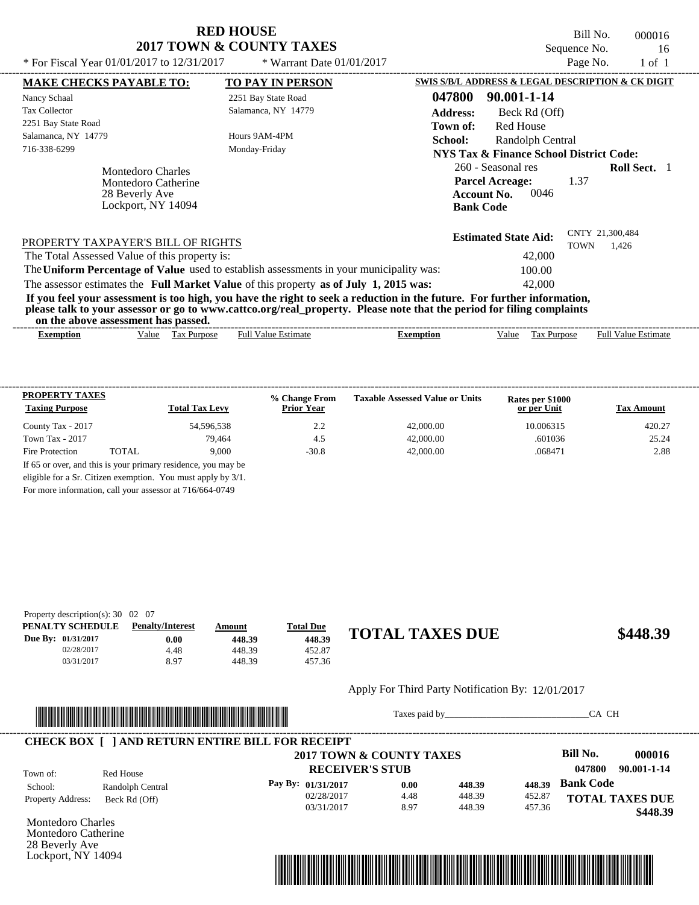# RED HOUSE
## 2017 TOWN & COUNTY TAXES

\* For Fiscal Year 01/01/2017 to 12/31/2017 \* Warrant Date 01/01/2017

Bill No. 000016
Sequence No. 16
Page No. 1 of 1

**MAKE CHECKS PAYABLE TO:**

Nancy Schaal
Tax Collector
2251 Bay State Road
Salamanca, NY 14779
716-338-6299

**TO PAY IN PERSON**

2251 Bay State Road
Salamanca, NY 14779

Hours 9AM-4PM
Monday-Friday

**SWIS S/B/L ADDRESS & LEGAL DESCRIPTION & CK DIGIT**

**047800 90.001-1-14**

**Address:** Beck Rd (Off)
**Town of:** Red House
**School:** Randolph Central
**NYS Tax & Finance School District Code:**
260 - Seasonal res **Roll Sect.** 1
**Parcel Acreage:** 1.37
**Account No.** 0046
**Bank Code**

Montedoro Charles
Montedoro Catherine
28 Beverly Ave
Lockport, NY 14094

**Estimated State Aid:** CNTY 21,300,484 TOWN 1,426

PROPERTY TAXPAYER'S BILL OF RIGHTS

The Total Assessed Value of this property is: 42,000

The **Uniform Percentage of Value** used to establish assessments in your municipality was: 100.00

The assessor estimates the **Full Market Value** of this property **as of July 1, 2015 was:** 42,000

**If you feel your assessment is too high, you have the right to seek a reduction in the future. For further information, please talk to your assessor or go to www.cattco.org/real_property. Please note that the period for filing complaints on the above assessment has passed.**

| Exemption | Value | Tax Purpose | Full Value Estimate | Exemption | Value | Tax Purpose | Full Value Estimate |
|---|---|---|---|---|---|---|---|

| PROPERTY TAXES Taxing Purpose | | Total Tax Levy | % Change From Prior Year | Taxable Assessed Value or Units | Rates per $1000 or per Unit | Tax Amount |
|---|---|---|---|---|---|---|
| County Tax - 2017 | | 54,596,538 | 2.2 | 42,000.00 | 10.006315 | 420.27 |
| Town Tax - 2017 | | 79,464 | 4.5 | 42,000.00 | .601036 | 25.24 |
| Fire Protection | TOTAL | 9,000 | -30.8 | 42,000.00 | .068471 | 2.88 |

If 65 or over, and this is your primary residence, you may be eligible for a Sr. Citizen exemption. You must apply by 3/1.
For more information, call your assessor at 716/664-0749

Property description(s): 30 02 07

| PENALTY SCHEDULE | Penalty/Interest | Amount | Total Due |
|---|---|---|---|
| Due By: 01/31/2017 | 0.00 | 448.39 | 448.39 |
| 02/28/2017 | 4.48 | 448.39 | 452.87 |
| 03/31/2017 | 8.97 | 448.39 | 457.36 |

**TOTAL TAXES DUE $448.39**

Apply For Third Party Notification By: 12/01/2017

Taxes paid by_______________________________CA CH

**CHECK BOX [ ] AND RETURN ENTIRE BILL FOR RECEIPT**

**2017 TOWN & COUNTY TAXES**
**RECEIVER'S STUB**

**Bill No. 000016**
**047800 90.001-1-14**

Town of: Red House
School: Randolph Central
Property Address: Beck Rd (Off)

| Pay By: | | | |
|---|---|---|---|
| 01/31/2017 | 0.00 | 448.39 | 448.39 |
| 02/28/2017 | 4.48 | 448.39 | 452.87 |
| 03/31/2017 | 8.97 | 448.39 | 457.36 |

**Bank Code**

**TOTAL TAXES DUE $448.39**

Montedoro Charles
Montedoro Catherine
28 Beverly Ave
Lockport, NY 14094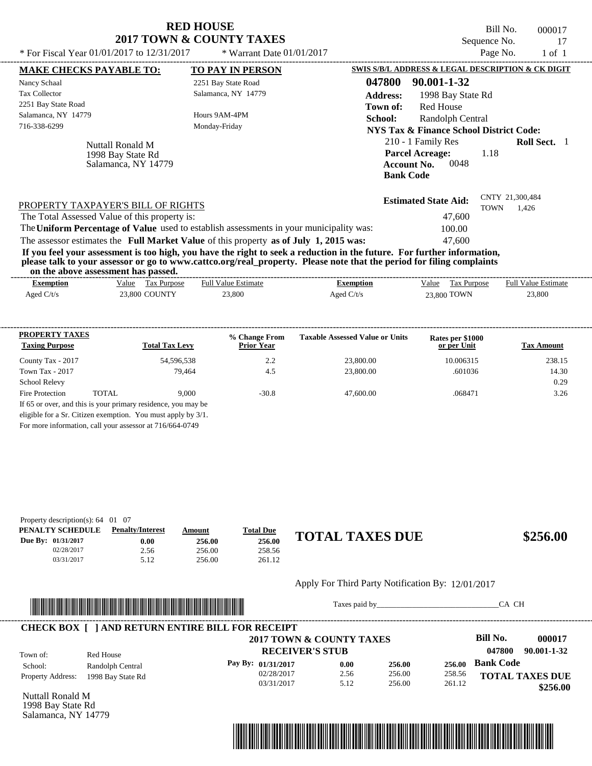# RED HOUSE
## 2017 TOWN & COUNTY TAXES

Bill No. 000017
Sequence No. 17
Page No. 1 of 1

* For Fiscal Year 01/01/2017 to 12/31/2017 * Warrant Date 01/01/2017

**MAKE CHECKS PAYABLE TO:**

Nancy Schaal
Tax Collector
2251 Bay State Road
Salamanca, NY 14779
716-338-6299

**TO PAY IN PERSON**

2251 Bay State Road
Salamanca, NY 14779

Hours 9AM-4PM
Monday-Friday

**SWIS S/B/L ADDRESS & LEGAL DESCRIPTION & CK DIGIT**

**047800 90.001-1-32**
**Address:** 1998 Bay State Rd
**Town of:** Red House
**School:** Randolph Central
**NYS Tax & Finance School District Code:**
210 - 1 Family Res **Roll Sect.** 1
**Parcel Acreage:** 1.18
**Account No.** 0048
**Bank Code**

Nuttall Ronald M
1998 Bay State Rd
Salamanca, NY 14779

**Estimated State Aid:** CNTY 21,300,484 TOWN 1,426

PROPERTY TAXPAYER'S BILL OF RIGHTS

The Total Assessed Value of this property is: 47,600
The **Uniform Percentage of Value** used to establish assessments in your municipality was: 100.00
The assessor estimates the **Full Market Value** of this property **as of July 1, 2015 was:** 47,600

**If you feel your assessment is too high, you have the right to seek a reduction in the future. For further information, please talk to your assessor or go to www.cattco.org/real_property. Please note that the period for filing complaints on the above assessment has passed.**

| Exemption | Value | Tax Purpose | Full Value Estimate | Exemption | Value | Tax Purpose | Full Value Estimate |
|---|---|---|---|---|---|---|---|
| Aged C/t/s | 23,800 | COUNTY | 23,800 | Aged C/t/s | 23,800 | TOWN | 23,800 |

| PROPERTY TAXES Taxing Purpose | | Total Tax Levy | % Change From Prior Year | Taxable Assessed Value or Units | Rates per $1000 or per Unit | Tax Amount |
|---|---|---|---|---|---|---|
| County Tax - 2017 | | 54,596,538 | 2.2 | 23,800.00 | 10.006315 | 238.15 |
| Town Tax - 2017 | | 79,464 | 4.5 | 23,800.00 | .601036 | 14.30 |
| School Relevy | | | | | | 0.29 |
| Fire Protection | TOTAL | 9,000 | -30.8 | 47,600.00 | .068471 | 3.26 |

If 65 or over, and this is your primary residence, you may be eligible for a Sr. Citizen exemption. You must apply by 3/1.
For more information, call your assessor at 716/664-0749

Property description(s): 64 01 07

| PENALTY SCHEDULE | Penalty/Interest | Amount | Total Due |
|---|---|---|---|
| Due By: 01/31/2017 | 0.00 | 256.00 | 256.00 |
| 02/28/2017 | 2.56 | 256.00 | 258.56 |
| 03/31/2017 | 5.12 | 256.00 | 261.12 |

## TOTAL TAXES DUE $256.00

Apply For Third Party Notification By: 12/01/2017

Taxes paid by_______________________________CA CH

**CHECK BOX [ ] AND RETURN ENTIRE BILL FOR RECEIPT**

**2017 TOWN & COUNTY TAXES**
**RECEIVER'S STUB**

**Bill No.** **000017**
**047800 90.001-1-32**

Town of: Red House
School: Randolph Central
Property Address: 1998 Bay State Rd

| Pay By: | | | | |
|---|---|---|---|---|
| 01/31/2017 | 0.00 | 256.00 | 256.00 | Bank Code |
| 02/28/2017 | 2.56 | 256.00 | 258.56 | |
| 03/31/2017 | 5.12 | 256.00 | 261.12 | |

**TOTAL TAXES DUE $256.00**

Nuttall Ronald M
1998 Bay State Rd
Salamanca, NY 14779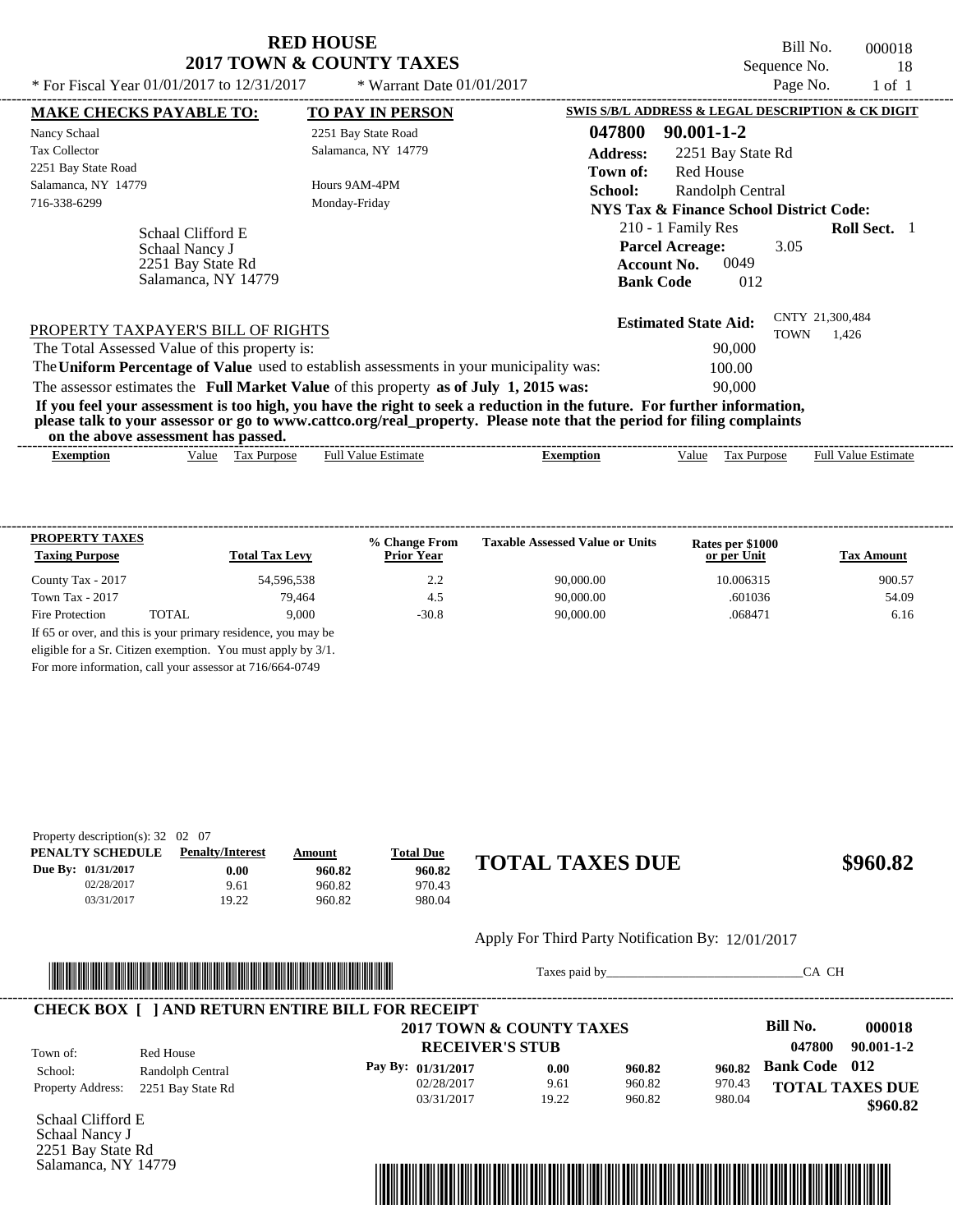# RED HOUSE
## 2017 TOWN & COUNTY TAXES

\* For Fiscal Year 01/01/2017 to 12/31/2017 \* Warrant Date 01/01/2017

Bill No. 000018
Sequence No. 18
Page No. 1 of 1

**MAKE CHECKS PAYABLE TO:**
Nancy Schaal
Tax Collector
2251 Bay State Road
Salamanca, NY 14779
716-338-6299

**TO PAY IN PERSON**
2251 Bay State Road
Salamanca, NY 14779

Hours 9AM-4PM
Monday-Friday

Schaal Clifford E
Schaal Nancy J
2251 Bay State Rd
Salamanca, NY 14779

**SWIS S/B/L ADDRESS & LEGAL DESCRIPTION & CK DIGIT**

**047800 90.001-1-2**
**Address:** 2251 Bay State Rd
**Town of:** Red House
**School:** Randolph Central
**NYS Tax & Finance School District Code:**
210 - 1 Family Res **Roll Sect.** 1
**Parcel Acreage:** 3.05
**Account No.** 0049
**Bank Code** 012

**Estimated State Aid:** CNTY 21,300,484 TOWN 1,426

PROPERTY TAXPAYER'S BILL OF RIGHTS

The Total Assessed Value of this property is: 90,000
The **Uniform Percentage of Value** used to establish assessments in your municipality was: 100.00
The assessor estimates the **Full Market Value** of this property **as of July 1, 2015 was:** 90,000

**If you feel your assessment is too high, you have the right to seek a reduction in the future. For further information, please talk to your assessor or go to www.cattco.org/real_property. Please note that the period for filing complaints on the above assessment has passed.**

| Exemption | Value | Tax Purpose | Full Value Estimate | Exemption | Value | Tax Purpose | Full Value Estimate |
|---|---|---|---|---|---|---|---|

| PROPERTY TAXES Taxing Purpose | | Total Tax Levy | % Change From Prior Year | Taxable Assessed Value or Units | Rates per $1000 or per Unit | Tax Amount |
|---|---|---|---|---|---|---|
| County Tax - 2017 | | 54,596,538 | 2.2 | 90,000.00 | 10.006315 | 900.57 |
| Town Tax - 2017 | | 79,464 | 4.5 | 90,000.00 | .601036 | 54.09 |
| Fire Protection | TOTAL | 9,000 | -30.8 | 90,000.00 | .068471 | 6.16 |

If 65 or over, and this is your primary residence, you may be eligible for a Sr. Citizen exemption. You must apply by 3/1. For more information, call your assessor at 716/664-0749

Property description(s): 32 02 07

| PENALTY SCHEDULE | Penalty/Interest | Amount | Total Due |
|---|---|---|---|
| Due By: 01/31/2017 | 0.00 | 960.82 | 960.82 |
| 02/28/2017 | 9.61 | 960.82 | 970.43 |
| 03/31/2017 | 19.22 | 960.82 | 980.04 |

**TOTAL TAXES DUE $960.82**

Apply For Third Party Notification By: 12/01/2017

Taxes paid by_______________________________CA CH

**CHECK BOX [ ] AND RETURN ENTIRE BILL FOR RECEIPT**

**2017 TOWN & COUNTY TAXES**
**RECEIVER'S STUB**

**Bill No. 000018**
**047800 90.001-1-2**
**Bank Code 012**

Town of: Red House
School: Randolph Central
Property Address: 2251 Bay State Rd

| Pay By: | | | |
|---|---|---|---|
| 01/31/2017 | 0.00 | 960.82 | 960.82 |
| 02/28/2017 | 9.61 | 960.82 | 970.43 |
| 03/31/2017 | 19.22 | 960.82 | 980.04 |

**TOTAL TAXES DUE $960.82**

Schaal Clifford E
Schaal Nancy J
2251 Bay State Rd
Salamanca, NY 14779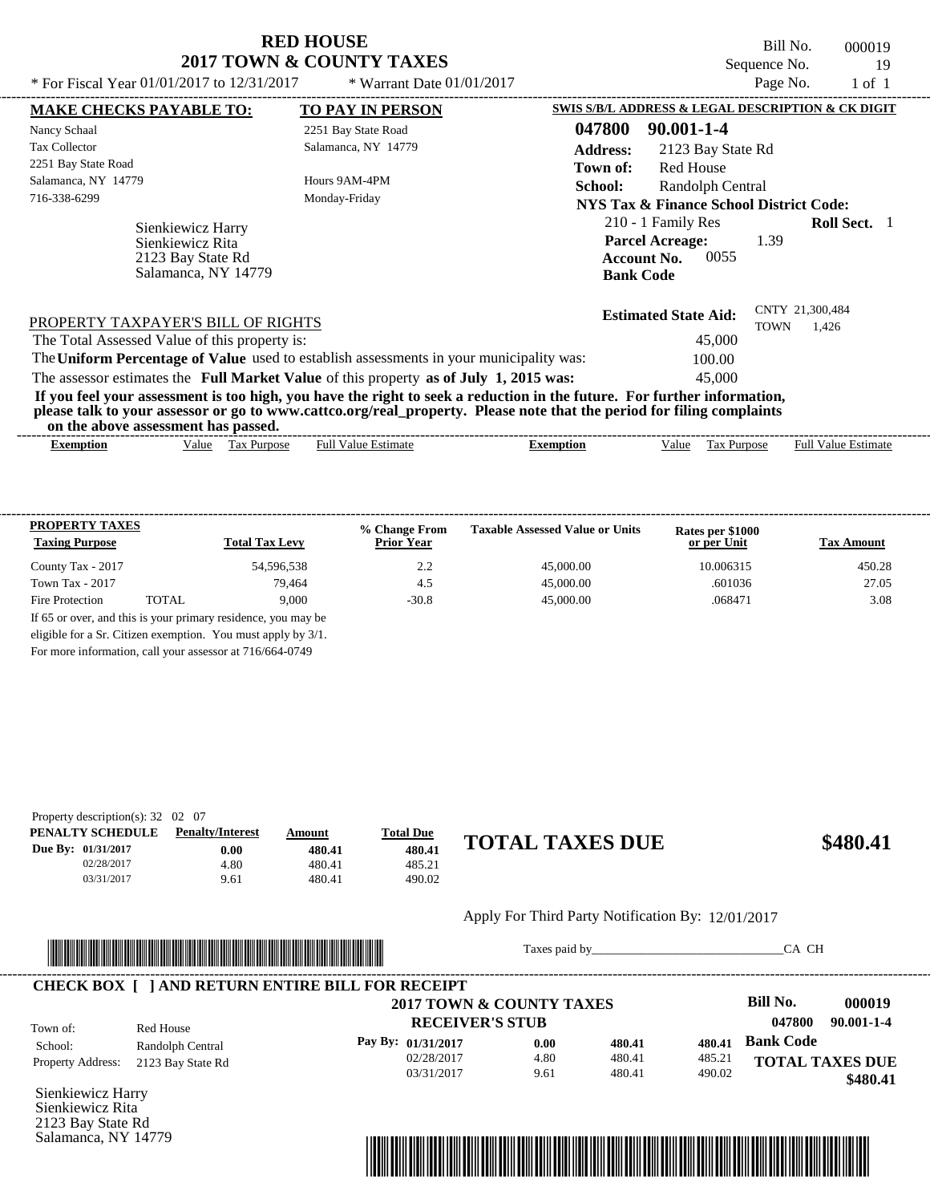# RED HOUSE
## 2017 TOWN & COUNTY TAXES

\* For Fiscal Year 01/01/2017 to 12/31/2017 \* Warrant Date 01/01/2017

Bill No. 000019
Sequence No. 19
Page No. 1 of 1

**MAKE CHECKS PAYABLE TO:**
Nancy Schaal
Tax Collector
2251 Bay State Road
Salamanca, NY 14779
716-338-6299

**TO PAY IN PERSON**
2251 Bay State Road
Salamanca, NY 14779

Hours 9AM-4PM
Monday-Friday

**SWIS S/B/L ADDRESS & LEGAL DESCRIPTION & CK DIGIT**
**047800 90.001-1-4**
**Address:** 2123 Bay State Rd
**Town of:** Red House
**School:** Randolph Central
**NYS Tax & Finance School District Code:**
210 - 1 Family Res **Roll Sect.** 1
**Parcel Acreage:** 1.39
**Account No.** 0055
**Bank Code**

Sienkiewicz Harry
Sienkiewicz Rita
2123 Bay State Rd
Salamanca, NY 14779

**Estimated State Aid:** CNTY 21,300,484 TOWN 1,426

PROPERTY TAXPAYER'S BILL OF RIGHTS

The Total Assessed Value of this property is: 45,000
The **Uniform Percentage of Value** used to establish assessments in your municipality was: 100.00
The assessor estimates the **Full Market Value** of this property **as of July 1, 2015 was:** 45,000

**If you feel your assessment is too high, you have the right to seek a reduction in the future. For further information, please talk to your assessor or go to www.cattco.org/real_property. Please note that the period for filing complaints on the above assessment has passed.**

| Exemption | Value | Tax Purpose | Full Value Estimate | Exemption | Value | Tax Purpose | Full Value Estimate |
|---|---|---|---|---|---|---|---|

| PROPERTY TAXES Taxing Purpose | | Total Tax Levy | % Change From Prior Year | Taxable Assessed Value or Units | Rates per $1000 or per Unit | Tax Amount |
|---|---|---|---|---|---|---|
| County Tax - 2017 | | 54,596,538 | 2.2 | 45,000.00 | 10.006315 | 450.28 |
| Town Tax - 2017 | | 79,464 | 4.5 | 45,000.00 | .601036 | 27.05 |
| Fire Protection | TOTAL | 9,000 | -30.8 | 45,000.00 | .068471 | 3.08 |

If 65 or over, and this is your primary residence, you may be eligible for a Sr. Citizen exemption. You must apply by 3/1. For more information, call your assessor at 716/664-0749

Property description(s): 32 02 07

| PENALTY SCHEDULE | Penalty/Interest | Amount | Total Due |
|---|---|---|---|
| Due By: 01/31/2017 | 0.00 | 480.41 | 480.41 |
| 02/28/2017 | 4.80 | 480.41 | 485.21 |
| 03/31/2017 | 9.61 | 480.41 | 490.02 |

**TOTAL TAXES DUE $480.41**

Apply For Third Party Notification By: 12/01/2017

Taxes paid by_______________________________CA CH

**CHECK BOX [ ] AND RETURN ENTIRE BILL FOR RECEIPT**

**2017 TOWN & COUNTY TAXES**
**RECEIVER'S STUB**

**Bill No. 000019**
**047800 90.001-1-4**

Town of: Red House
School: Randolph Central
Property Address: 2123 Bay State Rd

| Pay By: | | | |
|---|---|---|---|
| 01/31/2017 | 0.00 | 480.41 | 480.41 |
| 02/28/2017 | 4.80 | 480.41 | 485.21 |
| 03/31/2017 | 9.61 | 480.41 | 490.02 |

**Bank Code**

**TOTAL TAXES DUE $480.41**

Sienkiewicz Harry
Sienkiewicz Rita
2123 Bay State Rd
Salamanca, NY 14779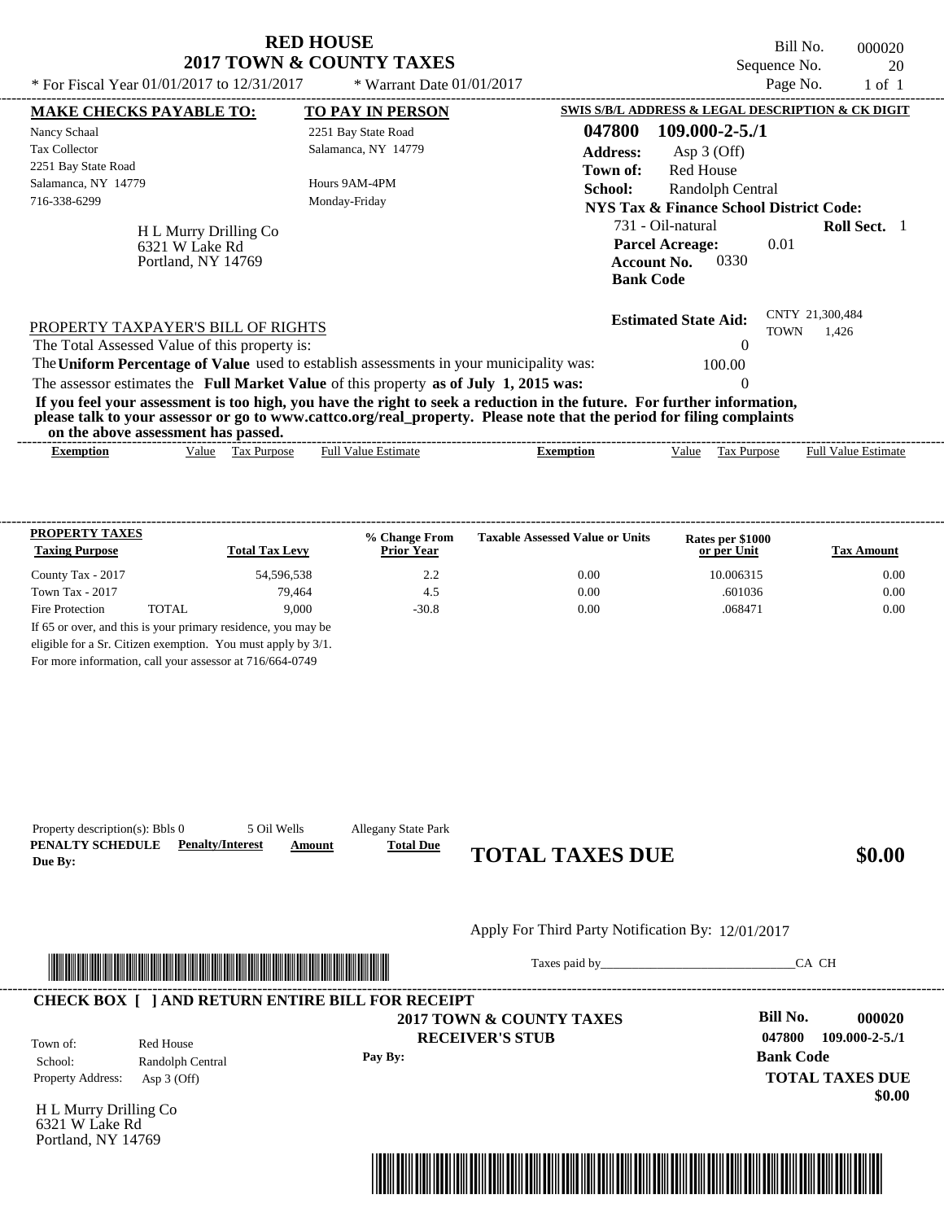# RED HOUSE
## 2017 TOWN & COUNTY TAXES

\* For Fiscal Year 01/01/2017 to 12/31/2017 \* Warrant Date 01/01/2017

Bill No. 000020
Sequence No. 20
Page No. 1 of 1

**MAKE CHECKS PAYABLE TO:**

Nancy Schaal
Tax Collector
2251 Bay State Road
Salamanca, NY 14779
716-338-6299

**TO PAY IN PERSON**

2251 Bay State Road
Salamanca, NY 14779

Hours 9AM-4PM
Monday-Friday

H L Murry Drilling Co
6321 W Lake Rd
Portland, NY 14769

**SWIS S/B/L ADDRESS & LEGAL DESCRIPTION & CK DIGIT**

**047800 109.000-2-5./1**
**Address:** Asp 3 (Off)
**Town of:** Red House
**School:** Randolph Central
**NYS Tax & Finance School District Code:**
731 - Oil-natural **Roll Sect.** 1
**Parcel Acreage:** 0.01
**Account No.** 0330
**Bank Code**

**Estimated State Aid:** CNTY 21,300,484 TOWN 1,426

PROPERTY TAXPAYER'S BILL OF RIGHTS

The Total Assessed Value of this property is: 0
The **Uniform Percentage of Value** used to establish assessments in your municipality was: 100.00
The assessor estimates the **Full Market Value** of this property **as of July 1, 2015 was:** 0

**If you feel your assessment is too high, you have the right to seek a reduction in the future. For further information, please talk to your assessor or go to www.cattco.org/real_property. Please note that the period for filing complaints on the above assessment has passed.**

| Exemption | Value | Tax Purpose | Full Value Estimate | Exemption | Value | Tax Purpose | Full Value Estimate |
|---|---|---|---|---|---|---|---|

| PROPERTY TAXES Taxing Purpose | | Total Tax Levy | % Change From Prior Year | Taxable Assessed Value or Units | Rates per $1000 or per Unit | Tax Amount |
|---|---|---|---|---|---|---|
| County Tax - 2017 | | 54,596,538 | 2.2 | 0.00 | 10.006315 | 0.00 |
| Town Tax - 2017 | | 79,464 | 4.5 | 0.00 | .601036 | 0.00 |
| Fire Protection | TOTAL | 9,000 | -30.8 | 0.00 | .068471 | 0.00 |

If 65 or over, and this is your primary residence, you may be eligible for a Sr. Citizen exemption. You must apply by 3/1. For more information, call your assessor at 716/664-0749

Property description(s): Bbls 0 5 Oil Wells Allegany State Park

| PENALTY SCHEDULE Due By: | Penalty/Interest | Amount | Total Due |
|---|---|---|---|

**TOTAL TAXES DUE $0.00**

Apply For Third Party Notification By: 12/01/2017

Taxes paid by________________________________CA CH

**CHECK BOX [ ] AND RETURN ENTIRE BILL FOR RECEIPT**

**2017 TOWN & COUNTY TAXES**
**RECEIVER'S STUB**

Town of: Red House
School: Randolph Central
Property Address: Asp 3 (Off)

**Pay By:**

**Bill No. 000020**
**047800 109.000-2-5./1**
**Bank Code**
**TOTAL TAXES DUE**
**$0.00**

H L Murry Drilling Co
6321 W Lake Rd
Portland, NY 14769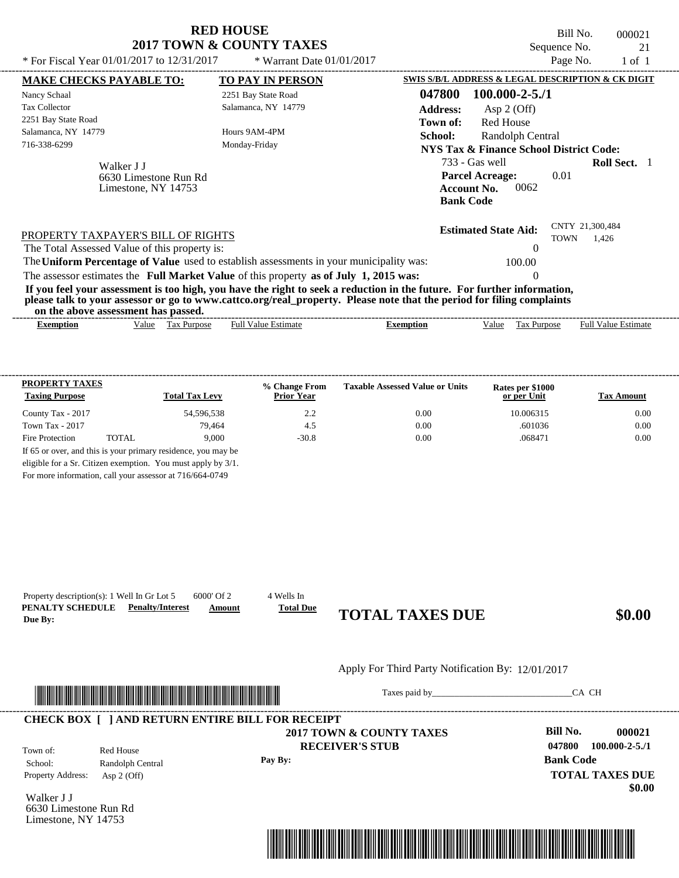# RED HOUSE
## 2017 TOWN & COUNTY TAXES

* For Fiscal Year 01/01/2017 to 12/31/2017 * Warrant Date 01/01/2017

Bill No. 000021
Sequence No. 21
Page No. 1 of 1

**MAKE CHECKS PAYABLE TO:**
Nancy Schaal
Tax Collector
2251 Bay State Road
Salamanca, NY 14779
716-338-6299

**TO PAY IN PERSON**
2251 Bay State Road
Salamanca, NY 14779

Hours 9AM-4PM
Monday-Friday

Walker J J
6630 Limestone Run Rd
Limestone, NY 14753

**SWIS S/B/L ADDRESS & LEGAL DESCRIPTION & CK DIGIT**

**047800 100.000-2-5./1**
**Address:** Asp 2 (Off)
**Town of:** Red House
**School:** Randolph Central
**NYS Tax & Finance School District Code:**
733 - Gas well **Roll Sect.** 1
**Parcel Acreage:** 0.01
**Account No.** 0062
**Bank Code**

**Estimated State Aid:** CNTY 21,300,484 TOWN 1,426

PROPERTY TAXPAYER'S BILL OF RIGHTS

The Total Assessed Value of this property is: 0
The **Uniform Percentage of Value** used to establish assessments in your municipality was: 100.00
The assessor estimates the **Full Market Value** of this property **as of July 1, 2015 was:** 0

**If you feel your assessment is too high, you have the right to seek a reduction in the future. For further information, please talk to your assessor or go to www.cattco.org/real_property. Please note that the period for filing complaints on the above assessment has passed.**

| Exemption | Value | Tax Purpose | Full Value Estimate | Exemption | Value | Tax Purpose | Full Value Estimate |
|---|---|---|---|---|---|---|---|

| PROPERTY TAXES Taxing Purpose | | Total Tax Levy | % Change From Prior Year | Taxable Assessed Value or Units | Rates per $1000 or per Unit | Tax Amount |
|---|---|---|---|---|---|---|
| County Tax - 2017 | | 54,596,538 | 2.2 | 0.00 | 10.006315 | 0.00 |
| Town Tax - 2017 | | 79,464 | 4.5 | 0.00 | .601036 | 0.00 |
| Fire Protection | TOTAL | 9,000 | -30.8 | 0.00 | .068471 | 0.00 |

If 65 or over, and this is your primary residence, you may be eligible for a Sr. Citizen exemption. You must apply by 3/1. For more information, call your assessor at 716/664-0749

Property description(s): 1 Well In Gr Lot 5 6000' Of 2 4 Wells In

| PENALTY SCHEDULE | Penalty/Interest | Amount | Total Due |
|---|---|---|---|
| Due By: | | | |

**TOTAL TAXES DUE $0.00**

Apply For Third Party Notification By: 12/01/2017

Taxes paid by_______________________________CA CH

**CHECK BOX [ ] AND RETURN ENTIRE BILL FOR RECEIPT**

**2017 TOWN & COUNTY TAXES**
**RECEIVER'S STUB**

Town of: Red House
School: Randolph Central
Property Address: Asp 2 (Off)

**Pay By:**

**Bill No. 000021**
**047800 100.000-2-5./1**
**Bank Code**
**TOTAL TAXES DUE**
**$0.00**

Walker J J
6630 Limestone Run Rd
Limestone, NY 14753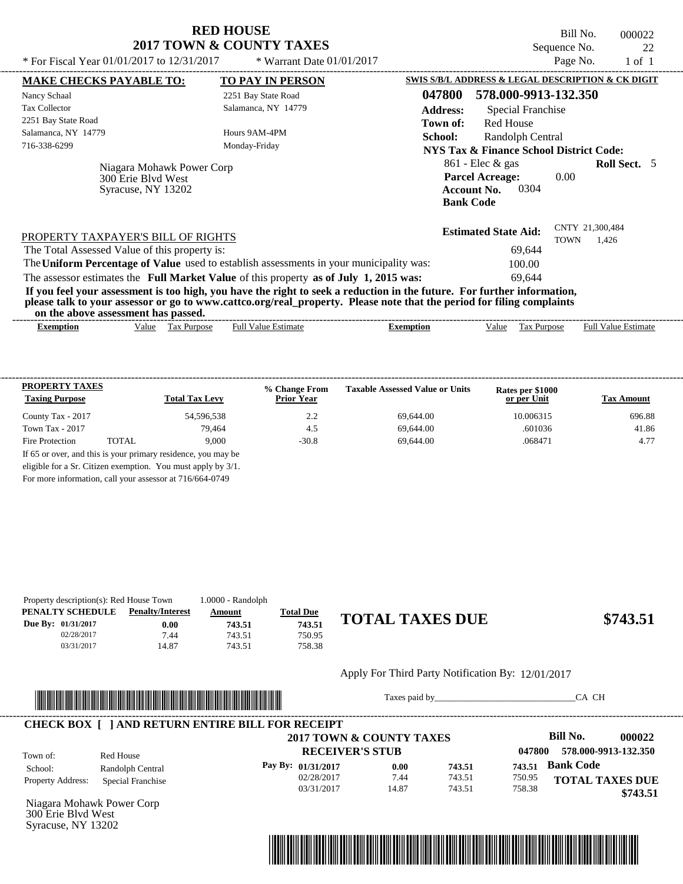# RED HOUSE
## 2017 TOWN & COUNTY TAXES

\* For Fiscal Year 01/01/2017 to 12/31/2017 \* Warrant Date 01/01/2017

Bill No. 000022
Sequence No. 22
Page No. 1 of 1

**MAKE CHECKS PAYABLE TO:**
Nancy Schaal
Tax Collector
2251 Bay State Road
Salamanca, NY 14779
716-338-6299

**TO PAY IN PERSON**
2251 Bay State Road
Salamanca, NY 14779

Hours 9AM-4PM
Monday-Friday

Niagara Mohawk Power Corp
300 Erie Blvd West
Syracuse, NY 13202

**SWIS S/B/L ADDRESS & LEGAL DESCRIPTION & CK DIGIT**

**047800 578.000-9913-132.350**

**Address:** Special Franchise
**Town of:** Red House
**School:** Randolph Central
**NYS Tax & Finance School District Code:**
861 - Elec & gas **Roll Sect.** 5
**Parcel Acreage:** 0.00
**Account No.** 0304
**Bank Code**

**Estimated State Aid:** CNTY 21,300,484 TOWN 1,426

PROPERTY TAXPAYER'S BILL OF RIGHTS

The Total Assessed Value of this property is: 69,644
The **Uniform Percentage of Value** used to establish assessments in your municipality was: 100.00
The assessor estimates the **Full Market Value** of this property **as of July 1, 2015 was:** 69,644

**If you feel your assessment is too high, you have the right to seek a reduction in the future. For further information, please talk to your assessor or go to www.cattco.org/real_property. Please note that the period for filing complaints on the above assessment has passed.**

| Exemption | Value | Tax Purpose | Full Value Estimate | Exemption | Value | Tax Purpose | Full Value Estimate |
|---|---|---|---|---|---|---|---|

| PROPERTY TAXES Taxing Purpose | | Total Tax Levy | % Change From Prior Year | Taxable Assessed Value or Units | Rates per $1000 or per Unit | Tax Amount |
|---|---|---|---|---|---|---|
| County Tax - 2017 | | 54,596,538 | 2.2 | 69,644.00 | 10.006315 | 696.88 |
| Town Tax - 2017 | | 79,464 | 4.5 | 69,644.00 | .601036 | 41.86 |
| Fire Protection | TOTAL | 9,000 | -30.8 | 69,644.00 | .068471 | 4.77 |

If 65 or over, and this is your primary residence, you may be eligible for a Sr. Citizen exemption. You must apply by 3/1.
For more information, call your assessor at 716/664-0749

Property description(s): Red House Town 1.0000 - Randolph

| PENALTY SCHEDULE | Penalty/Interest | Amount | Total Due |
|---|---|---|---|
| Due By: 01/31/2017 | 0.00 | 743.51 | 743.51 |
| 02/28/2017 | 7.44 | 743.51 | 750.95 |
| 03/31/2017 | 14.87 | 743.51 | 758.38 |

**TOTAL TAXES DUE $743.51**

Apply For Third Party Notification By: 12/01/2017

Taxes paid by_______________________________CA CH

**CHECK BOX [ ] AND RETURN ENTIRE BILL FOR RECEIPT**

**2017 TOWN & COUNTY TAXES**
**RECEIVER'S STUB**

**Bill No. 000022**
**047800 578.000-9913-132.350**

Town of: Red House
School: Randolph Central
Property Address: Special Franchise

| Pay By: | | | |
|---|---|---|---|
| 01/31/2017 | 0.00 | 743.51 | 743.51 |
| 02/28/2017 | 7.44 | 743.51 | 750.95 |
| 03/31/2017 | 14.87 | 743.51 | 758.38 |

**Bank Code**
**TOTAL TAXES DUE $743.51**

Niagara Mohawk Power Corp
300 Erie Blvd West
Syracuse, NY 13202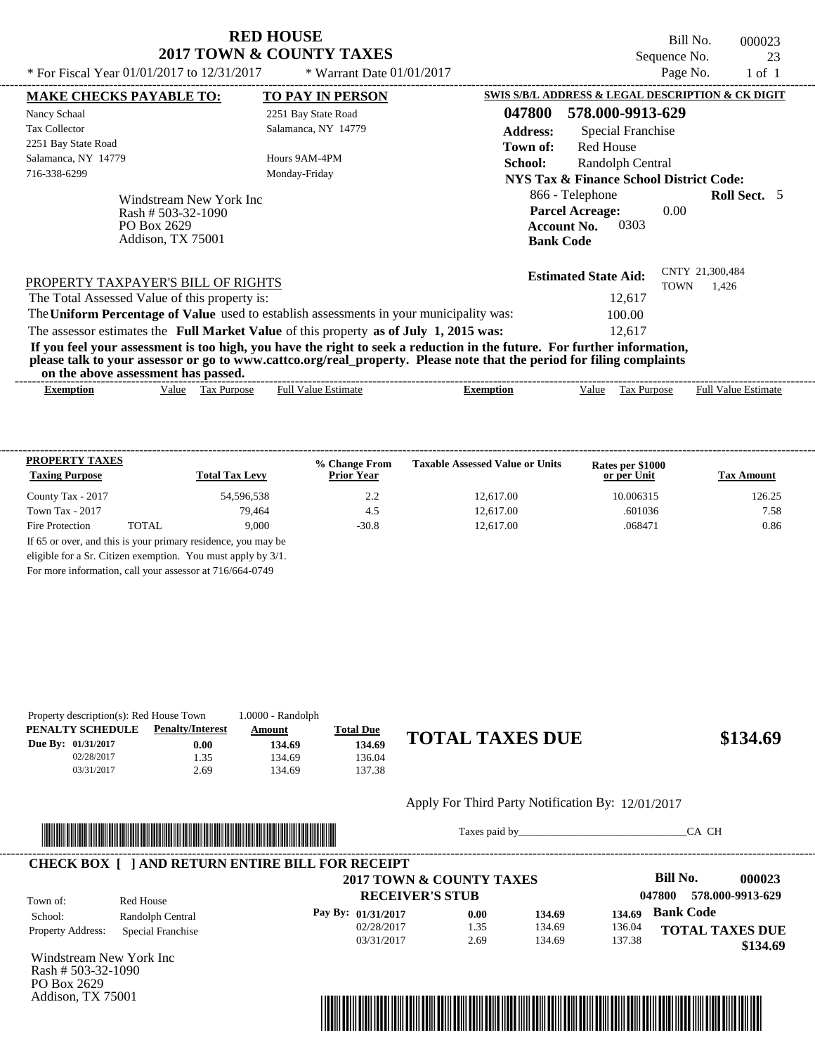# RED HOUSE
## 2017 TOWN & COUNTY TAXES

\* For Fiscal Year 01/01/2017 to 12/31/2017 \* Warrant Date 01/01/2017

Bill No. 000023
Sequence No. 23
Page No. 1 of 1

**MAKE CHECKS PAYABLE TO:**

Nancy Schaal
Tax Collector
2251 Bay State Road
Salamanca, NY 14779
716-338-6299

**TO PAY IN PERSON**

2251 Bay State Road
Salamanca, NY 14779

Hours 9AM-4PM
Monday-Friday

**SWIS S/B/L ADDRESS & LEGAL DESCRIPTION & CK DIGIT**

**047800 578.000-9913-629**

**Address:** Special Franchise
**Town of:** Red House
**School:** Randolph Central
**NYS Tax & Finance School District Code:**
866 - Telephone **Roll Sect.** 5
**Parcel Acreage:** 0.00
**Account No.** 0303
**Bank Code**

Windstream New York Inc
Rash # 503-32-1090
PO Box 2629
Addison, TX 75001

**Estimated State Aid:** CNTY 21,300,484 TOWN 1,426

PROPERTY TAXPAYER'S BILL OF RIGHTS

The Total Assessed Value of this property is: 12,617

The **Uniform Percentage of Value** used to establish assessments in your municipality was: 100.00

The assessor estimates the **Full Market Value** of this property **as of July 1, 2015 was:** 12,617

**If you feel your assessment is too high, you have the right to seek a reduction in the future. For further information, please talk to your assessor or go to www.cattco.org/real_property. Please note that the period for filing complaints on the above assessment has passed.**

| Exemption | Value | Tax Purpose | Full Value Estimate | Exemption | Value | Tax Purpose | Full Value Estimate |
|---|---|---|---|---|---|---|---|

| PROPERTY TAXES Taxing Purpose | Total Tax Levy | % Change From Prior Year | Taxable Assessed Value or Units | Rates per $1000 or per Unit | Tax Amount |
|---|---|---|---|---|---|
| County Tax - 2017 | 54,596,538 | 2.2 | 12,617.00 | 10.006315 | 126.25 |
| Town Tax - 2017 | 79,464 | 4.5 | 12,617.00 | .601036 | 7.58 |
| Fire Protection TOTAL | 9,000 | -30.8 | 12,617.00 | .068471 | 0.86 |

If 65 or over, and this is your primary residence, you may be eligible for a Sr. Citizen exemption. You must apply by 3/1. For more information, call your assessor at 716/664-0749

Property description(s): Red House Town 1.0000 - Randolph

| PENALTY SCHEDULE | Penalty/Interest | Amount | Total Due |
|---|---|---|---|
| Due By: 01/31/2017 | 0.00 | 134.69 | 134.69 |
| 02/28/2017 | 1.35 | 134.69 | 136.04 |
| 03/31/2017 | 2.69 | 134.69 | 137.38 |

## TOTAL TAXES DUE $134.69

Apply For Third Party Notification By: 12/01/2017

Taxes paid by_______________________________CA CH

**CHECK BOX [ ] AND RETURN ENTIRE BILL FOR RECEIPT**

**2017 TOWN & COUNTY TAXES**
**RECEIVER'S STUB**

**Bill No. 000023**
**047800 578.000-9913-629**

Town of: Red House
School: Randolph Central
Property Address: Special Franchise

| Pay By: | | | |
|---|---|---|---|
| 01/31/2017 | 0.00 | 134.69 | 134.69 |
| 02/28/2017 | 1.35 | 134.69 | 136.04 |
| 03/31/2017 | 2.69 | 134.69 | 137.38 |

**Bank Code**

**TOTAL TAXES DUE $134.69**

Windstream New York Inc
Rash # 503-32-1090
PO Box 2629
Addison, TX 75001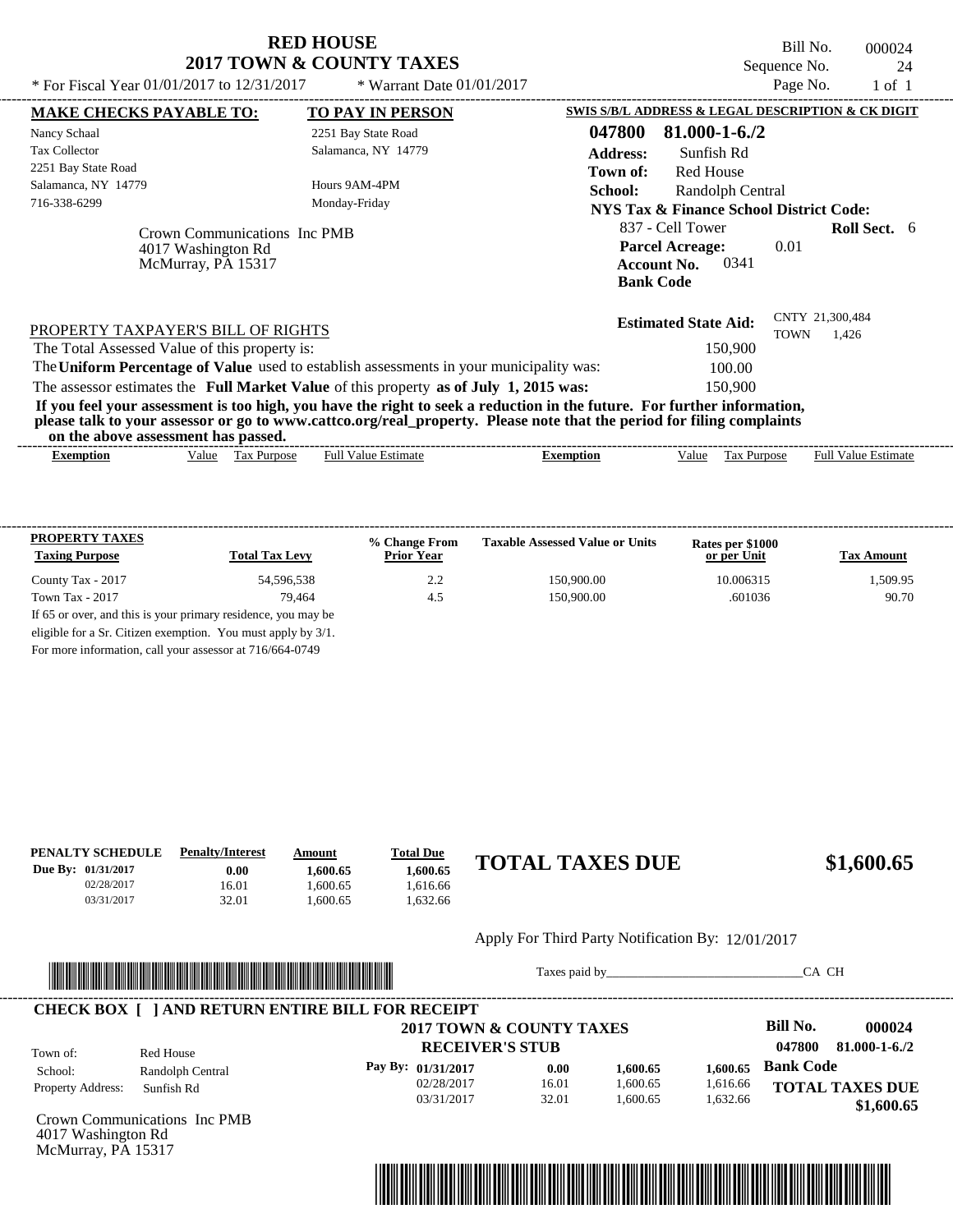# RED HOUSE
## 2017 TOWN & COUNTY TAXES

Bill No. 000024
Sequence No. 24
Page No. 1 of 1

* For Fiscal Year 01/01/2017 to 12/31/2017 * Warrant Date 01/01/2017

**MAKE CHECKS PAYABLE TO:**
Nancy Schaal
Tax Collector
2251 Bay State Road
Salamanca, NY 14779
716-338-6299

**TO PAY IN PERSON**
2251 Bay State Road
Salamanca, NY 14779

Hours 9AM-4PM
Monday-Friday

**SWIS S/B/L ADDRESS & LEGAL DESCRIPTION & CK DIGIT**
**047800 81.000-1-6./2**
**Address:** Sunfish Rd
**Town of:** Red House
**School:** Randolph Central
**NYS Tax & Finance School District Code:**
837 - Cell Tower **Roll Sect.** 6
**Parcel Acreage:** 0.01
**Account No.** 0341
**Bank Code**

Crown Communications Inc PMB
4017 Washington Rd
McMurray, PA 15317

**Estimated State Aid:** CNTY 21,300,484 TOWN 1,426

PROPERTY TAXPAYER'S BILL OF RIGHTS

The Total Assessed Value of this property is: 150,900
The **Uniform Percentage of Value** used to establish assessments in your municipality was: 100.00
The assessor estimates the **Full Market Value** of this property **as of July 1, 2015 was:** 150,900

**If you feel your assessment is too high, you have the right to seek a reduction in the future. For further information, please talk to your assessor or go to www.cattco.org/real_property. Please note that the period for filing complaints on the above assessment has passed.**

| Exemption | Value | Tax Purpose | Full Value Estimate | Exemption | Value | Tax Purpose | Full Value Estimate |
|---|---|---|---|---|---|---|---|

| PROPERTY TAXES Taxing Purpose | Total Tax Levy | % Change From Prior Year | Taxable Assessed Value or Units | Rates per $1000 or per Unit | Tax Amount |
|---|---|---|---|---|---|
| County Tax - 2017 | 54,596,538 | 2.2 | 150,900.00 | 10.006315 | 1,509.95 |
| Town Tax - 2017 | 79,464 | 4.5 | 150,900.00 | .601036 | 90.70 |

If 65 or over, and this is your primary residence, you may be eligible for a Sr. Citizen exemption. You must apply by 3/1. For more information, call your assessor at 716/664-0749

| PENALTY SCHEDULE | Penalty/Interest | Amount | Total Due |
|---|---|---|---|
| Due By: 01/31/2017 | 0.00 | 1,600.65 | 1,600.65 |
| 02/28/2017 | 16.01 | 1,600.65 | 1,616.66 |
| 03/31/2017 | 32.01 | 1,600.65 | 1,632.66 |

**TOTAL TAXES DUE $1,600.65**

Apply For Third Party Notification By: 12/01/2017

Taxes paid by_______________________________CA CH

**CHECK BOX [ ] AND RETURN ENTIRE BILL FOR RECEIPT**

**2017 TOWN & COUNTY TAXES**
**RECEIVER'S STUB**

**Bill No. 000024**
**047800 81.000-1-6./2**

Town of: Red House
School: Randolph Central
Property Address: Sunfish Rd

| Pay By: | | | |
|---|---|---|---|
| 01/31/2017 | 0.00 | 1,600.65 | 1,600.65 |
| 02/28/2017 | 16.01 | 1,600.65 | 1,616.66 |
| 03/31/2017 | 32.01 | 1,600.65 | 1,632.66 |

**Bank Code**

**TOTAL TAXES DUE $1,600.65**

Crown Communications Inc PMB
4017 Washington Rd
McMurray, PA 15317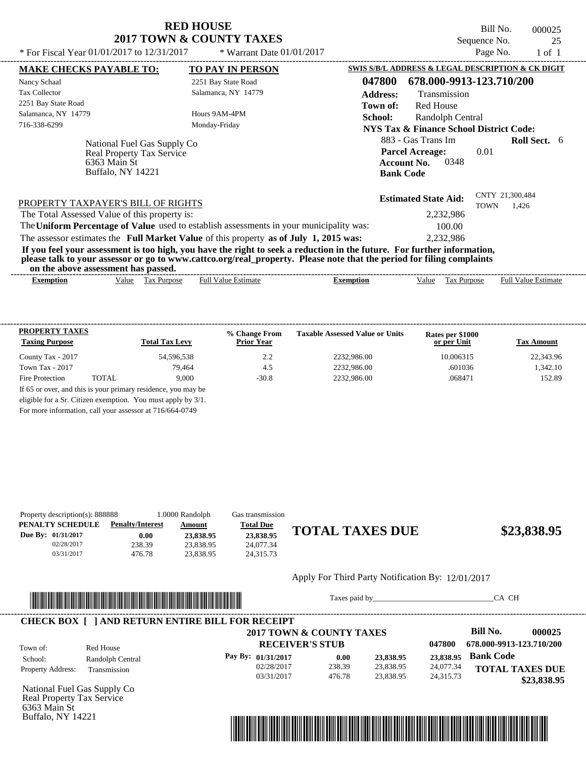# RED HOUSE
## 2017 TOWN & COUNTY TAXES

\* For Fiscal Year 01/01/2017 to 12/31/2017 \* Warrant Date 01/01/2017

Bill No. 000025
Sequence No. 25
Page No. 1 of 1

**MAKE CHECKS PAYABLE TO:**
Nancy Schaal
Tax Collector
2251 Bay State Road
Salamanca, NY 14779
716-338-6299

**TO PAY IN PERSON**
2251 Bay State Road
Salamanca, NY 14779

Hours 9AM-4PM
Monday-Friday

**SWIS S/B/L ADDRESS & LEGAL DESCRIPTION & CK DIGIT**
**047800 678.000-9913-123.710/200**
**Address:** Transmission
**Town of:** Red House
**School:** Randolph Central
**NYS Tax & Finance School District Code:**
883 - Gas Trans Im **Roll Sect.** 6
**Parcel Acreage:** 0.01
**Account No.** 0348
**Bank Code**

National Fuel Gas Supply Co
Real Property Tax Service
6363 Main St
Buffalo, NY 14221

**Estimated State Aid:** CNTY 21,300,484 TOWN 1,426

PROPERTY TAXPAYER'S BILL OF RIGHTS

The Total Assessed Value of this property is: 2,232,986

The **Uniform Percentage of Value** used to establish assessments in your municipality was: 100.00

The assessor estimates the **Full Market Value** of this property **as of July 1, 2015 was:** 2,232,986

**If you feel your assessment is too high, you have the right to seek a reduction in the future. For further information, please talk to your assessor or go to www.cattco.org/real_property. Please note that the period for filing complaints on the above assessment has passed.**

| Exemption | Value | Tax Purpose | Full Value Estimate | Exemption | Value | Tax Purpose | Full Value Estimate |
|---|---|---|---|---|---|---|---|

| PROPERTY TAXES Taxing Purpose | Total Tax Levy | % Change From Prior Year | Taxable Assessed Value or Units | Rates per $1000 or per Unit | Tax Amount |
|---|---|---|---|---|---|
| County Tax - 2017 | 54,596,538 | 2.2 | 2232,986.00 | 10.006315 | 22,343.96 |
| Town Tax - 2017 | 79,464 | 4.5 | 2232,986.00 | .601036 | 1,342.10 |
| Fire Protection TOTAL | 9,000 | -30.8 | 2232,986.00 | .068471 | 152.89 |

If 65 or over, and this is your primary residence, you may be eligible for a Sr. Citizen exemption. You must apply by 3/1. For more information, call your assessor at 716/664-0749

Property description(s): 888888 1.0000 Randolph Gas transmission

| PENALTY SCHEDULE | Penalty/Interest | Amount | Total Due |
|---|---|---|---|
| Due By: 01/31/2017 | 0.00 | 23,838.95 | 23,838.95 |
| 02/28/2017 | 238.39 | 23,838.95 | 24,077.34 |
| 03/31/2017 | 476.78 | 23,838.95 | 24,315.73 |

**TOTAL TAXES DUE $23,838.95**

Apply For Third Party Notification By: 12/01/2017

Taxes paid by_______________________________CA CH

**CHECK BOX [ ] AND RETURN ENTIRE BILL FOR RECEIPT**

**2017 TOWN & COUNTY TAXES**
**RECEIVER'S STUB**

**Bill No. 000025**
047800 678.000-9913-123.710/200

Town of: Red House
School: Randolph Central
Property Address: Transmission

| Pay By: | | | |
|---|---|---|---|
| 01/31/2017 | 0.00 | 23,838.95 | 23,838.95 |
| 02/28/2017 | 238.39 | 23,838.95 | 24,077.34 |
| 03/31/2017 | 476.78 | 23,838.95 | 24,315.73 |

**Bank Code**

**TOTAL TAXES DUE $23,838.95**

National Fuel Gas Supply Co
Real Property Tax Service
6363 Main St
Buffalo, NY 14221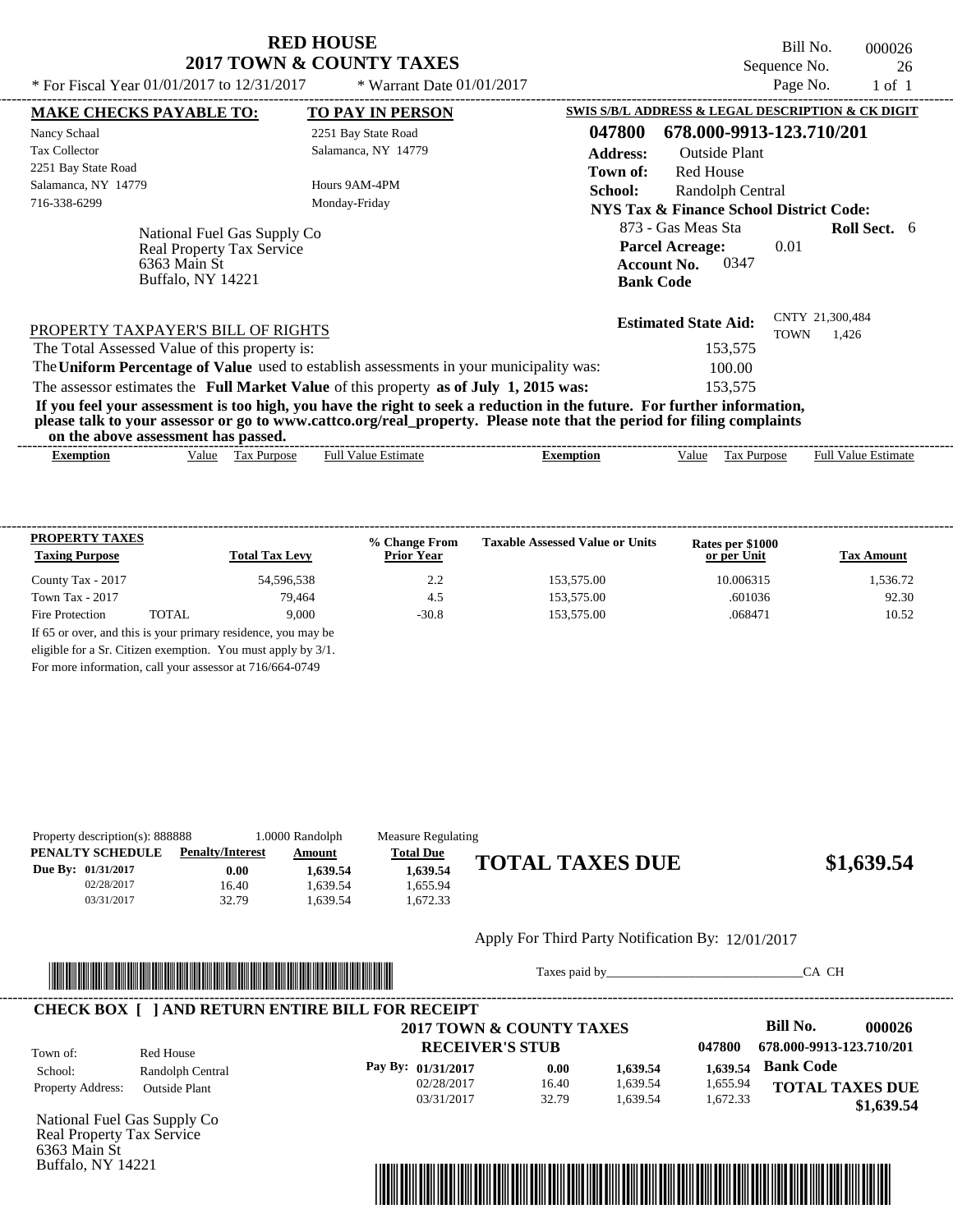# RED HOUSE
## 2017 TOWN & COUNTY TAXES

\* For Fiscal Year 01/01/2017 to 12/31/2017 \* Warrant Date 01/01/2017

Bill No. 000026
Sequence No. 26
Page No. 1 of 1

**MAKE CHECKS PAYABLE TO:**
Nancy Schaal
Tax Collector
2251 Bay State Road
Salamanca, NY 14779
716-338-6299

**TO PAY IN PERSON**
2251 Bay State Road
Salamanca, NY 14779
Hours 9AM-4PM
Monday-Friday

National Fuel Gas Supply Co
Real Property Tax Service
6363 Main St
Buffalo, NY 14221

**SWIS S/B/L ADDRESS & LEGAL DESCRIPTION & CK DIGIT**
**047800 678.000-9913-123.710/201**
**Address:** Outside Plant
**Town of:** Red House
**School:** Randolph Central
**NYS Tax & Finance School District Code:**
873 - Gas Meas Sta **Roll Sect.** 6
**Parcel Acreage:** 0.01
**Account No.** 0347
**Bank Code**

**Estimated State Aid:** CNTY 21,300,484 TOWN 1,426

PROPERTY TAXPAYER'S BILL OF RIGHTS

The Total Assessed Value of this property is: 153,575
The **Uniform Percentage of Value** used to establish assessments in your municipality was: 100.00
The assessor estimates the **Full Market Value** of this property **as of July 1, 2015 was:** 153,575

**If you feel your assessment is too high, you have the right to seek a reduction in the future. For further information, please talk to your assessor or go to www.cattco.org/real_property. Please note that the period for filing complaints on the above assessment has passed.**

| Exemption | Value | Tax Purpose | Full Value Estimate | Exemption | Value | Tax Purpose | Full Value Estimate |
|---|---|---|---|---|---|---|---|

| PROPERTY TAXES Taxing Purpose | | Total Tax Levy | % Change From Prior Year | Taxable Assessed Value or Units | Rates per $1000 or per Unit | Tax Amount |
|---|---|---|---|---|---|---|
| County Tax - 2017 | | 54,596,538 | 2.2 | 153,575.00 | 10.006315 | 1,536.72 |
| Town Tax - 2017 | | 79,464 | 4.5 | 153,575.00 | .601036 | 92.30 |
| Fire Protection | TOTAL | 9,000 | -30.8 | 153,575.00 | .068471 | 10.52 |

If 65 or over, and this is your primary residence, you may be eligible for a Sr. Citizen exemption. You must apply by 3/1.
For more information, call your assessor at 716/664-0749

Property description(s): 888888 1.0000 Randolph Measure Regulating

| PENALTY SCHEDULE | Penalty/Interest | Amount | Total Due |
|---|---|---|---|
| Due By: 01/31/2017 | 0.00 | 1,639.54 | 1,639.54 |
| 02/28/2017 | 16.40 | 1,639.54 | 1,655.94 |
| 03/31/2017 | 32.79 | 1,639.54 | 1,672.33 |

**TOTAL TAXES DUE $1,639.54**

Apply For Third Party Notification By: 12/01/2017

Taxes paid by_______________________________CA CH

**CHECK BOX [ ] AND RETURN ENTIRE BILL FOR RECEIPT**

**2017 TOWN & COUNTY TAXES**
**RECEIVER'S STUB**

**Bill No. 000026**
047800 678.000-9913-123.710/201

Town of: Red House
School: Randolph Central
Property Address: Outside Plant

| Pay By: | | | | |
|---|---|---|---|---|
| 01/31/2017 | 0.00 | 1,639.54 | 1,639.54 | Bank Code |
| 02/28/2017 | 16.40 | 1,639.54 | 1,655.94 | |
| 03/31/2017 | 32.79 | 1,639.54 | 1,672.33 | |

**TOTAL TAXES DUE $1,639.54**

National Fuel Gas Supply Co
Real Property Tax Service
6363 Main St
Buffalo, NY 14221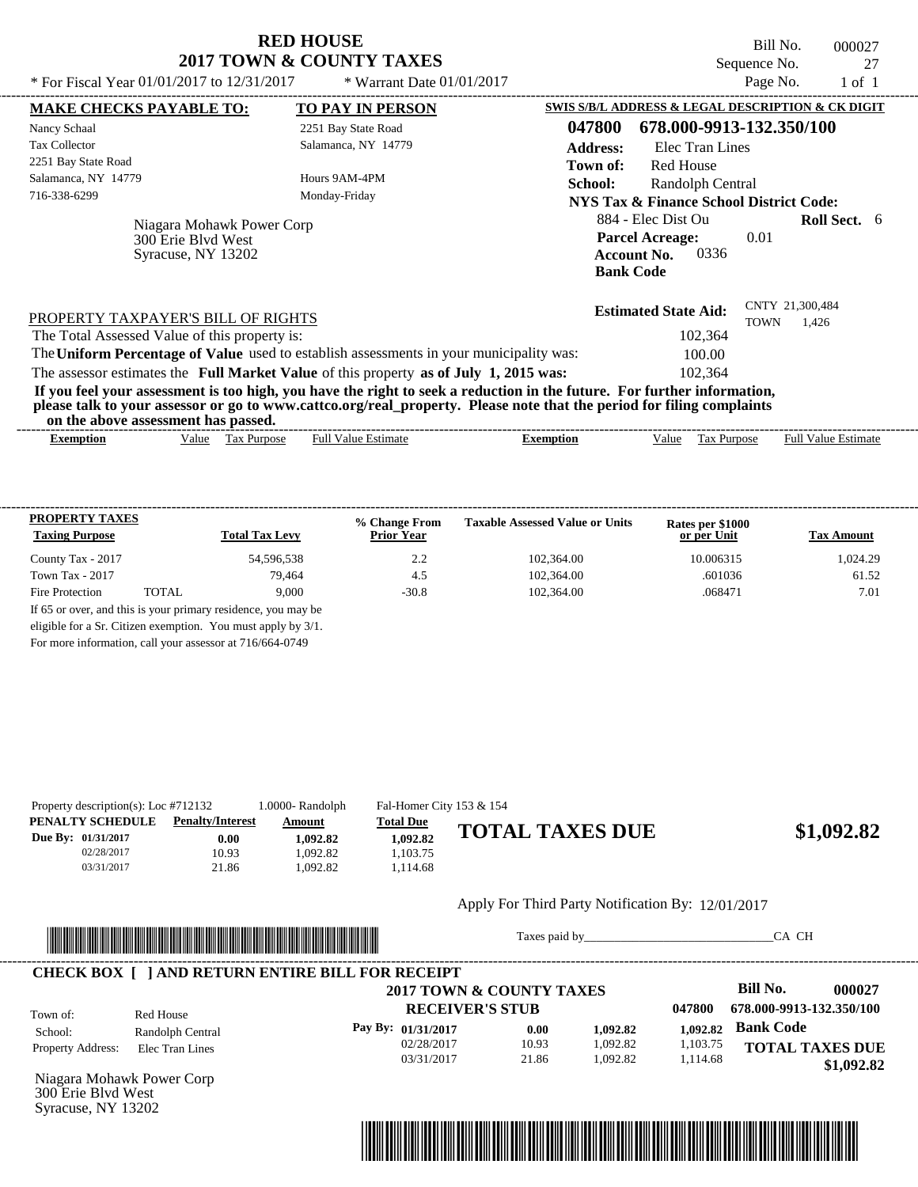# RED HOUSE
## 2017 TOWN & COUNTY TAXES

Bill No. 000027
Sequence No. 27
Page No. 1 of 1

\* For Fiscal Year 01/01/2017 to 12/31/2017 \* Warrant Date 01/01/2017

**MAKE CHECKS PAYABLE TO:**
Nancy Schaal
Tax Collector
2251 Bay State Road
Salamanca, NY 14779
716-338-6299

**TO PAY IN PERSON**
2251 Bay State Road
Salamanca, NY 14779

Hours 9AM-4PM
Monday-Friday

Niagara Mohawk Power Corp
300 Erie Blvd West
Syracuse, NY 13202

**SWIS S/B/L ADDRESS & LEGAL DESCRIPTION & CK DIGIT**
**047800 678.000-9913-132.350/100**
**Address:** Elec Tran Lines
**Town of:** Red House
**School:** Randolph Central
**NYS Tax & Finance School District Code:**
884 - Elec Dist Ou **Roll Sect.** 6
**Parcel Acreage:** 0.01
**Account No.** 0336
**Bank Code**

**Estimated State Aid:** CNTY 21,300,484 TOWN 1,426

PROPERTY TAXPAYER'S BILL OF RIGHTS

The Total Assessed Value of this property is: 102,364
The **Uniform Percentage of Value** used to establish assessments in your municipality was: 100.00
The assessor estimates the **Full Market Value** of this property **as of July 1, 2015 was:** 102,364

**If you feel your assessment is too high, you have the right to seek a reduction in the future. For further information, please talk to your assessor or go to www.cattco.org/real_property. Please note that the period for filing complaints on the above assessment has passed.**

| Exemption | Value | Tax Purpose | Full Value Estimate | Exemption | Value | Tax Purpose | Full Value Estimate |
|---|---|---|---|---|---|---|---|

| PROPERTY TAXES Taxing Purpose | Total Tax Levy | % Change From Prior Year | Taxable Assessed Value or Units | Rates per $1000 or per Unit | Tax Amount |
|---|---|---|---|---|---|
| County Tax - 2017 | 54,596,538 | 2.2 | 102,364.00 | 10.006315 | 1,024.29 |
| Town Tax - 2017 | 79,464 | 4.5 | 102,364.00 | .601036 | 61.52 |
| Fire Protection TOTAL | 9,000 | -30.8 | 102,364.00 | .068471 | 7.01 |

If 65 or over, and this is your primary residence, you may be eligible for a Sr. Citizen exemption. You must apply by 3/1.
For more information, call your assessor at 716/664-0749

Property description(s): Loc #712132 1.0000- Randolph Fal-Homer City 153 & 154

| PENALTY SCHEDULE | Penalty/Interest | Amount | Total Due |
|---|---|---|---|
| Due By: 01/31/2017 | 0.00 | 1,092.82 | 1,092.82 |
| 02/28/2017 | 10.93 | 1,092.82 | 1,103.75 |
| 03/31/2017 | 21.86 | 1,092.82 | 1,114.68 |

**TOTAL TAXES DUE $1,092.82**

Apply For Third Party Notification By: 12/01/2017

Taxes paid by_______________________________CA CH

**CHECK BOX [ ] AND RETURN ENTIRE BILL FOR RECEIPT**

**2017 TOWN & COUNTY TAXES**
**RECEIVER'S STUB**

Bill No. 000027
047800 678.000-9913-132.350/100

Town of: Red House
School: Randolph Central
Property Address: Elec Tran Lines

| Pay By: | | | |
|---|---|---|---|
| 01/31/2017 | 0.00 | 1,092.82 | 1,092.82 |
| 02/28/2017 | 10.93 | 1,092.82 | 1,103.75 |
| 03/31/2017 | 21.86 | 1,092.82 | 1,114.68 |

**Bank Code**
**TOTAL TAXES DUE**
**$1,092.82**

Niagara Mohawk Power Corp
300 Erie Blvd West
Syracuse, NY 13202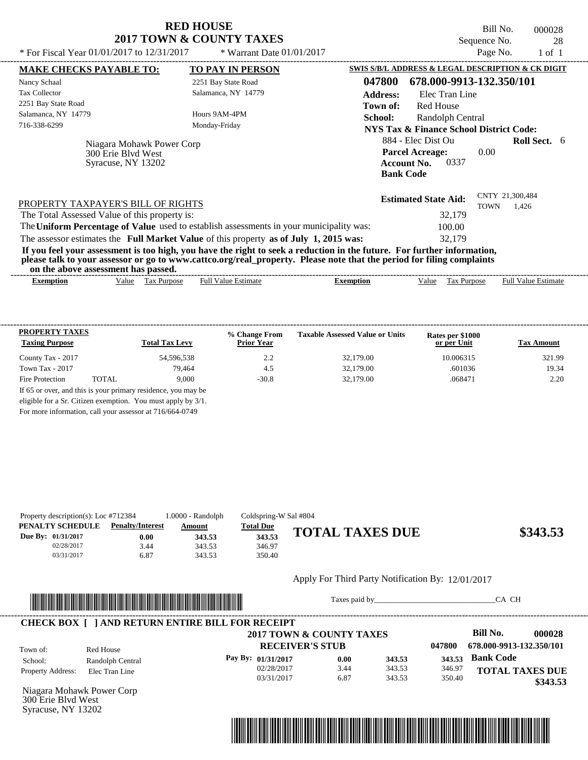# RED HOUSE
## 2017 TOWN & COUNTY TAXES

\* For Fiscal Year 01/01/2017 to 12/31/2017 &nbsp;&nbsp;&nbsp; \* Warrant Date 01/01/2017

Bill No. 000028
Sequence No. 28
Page No. 1 of 1

**MAKE CHECKS PAYABLE TO:**

Nancy Schaal
Tax Collector
2251 Bay State Road
Salamanca, NY 14779
716-338-6299

**TO PAY IN PERSON**

2251 Bay State Road
Salamanca, NY 14779

Hours 9AM-4PM
Monday-Friday

**SWIS S/B/L ADDRESS & LEGAL DESCRIPTION & CK DIGIT**

**047800 678.000-9913-132.350/101**

**Address:** Elec Tran Line
**Town of:** Red House
**School:** Randolph Central
**NYS Tax & Finance School District Code:**
884 - Elec Dist Ou &nbsp;&nbsp; **Roll Sect.** 6
**Parcel Acreage:** 0.00
**Account No.** 0337
**Bank Code**

Niagara Mohawk Power Corp
300 Erie Blvd West
Syracuse, NY 13202

**Estimated State Aid:** CNTY 21,300,484 TOWN 1,426

PROPERTY TAXPAYER'S BILL OF RIGHTS

The Total Assessed Value of this property is: 32,179

The **Uniform Percentage of Value** used to establish assessments in your municipality was: 100.00

The assessor estimates the **Full Market Value** of this property **as of July 1, 2015 was:** 32,179

**If you feel your assessment is too high, you have the right to seek a reduction in the future. For further information, please talk to your assessor or go to www.cattco.org/real_property. Please note that the period for filing complaints on the above assessment has passed.**

| Exemption | Value | Tax Purpose | Full Value Estimate | Exemption | Value | Tax Purpose | Full Value Estimate |
|---|---|---|---|---|---|---|---|

| PROPERTY TAXES Taxing Purpose | Total Tax Levy | % Change From Prior Year | Taxable Assessed Value or Units | Rates per $1000 or per Unit | Tax Amount |
|---|---|---|---|---|---|
| County Tax - 2017 | 54,596,538 | 2.2 | 32,179.00 | 10.006315 | 321.99 |
| Town Tax - 2017 | 79,464 | 4.5 | 32,179.00 | .601036 | 19.34 |
| Fire Protection TOTAL | 9,000 | -30.8 | 32,179.00 | .068471 | 2.20 |

If 65 or over, and this is your primary residence, you may be eligible for a Sr. Citizen exemption. You must apply by 3/1. For more information, call your assessor at 716/664-0749

Property description(s): Loc #712384 &nbsp; 1.0000 - Randolph &nbsp; Coldspring-W Sal #804

| PENALTY SCHEDULE | Penalty/Interest | Amount | Total Due |
|---|---|---|---|
| Due By: 01/31/2017 | 0.00 | 343.53 | 343.53 |
| 02/28/2017 | 3.44 | 343.53 | 346.97 |
| 03/31/2017 | 6.87 | 343.53 | 350.40 |

**TOTAL TAXES DUE $343.53**

Apply For Third Party Notification By: 12/01/2017

Taxes paid by_______________________________CA CH

**CHECK BOX [ ] AND RETURN ENTIRE BILL FOR RECEIPT**

**2017 TOWN & COUNTY TAXES**
**RECEIVER'S STUB**

**Bill No. 000028**
047800 678.000-9913-132.350/101

Town of: Red House
School: Randolph Central
Property Address: Elec Tran Line

| Pay By: | | | |
|---|---|---|---|
| 01/31/2017 | 0.00 | 343.53 | 343.53 |
| 02/28/2017 | 3.44 | 343.53 | 346.97 |
| 03/31/2017 | 6.87 | 343.53 | 350.40 |

**Bank Code**

**TOTAL TAXES DUE $343.53**

Niagara Mohawk Power Corp
300 Erie Blvd West
Syracuse, NY 13202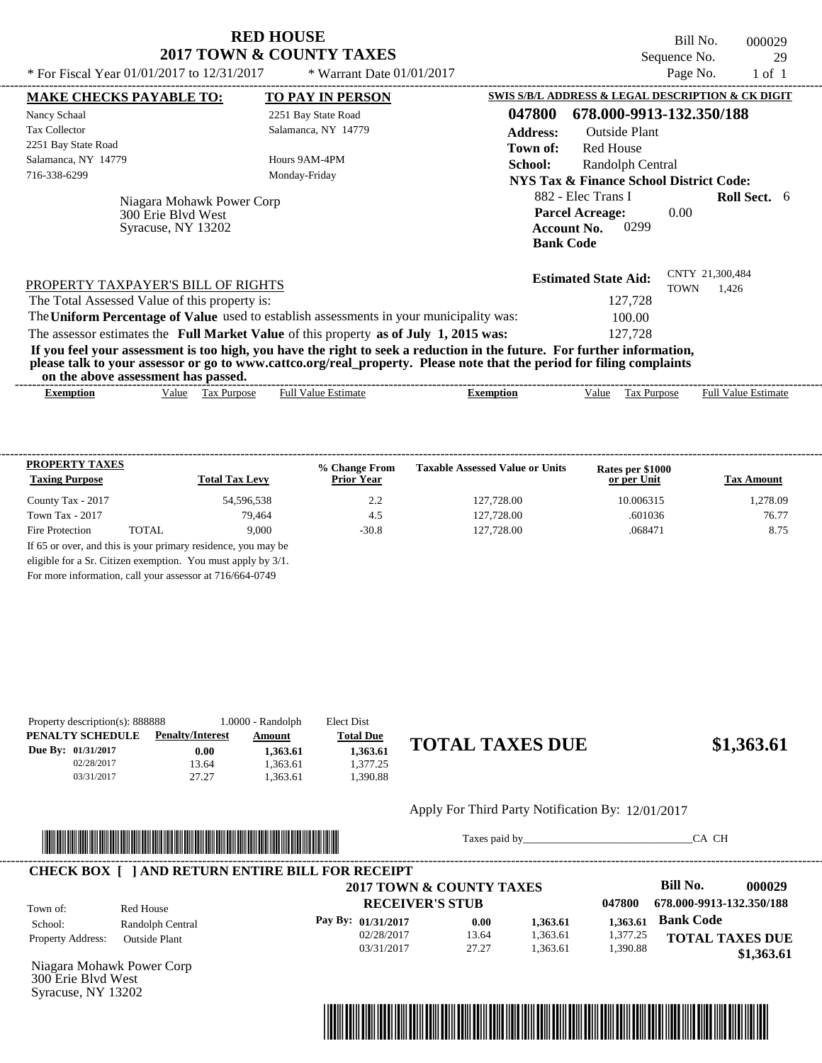# RED HOUSE
## 2017 TOWN & COUNTY TAXES

\* For Fiscal Year 01/01/2017 to 12/31/2017 \* Warrant Date 01/01/2017

Bill No. 000029
Sequence No. 29
Page No. 1 of 1

**MAKE CHECKS PAYABLE TO:**
Nancy Schaal
Tax Collector
2251 Bay State Road
Salamanca, NY 14779
716-338-6299

**TO PAY IN PERSON**
2251 Bay State Road
Salamanca, NY 14779

Hours 9AM-4PM
Monday-Friday

Niagara Mohawk Power Corp
300 Erie Blvd West
Syracuse, NY 13202

**SWIS S/B/L ADDRESS & LEGAL DESCRIPTION & CK DIGIT**
**047800 678.000-9913-132.350/188**
**Address:** Outside Plant
**Town of:** Red House
**School:** Randolph Central
**NYS Tax & Finance School District Code:**
882 - Elec Trans I **Roll Sect.** 6
**Parcel Acreage:** 0.00
**Account No.** 0299
**Bank Code**

**Estimated State Aid:** CNTY 21,300,484 TOWN 1,426

PROPERTY TAXPAYER'S BILL OF RIGHTS

The Total Assessed Value of this property is: 127,728

The **Uniform Percentage of Value** used to establish assessments in your municipality was: 100.00

The assessor estimates the **Full Market Value** of this property **as of July 1, 2015 was:** 127,728

**If you feel your assessment is too high, you have the right to seek a reduction in the future. For further information, please talk to your assessor or go to www.cattco.org/real_property. Please note that the period for filing complaints on the above assessment has passed.**

| Exemption | Value | Tax Purpose | Full Value Estimate | Exemption | Value | Tax Purpose | Full Value Estimate |
|---|---|---|---|---|---|---|---|

| PROPERTY TAXES Taxing Purpose | Total Tax Levy | % Change From Prior Year | Taxable Assessed Value or Units | Rates per $1000 or per Unit | Tax Amount |
|---|---|---|---|---|---|
| County Tax - 2017 | 54,596,538 | 2.2 | 127,728.00 | 10.006315 | 1,278.09 |
| Town Tax - 2017 | 79,464 | 4.5 | 127,728.00 | .601036 | 76.77 |
| Fire Protection TOTAL | 9,000 | -30.8 | 127,728.00 | .068471 | 8.75 |

If 65 or over, and this is your primary residence, you may be eligible for a Sr. Citizen exemption. You must apply by 3/1. For more information, call your assessor at 716/664-0749

Property description(s): 888888 1.0000 - Randolph Elect Dist

| PENALTY SCHEDULE | Penalty/Interest | Amount | Total Due |
|---|---|---|---|
| Due By: 01/31/2017 | 0.00 | 1,363.61 | 1,363.61 |
| 02/28/2017 | 13.64 | 1,363.61 | 1,377.25 |
| 03/31/2017 | 27.27 | 1,363.61 | 1,390.88 |

**TOTAL TAXES DUE $1,363.61**

Apply For Third Party Notification By: 12/01/2017

Taxes paid by\_\_\_\_\_\_\_\_\_\_\_\_\_\_\_\_\_\_\_\_\_\_\_\_\_\_\_\_\_\_CA CH

**CHECK BOX [ ] AND RETURN ENTIRE BILL FOR RECEIPT**

**2017 TOWN & COUNTY TAXES**
**RECEIVER'S STUB**

Bill No. **000029**
047800 **678.000-9913-132.350/188**

Town of: Red House
School: Randolph Central
Property Address: Outside Plant

| Pay By: | | | |
|---|---|---|---|
| 01/31/2017 | 0.00 | 1,363.61 | 1,363.61 |
| 02/28/2017 | 13.64 | 1,363.61 | 1,377.25 |
| 03/31/2017 | 27.27 | 1,363.61 | 1,390.88 |

**Bank Code**

**TOTAL TAXES DUE $1,363.61**

Niagara Mohawk Power Corp
300 Erie Blvd West
Syracuse, NY 13202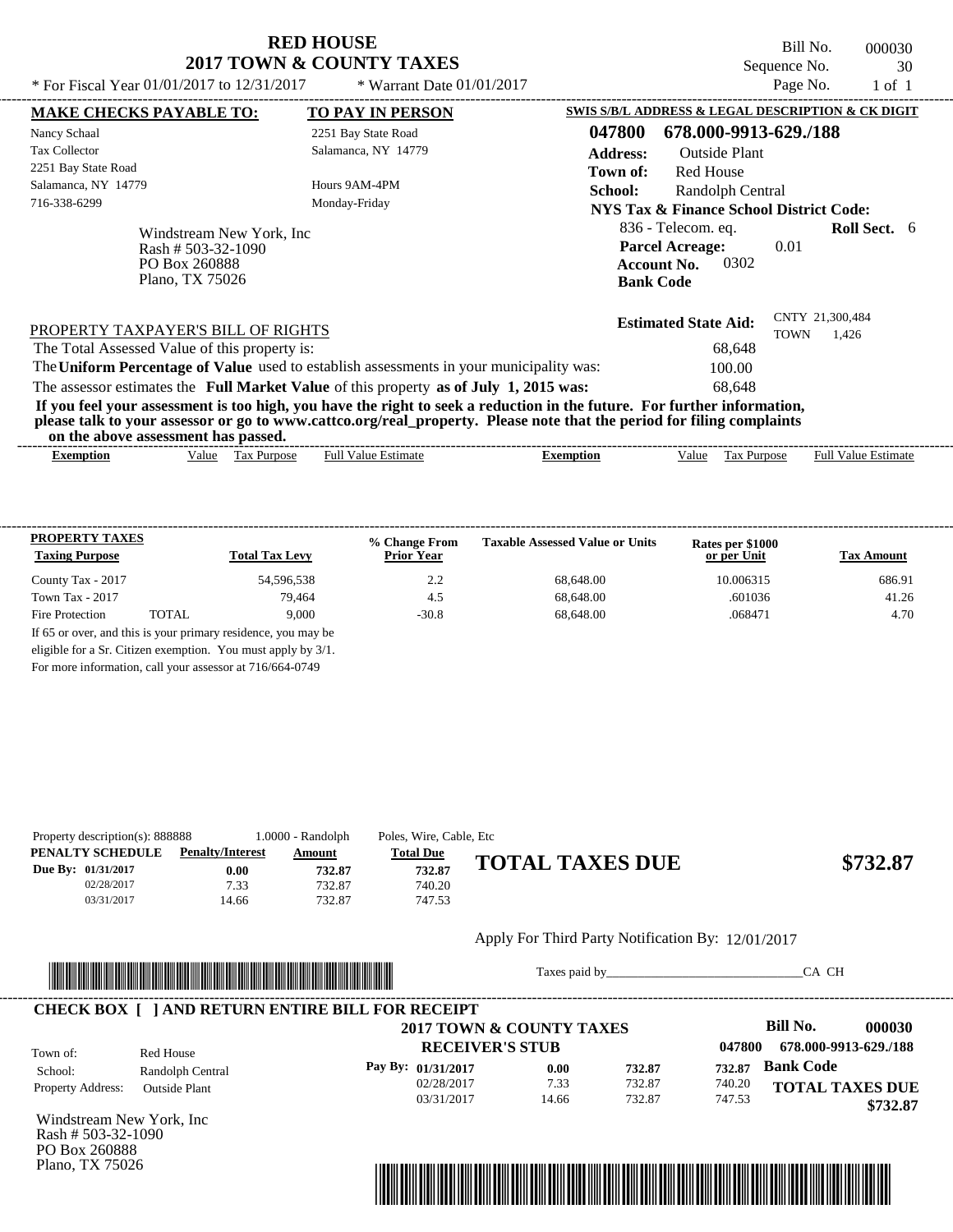# RED HOUSE
## 2017 TOWN & COUNTY TAXES

* For Fiscal Year 01/01/2017 to 12/31/2017 * Warrant Date 01/01/2017

Bill No. 000030
Sequence No. 30
Page No. 1 of 1

| MAKE CHECKS PAYABLE TO: | TO PAY IN PERSON | SWIS S/B/L ADDRESS & LEGAL DESCRIPTION & CK DIGIT |
|---|---|---|
| Nancy Schaal | 2251 Bay State Road | **047800 678.000-9913-629./188** |
| Tax Collector | Salamanca, NY 14779 | **Address:** Outside Plant |
| 2251 Bay State Road | | **Town of:** Red House |
| Salamanca, NY 14779 | Hours 9AM-4PM | **School:** Randolph Central |
| 716-338-6299 | Monday-Friday | **NYS Tax & Finance School District Code:** |

Windstream New York, Inc
Rash # 503-32-1090
PO Box 260888
Plano, TX 75026

836 - Telecom. eq. **Roll Sect.** 6
**Parcel Acreage:** 0.01
**Account No.** 0302
**Bank Code**

**Estimated State Aid:** CNTY 21,300,484 TOWN 1,426

PROPERTY TAXPAYER'S BILL OF RIGHTS

The Total Assessed Value of this property is: 68,648

The **Uniform Percentage of Value** used to establish assessments in your municipality was: 100.00

The assessor estimates the **Full Market Value** of this property **as of July 1, 2015 was:** 68,648

**If you feel your assessment is too high, you have the right to seek a reduction in the future. For further information, please talk to your assessor or go to www.cattco.org/real_property. Please note that the period for filing complaints on the above assessment has passed.**

| Exemption | Value | Tax Purpose | Full Value Estimate | Exemption | Value | Tax Purpose | Full Value Estimate |
|---|---|---|---|---|---|---|---|

| PROPERTY TAXES Taxing Purpose | Total Tax Levy | % Change From Prior Year | Taxable Assessed Value or Units | Rates per $1000 or per Unit | Tax Amount |
|---|---|---|---|---|---|
| County Tax - 2017 | 54,596,538 | 2.2 | 68,648.00 | 10.006315 | 686.91 |
| Town Tax - 2017 | 79,464 | 4.5 | 68,648.00 | .601036 | 41.26 |
| Fire Protection TOTAL | 9,000 | -30.8 | 68,648.00 | .068471 | 4.70 |

If 65 or over, and this is your primary residence, you may be eligible for a Sr. Citizen exemption. You must apply by 3/1. For more information, call your assessor at 716/664-0749

Property description(s): 888888 1.0000 - Randolph Poles, Wire, Cable, Etc

| PENALTY SCHEDULE | Penalty/Interest | Amount | Total Due |
|---|---|---|---|
| Due By: 01/31/2017 | 0.00 | 732.87 | 732.87 |
| 02/28/2017 | 7.33 | 732.87 | 740.20 |
| 03/31/2017 | 14.66 | 732.87 | 747.53 |

**TOTAL TAXES DUE $732.87**

Apply For Third Party Notification By: 12/01/2017

Taxes paid by_______________________________CA CH

**CHECK BOX [ ] AND RETURN ENTIRE BILL FOR RECEIPT**

**2017 TOWN & COUNTY TAXES**
**RECEIVER'S STUB**

**Bill No. 000030**
047800 **678.000-9913-629./188**

Town of: Red House
School: Randolph Central
Property Address: Outside Plant

| Pay By: | | | | |
|---|---|---|---|---|
| 01/31/2017 | 0.00 | 732.87 | 732.87 | **Bank Code** |
| 02/28/2017 | 7.33 | 732.87 | 740.20 | **TOTAL TAXES DUE** |
| 03/31/2017 | 14.66 | 732.87 | 747.53 | **$732.87** |

Windstream New York, Inc
Rash # 503-32-1090
PO Box 260888
Plano, TX 75026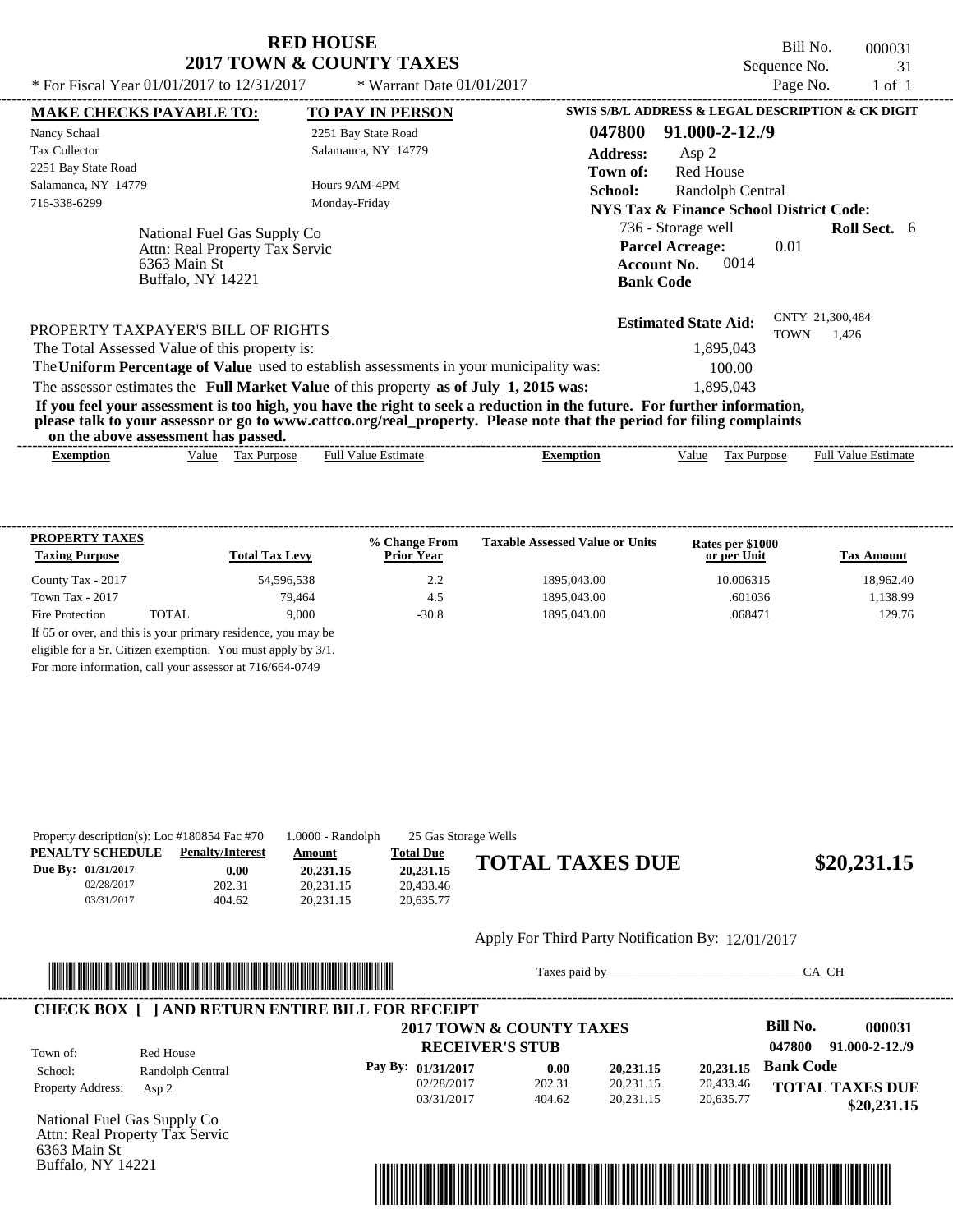# RED HOUSE
## 2017 TOWN & COUNTY TAXES

\* For Fiscal Year 01/01/2017 to 12/31/2017 \* Warrant Date 01/01/2017

Bill No. 000031
Sequence No. 31
Page No. 1 of 1

| MAKE CHECKS PAYABLE TO: | TO PAY IN PERSON | SWIS S/B/L ADDRESS & LEGAL DESCRIPTION & CK DIGIT |
|---|---|---|
| Nancy Schaal | 2251 Bay State Road | 047800 91.000-2-12./9 |
| Tax Collector | Salamanca, NY 14779 | Address: Asp 2 |
| 2251 Bay State Road | | Town of: Red House |
| Salamanca, NY 14779 | Hours 9AM-4PM | School: Randolph Central |
| 716-338-6299 | Monday-Friday | NYS Tax & Finance School District Code: |

National Fuel Gas Supply Co
Attn: Real Property Tax Servic
6363 Main St
Buffalo, NY 14221

736 - Storage well **Roll Sect.** 6
**Parcel Acreage:** 0.01
**Account No.** 0014
**Bank Code**

**Estimated State Aid:** CNTY 21,300,484 TOWN 1,426

PROPERTY TAXPAYER'S BILL OF RIGHTS

The Total Assessed Value of this property is: 1,895,043

The **Uniform Percentage of Value** used to establish assessments in your municipality was: 100.00

The assessor estimates the **Full Market Value** of this property **as of July 1, 2015 was:** 1,895,043

**If you feel your assessment is too high, you have the right to seek a reduction in the future. For further information, please talk to your assessor or go to www.cattco.org/real_property. Please note that the period for filing complaints on the above assessment has passed.**

| Exemption | Value | Tax Purpose | Full Value Estimate | Exemption | Value | Tax Purpose | Full Value Estimate |
|---|---|---|---|---|---|---|---|

| PROPERTY TAXES Taxing Purpose | Total Tax Levy | % Change From Prior Year | Taxable Assessed Value or Units | Rates per $1000 or per Unit | Tax Amount |
|---|---|---|---|---|---|
| County Tax - 2017 | 54,596,538 | 2.2 | 1895,043.00 | 10.006315 | 18,962.40 |
| Town Tax - 2017 | 79,464 | 4.5 | 1895,043.00 | .601036 | 1,138.99 |
| Fire Protection TOTAL | 9,000 | -30.8 | 1895,043.00 | .068471 | 129.76 |

If 65 or over, and this is your primary residence, you may be eligible for a Sr. Citizen exemption. You must apply by 3/1. For more information, call your assessor at 716/664-0749

Property description(s): Loc #180854 Fac #70 1.0000 - Randolph 25 Gas Storage Wells

| PENALTY SCHEDULE | Penalty/Interest | Amount | Total Due |
|---|---|---|---|
| Due By: 01/31/2017 | 0.00 | 20,231.15 | 20,231.15 |
| 02/28/2017 | 202.31 | 20,231.15 | 20,433.46 |
| 03/31/2017 | 404.62 | 20,231.15 | 20,635.77 |

**TOTAL TAXES DUE** **$20,231.15**

Apply For Third Party Notification By: 12/01/2017

Taxes paid by_______________________________CA CH

**CHECK BOX [ ] AND RETURN ENTIRE BILL FOR RECEIPT**

**2017 TOWN & COUNTY TAXES**
**RECEIVER'S STUB**

**Bill No. 000031**
047800 91.000-2-12./9

Town of: Red House
School: Randolph Central
Property Address: Asp 2

| Pay By: | | | |
|---|---|---|---|
| 01/31/2017 | 0.00 | 20,231.15 | 20,231.15 |
| 02/28/2017 | 202.31 | 20,231.15 | 20,433.46 |
| 03/31/2017 | 404.62 | 20,231.15 | 20,635.77 |

**Bank Code**

**TOTAL TAXES DUE $20,231.15**

National Fuel Gas Supply Co
Attn: Real Property Tax Servic
6363 Main St
Buffalo, NY 14221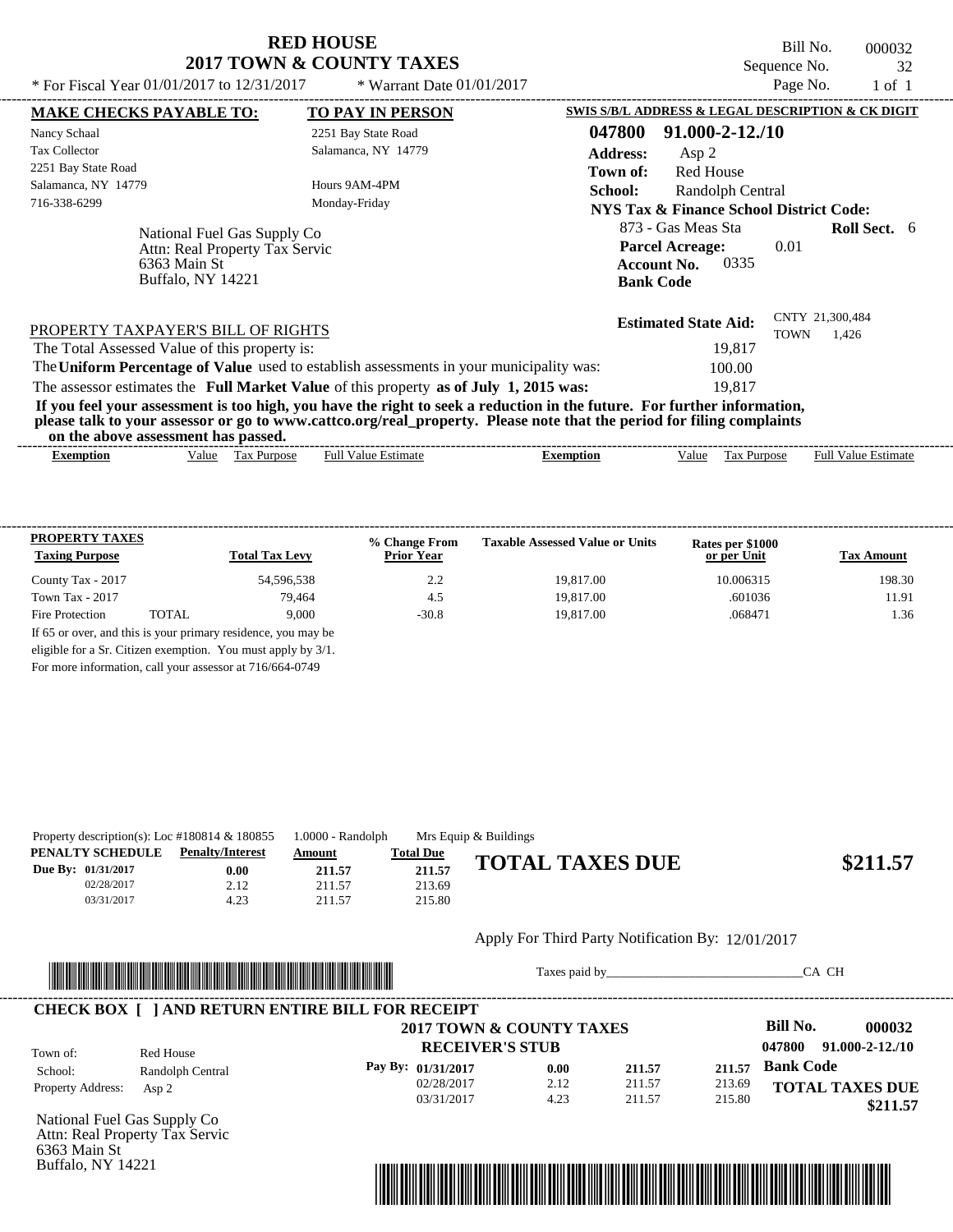# RED HOUSE
## 2017 TOWN & COUNTY TAXES

\* For Fiscal Year 01/01/2017 to 12/31/2017 &nbsp;&nbsp; \* Warrant Date 01/01/2017

Bill No. 000032
Sequence No. 32
Page No. 1 of 1

**MAKE CHECKS PAYABLE TO:**
Nancy Schaal
Tax Collector
2251 Bay State Road
Salamanca, NY 14779
716-338-6299

**TO PAY IN PERSON**
2251 Bay State Road
Salamanca, NY 14779
Hours 9AM-4PM
Monday-Friday

**SWIS S/B/L ADDRESS & LEGAL DESCRIPTION & CK DIGIT**
**047800 91.000-2-12./10**
**Address:** Asp 2
**Town of:** Red House
**School:** Randolph Central
**NYS Tax & Finance School District Code:**
873 - Gas Meas Sta &nbsp;&nbsp; **Roll Sect.** 6
**Parcel Acreage:** 0.01
**Account No.** 0335
**Bank Code**

National Fuel Gas Supply Co
Attn: Real Property Tax Servic
6363 Main St
Buffalo, NY 14221

**Estimated State Aid:** CNTY 21,300,484 TOWN 1,426

PROPERTY TAXPAYER'S BILL OF RIGHTS

The Total Assessed Value of this property is: 19,817
The **Uniform Percentage of Value** used to establish assessments in your municipality was: 100.00
The assessor estimates the **Full Market Value** of this property **as of July 1, 2015 was:** 19,817

**If you feel your assessment is too high, you have the right to seek a reduction in the future. For further information, please talk to your assessor or go to www.cattco.org/real_property. Please note that the period for filing complaints on the above assessment has passed.**

| Exemption | Value | Tax Purpose | Full Value Estimate | Exemption | Value | Tax Purpose | Full Value Estimate |
|---|---|---|---|---|---|---|---|

| PROPERTY TAXES Taxing Purpose | | Total Tax Levy | % Change From Prior Year | Taxable Assessed Value or Units | Rates per $1000 or per Unit | Tax Amount |
|---|---|---|---|---|---|---|
| County Tax - 2017 | | 54,596,538 | 2.2 | 19,817.00 | 10.006315 | 198.30 |
| Town Tax - 2017 | | 79,464 | 4.5 | 19,817.00 | .601036 | 11.91 |
| Fire Protection | TOTAL | 9,000 | -30.8 | 19,817.00 | .068471 | 1.36 |

If 65 or over, and this is your primary residence, you may be eligible for a Sr. Citizen exemption. You must apply by 3/1.
For more information, call your assessor at 716/664-0749

Property description(s): Loc #180814 & 180855 &nbsp;&nbsp; 1.0000 - Randolph &nbsp;&nbsp; Mrs Equip & Buildings

| PENALTY SCHEDULE | Penalty/Interest | Amount | Total Due |
|---|---|---|---|
| Due By: 01/31/2017 | 0.00 | 211.57 | 211.57 |
| 02/28/2017 | 2.12 | 211.57 | 213.69 |
| 03/31/2017 | 4.23 | 211.57 | 215.80 |

**TOTAL TAXES DUE** **$211.57**

Apply For Third Party Notification By: 12/01/2017

Taxes paid by_______________________________CA CH

**CHECK BOX [ ] AND RETURN ENTIRE BILL FOR RECEIPT**

**2017 TOWN & COUNTY TAXES**
**RECEIVER'S STUB**

**Bill No. 000032**
**047800 91.000-2-12./10**

Town of: Red House
School: Randolph Central
Property Address: Asp 2

| Pay By: | | | |
|---|---|---|---|
| 01/31/2017 | 0.00 | 211.57 | 211.57 |
| 02/28/2017 | 2.12 | 211.57 | 213.69 |
| 03/31/2017 | 4.23 | 211.57 | 215.80 |

**Bank Code**
**TOTAL TAXES DUE**
**$211.57**

National Fuel Gas Supply Co
Attn: Real Property Tax Servic
6363 Main St
Buffalo, NY 14221